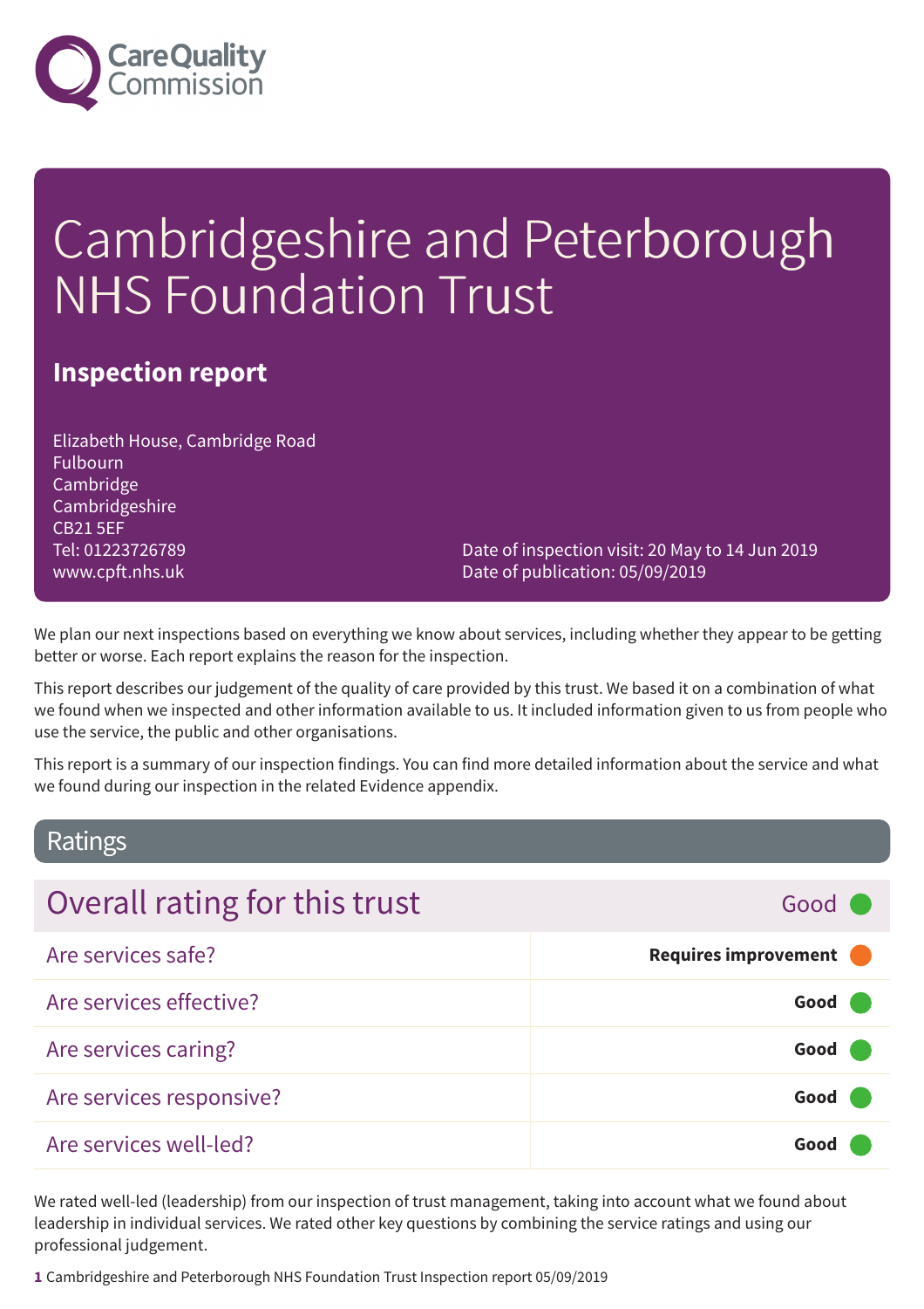# Cambridgeshire and Peterborough NHS Foundation Trust

## Inspection report

Elizabeth House, Cambridge Road
Fulbourn
Cambridge
Cambridgeshire
CB21 5EF
Tel: 01223726789
www.cpft.nhs.uk

Date of inspection visit: 20 May to 14 Jun 2019
Date of publication: 05/09/2019

We plan our next inspections based on everything we know about services, including whether they appear to be getting better or worse. Each report explains the reason for the inspection.

This report describes our judgement of the quality of care provided by this trust. We based it on a combination of what we found when we inspected and other information available to us. It included information given to us from people who use the service, the public and other organisations.

This report is a summary of our inspection findings. You can find more detailed information about the service and what we found during our inspection in the related Evidence appendix.

## Ratings

| Overall rating for this trust | Good |
| --- | --- |
| Are services safe? | **Requires improvement** |
| Are services effective? | **Good** |
| Are services caring? | **Good** |
| Are services responsive? | **Good** |
| Are services well-led? | **Good** |

We rated well-led (leadership) from our inspection of trust management, taking into account what we found about leadership in individual services. We rated other key questions by combining the service ratings and using our professional judgement.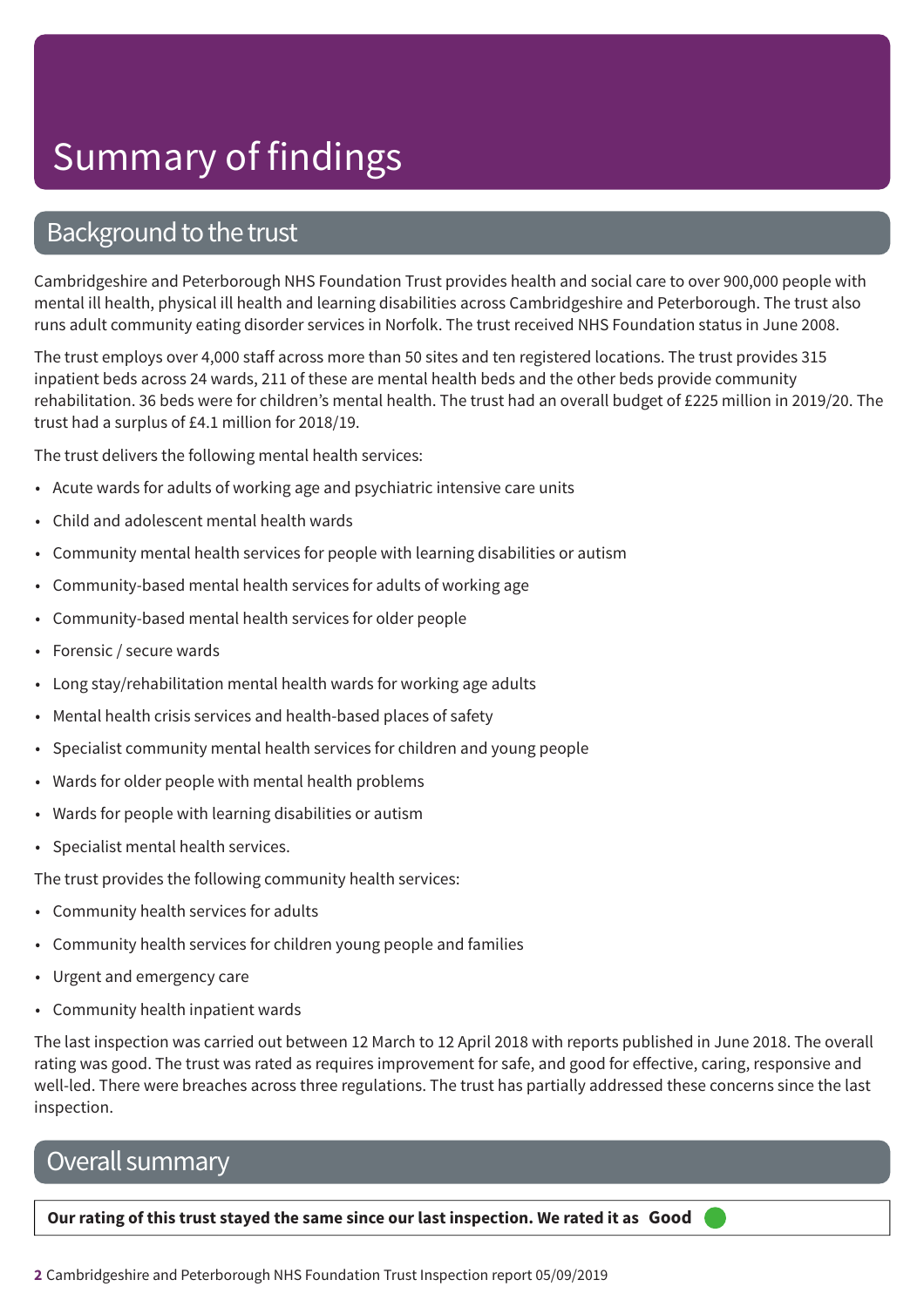# Summary of findings

## Background to the trust

Cambridgeshire and Peterborough NHS Foundation Trust provides health and social care to over 900,000 people with mental ill health, physical ill health and learning disabilities across Cambridgeshire and Peterborough. The trust also runs adult community eating disorder services in Norfolk. The trust received NHS Foundation status in June 2008.

The trust employs over 4,000 staff across more than 50 sites and ten registered locations. The trust provides 315 inpatient beds across 24 wards, 211 of these are mental health beds and the other beds provide community rehabilitation. 36 beds were for children's mental health. The trust had an overall budget of £225 million in 2019/20. The trust had a surplus of £4.1 million for 2018/19.

The trust delivers the following mental health services:

- Acute wards for adults of working age and psychiatric intensive care units
- Child and adolescent mental health wards
- Community mental health services for people with learning disabilities or autism
- Community-based mental health services for adults of working age
- Community-based mental health services for older people
- Forensic / secure wards
- Long stay/rehabilitation mental health wards for working age adults
- Mental health crisis services and health-based places of safety
- Specialist community mental health services for children and young people
- Wards for older people with mental health problems
- Wards for people with learning disabilities or autism
- Specialist mental health services.

The trust provides the following community health services:

- Community health services for adults
- Community health services for children young people and families
- Urgent and emergency care
- Community health inpatient wards

The last inspection was carried out between 12 March to 12 April 2018 with reports published in June 2018. The overall rating was good. The trust was rated as requires improvement for safe, and good for effective, caring, responsive and well-led. There were breaches across three regulations. The trust has partially addressed these concerns since the last inspection.

## Overall summary

**Our rating of this trust stayed the same since our last inspection. We rated it as Good**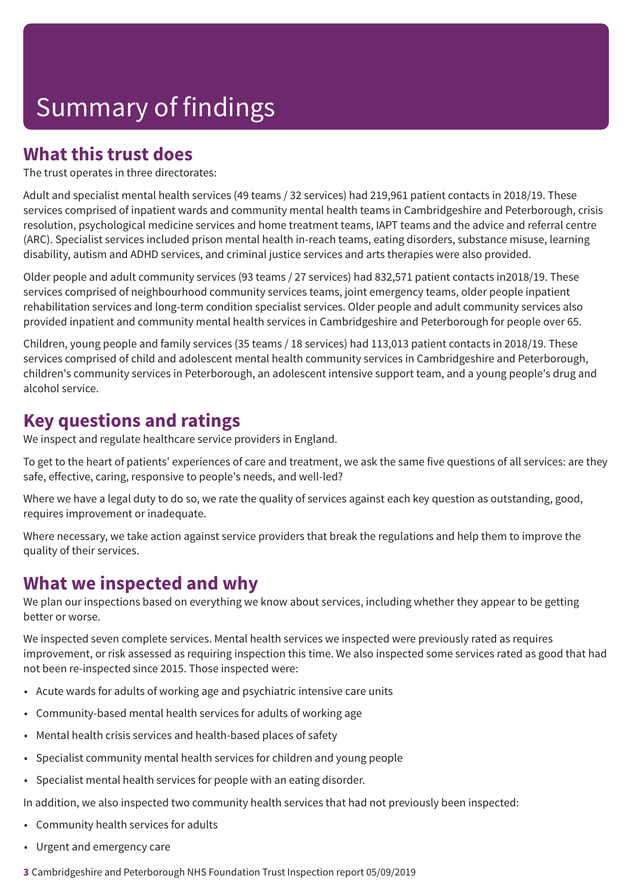# Summary of findings

## What this trust does

The trust operates in three directorates:

Adult and specialist mental health services (49 teams / 32 services) had 219,961 patient contacts in 2018/19. These services comprised of inpatient wards and community mental health teams in Cambridgeshire and Peterborough, crisis resolution, psychological medicine services and home treatment teams, IAPT teams and the advice and referral centre (ARC). Specialist services included prison mental health in-reach teams, eating disorders, substance misuse, learning disability, autism and ADHD services, and criminal justice services and arts therapies were also provided.

Older people and adult community services (93 teams / 27 services) had 832,571 patient contacts in2018/19. These services comprised of neighbourhood community services teams, joint emergency teams, older people inpatient rehabilitation services and long-term condition specialist services. Older people and adult community services also provided inpatient and community mental health services in Cambridgeshire and Peterborough for people over 65.

Children, young people and family services (35 teams / 18 services) had 113,013 patient contacts in 2018/19. These services comprised of child and adolescent mental health community services in Cambridgeshire and Peterborough, children's community services in Peterborough, an adolescent intensive support team, and a young people's drug and alcohol service.

## Key questions and ratings

We inspect and regulate healthcare service providers in England.

To get to the heart of patients' experiences of care and treatment, we ask the same five questions of all services: are they safe, effective, caring, responsive to people's needs, and well-led?

Where we have a legal duty to do so, we rate the quality of services against each key question as outstanding, good, requires improvement or inadequate.

Where necessary, we take action against service providers that break the regulations and help them to improve the quality of their services.

## What we inspected and why

We plan our inspections based on everything we know about services, including whether they appear to be getting better or worse.

We inspected seven complete services. Mental health services we inspected were previously rated as requires improvement, or risk assessed as requiring inspection this time. We also inspected some services rated as good that had not been re-inspected since 2015. Those inspected were:

- Acute wards for adults of working age and psychiatric intensive care units
- Community-based mental health services for adults of working age
- Mental health crisis services and health-based places of safety
- Specialist community mental health services for children and young people
- Specialist mental health services for people with an eating disorder.

In addition, we also inspected two community health services that had not previously been inspected:

- Community health services for adults
- Urgent and emergency care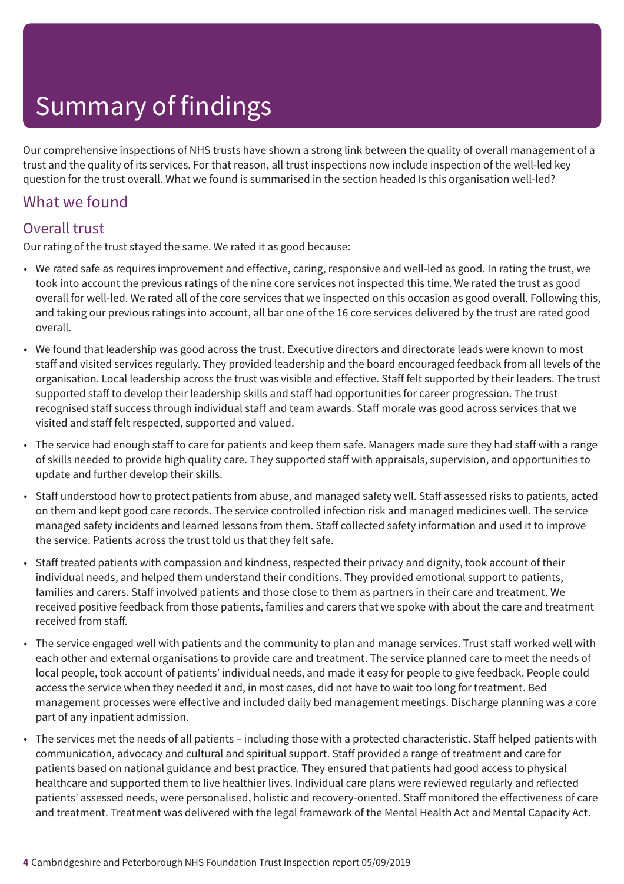# Summary of findings

Our comprehensive inspections of NHS trusts have shown a strong link between the quality of overall management of a trust and the quality of its services. For that reason, all trust inspections now include inspection of the well-led key question for the trust overall. What we found is summarised in the section headed Is this organisation well-led?

## What we found

### Overall trust

Our rating of the trust stayed the same. We rated it as good because:

- We rated safe as requires improvement and effective, caring, responsive and well-led as good. In rating the trust, we took into account the previous ratings of the nine core services not inspected this time. We rated the trust as good overall for well-led. We rated all of the core services that we inspected on this occasion as good overall. Following this, and taking our previous ratings into account, all bar one of the 16 core services delivered by the trust are rated good overall.
- We found that leadership was good across the trust. Executive directors and directorate leads were known to most staff and visited services regularly. They provided leadership and the board encouraged feedback from all levels of the organisation. Local leadership across the trust was visible and effective. Staff felt supported by their leaders. The trust supported staff to develop their leadership skills and staff had opportunities for career progression. The trust recognised staff success through individual staff and team awards. Staff morale was good across services that we visited and staff felt respected, supported and valued.
- The service had enough staff to care for patients and keep them safe. Managers made sure they had staff with a range of skills needed to provide high quality care. They supported staff with appraisals, supervision, and opportunities to update and further develop their skills.
- Staff understood how to protect patients from abuse, and managed safety well. Staff assessed risks to patients, acted on them and kept good care records. The service controlled infection risk and managed medicines well. The service managed safety incidents and learned lessons from them. Staff collected safety information and used it to improve the service. Patients across the trust told us that they felt safe.
- Staff treated patients with compassion and kindness, respected their privacy and dignity, took account of their individual needs, and helped them understand their conditions. They provided emotional support to patients, families and carers. Staff involved patients and those close to them as partners in their care and treatment. We received positive feedback from those patients, families and carers that we spoke with about the care and treatment received from staff.
- The service engaged well with patients and the community to plan and manage services. Trust staff worked well with each other and external organisations to provide care and treatment. The service planned care to meet the needs of local people, took account of patients' individual needs, and made it easy for people to give feedback. People could access the service when they needed it and, in most cases, did not have to wait too long for treatment. Bed management processes were effective and included daily bed management meetings. Discharge planning was a core part of any inpatient admission.
- The services met the needs of all patients – including those with a protected characteristic. Staff helped patients with communication, advocacy and cultural and spiritual support. Staff provided a range of treatment and care for patients based on national guidance and best practice. They ensured that patients had good access to physical healthcare and supported them to live healthier lives. Individual care plans were reviewed regularly and reflected patients' assessed needs, were personalised, holistic and recovery-oriented. Staff monitored the effectiveness of care and treatment. Treatment was delivered with the legal framework of the Mental Health Act and Mental Capacity Act.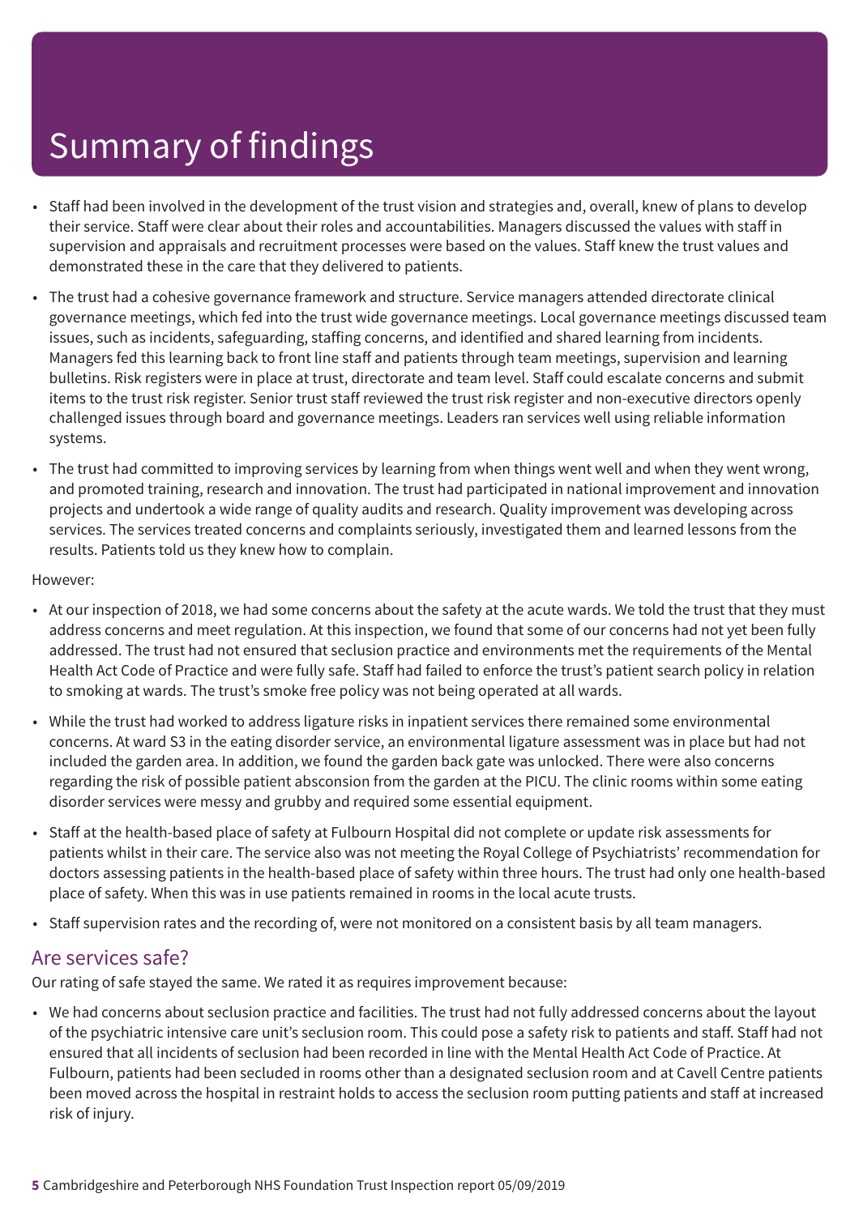# Summary of findings

- Staff had been involved in the development of the trust vision and strategies and, overall, knew of plans to develop their service. Staff were clear about their roles and accountabilities. Managers discussed the values with staff in supervision and appraisals and recruitment processes were based on the values. Staff knew the trust values and demonstrated these in the care that they delivered to patients.
- The trust had a cohesive governance framework and structure. Service managers attended directorate clinical governance meetings, which fed into the trust wide governance meetings. Local governance meetings discussed team issues, such as incidents, safeguarding, staffing concerns, and identified and shared learning from incidents. Managers fed this learning back to front line staff and patients through team meetings, supervision and learning bulletins. Risk registers were in place at trust, directorate and team level. Staff could escalate concerns and submit items to the trust risk register. Senior trust staff reviewed the trust risk register and non-executive directors openly challenged issues through board and governance meetings. Leaders ran services well using reliable information systems.
- The trust had committed to improving services by learning from when things went well and when they went wrong, and promoted training, research and innovation. The trust had participated in national improvement and innovation projects and undertook a wide range of quality audits and research. Quality improvement was developing across services. The services treated concerns and complaints seriously, investigated them and learned lessons from the results. Patients told us they knew how to complain.

However:

- At our inspection of 2018, we had some concerns about the safety at the acute wards. We told the trust that they must address concerns and meet regulation. At this inspection, we found that some of our concerns had not yet been fully addressed. The trust had not ensured that seclusion practice and environments met the requirements of the Mental Health Act Code of Practice and were fully safe. Staff had failed to enforce the trust's patient search policy in relation to smoking at wards. The trust's smoke free policy was not being operated at all wards.
- While the trust had worked to address ligature risks in inpatient services there remained some environmental concerns. At ward S3 in the eating disorder service, an environmental ligature assessment was in place but had not included the garden area. In addition, we found the garden back gate was unlocked. There were also concerns regarding the risk of possible patient absconsion from the garden at the PICU. The clinic rooms within some eating disorder services were messy and grubby and required some essential equipment.
- Staff at the health-based place of safety at Fulbourn Hospital did not complete or update risk assessments for patients whilst in their care. The service also was not meeting the Royal College of Psychiatrists' recommendation for doctors assessing patients in the health-based place of safety within three hours. The trust had only one health-based place of safety. When this was in use patients remained in rooms in the local acute trusts.
- Staff supervision rates and the recording of, were not monitored on a consistent basis by all team managers.

## Are services safe?

Our rating of safe stayed the same. We rated it as requires improvement because:

- We had concerns about seclusion practice and facilities. The trust had not fully addressed concerns about the layout of the psychiatric intensive care unit's seclusion room. This could pose a safety risk to patients and staff. Staff had not ensured that all incidents of seclusion had been recorded in line with the Mental Health Act Code of Practice. At Fulbourn, patients had been secluded in rooms other than a designated seclusion room and at Cavell Centre patients been moved across the hospital in restraint holds to access the seclusion room putting patients and staff at increased risk of injury.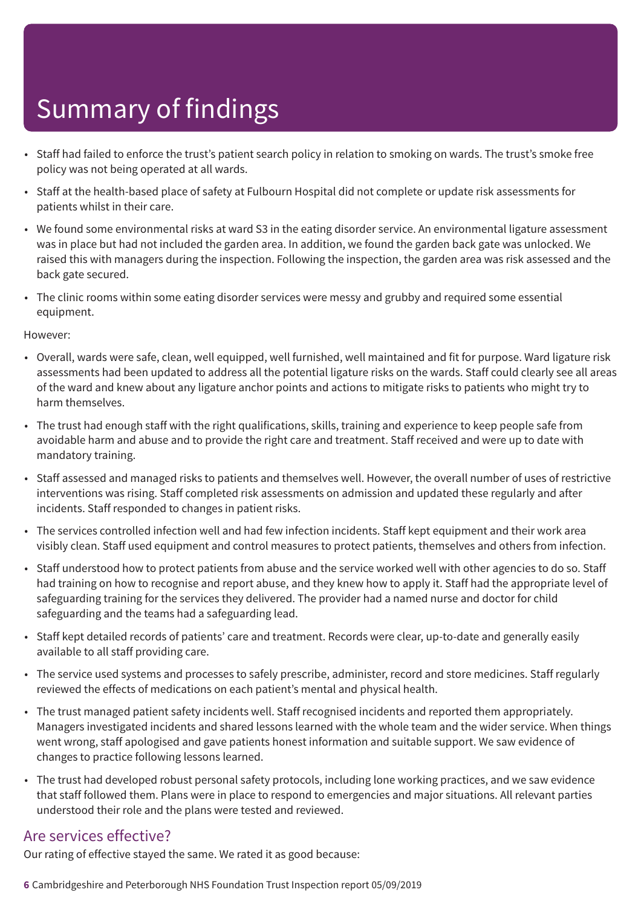# Summary of findings

- Staff had failed to enforce the trust's patient search policy in relation to smoking on wards. The trust's smoke free policy was not being operated at all wards.
- Staff at the health-based place of safety at Fulbourn Hospital did not complete or update risk assessments for patients whilst in their care.
- We found some environmental risks at ward S3 in the eating disorder service. An environmental ligature assessment was in place but had not included the garden area. In addition, we found the garden back gate was unlocked. We raised this with managers during the inspection. Following the inspection, the garden area was risk assessed and the back gate secured.
- The clinic rooms within some eating disorder services were messy and grubby and required some essential equipment.

However:

- Overall, wards were safe, clean, well equipped, well furnished, well maintained and fit for purpose. Ward ligature risk assessments had been updated to address all the potential ligature risks on the wards. Staff could clearly see all areas of the ward and knew about any ligature anchor points and actions to mitigate risks to patients who might try to harm themselves.
- The trust had enough staff with the right qualifications, skills, training and experience to keep people safe from avoidable harm and abuse and to provide the right care and treatment. Staff received and were up to date with mandatory training.
- Staff assessed and managed risks to patients and themselves well. However, the overall number of uses of restrictive interventions was rising. Staff completed risk assessments on admission and updated these regularly and after incidents. Staff responded to changes in patient risks.
- The services controlled infection well and had few infection incidents. Staff kept equipment and their work area visibly clean. Staff used equipment and control measures to protect patients, themselves and others from infection.
- Staff understood how to protect patients from abuse and the service worked well with other agencies to do so. Staff had training on how to recognise and report abuse, and they knew how to apply it. Staff had the appropriate level of safeguarding training for the services they delivered. The provider had a named nurse and doctor for child safeguarding and the teams had a safeguarding lead.
- Staff kept detailed records of patients' care and treatment. Records were clear, up-to-date and generally easily available to all staff providing care.
- The service used systems and processes to safely prescribe, administer, record and store medicines. Staff regularly reviewed the effects of medications on each patient's mental and physical health.
- The trust managed patient safety incidents well. Staff recognised incidents and reported them appropriately. Managers investigated incidents and shared lessons learned with the whole team and the wider service. When things went wrong, staff apologised and gave patients honest information and suitable support. We saw evidence of changes to practice following lessons learned.
- The trust had developed robust personal safety protocols, including lone working practices, and we saw evidence that staff followed them. Plans were in place to respond to emergencies and major situations. All relevant parties understood their role and the plans were tested and reviewed.

## Are services effective?

Our rating of effective stayed the same. We rated it as good because: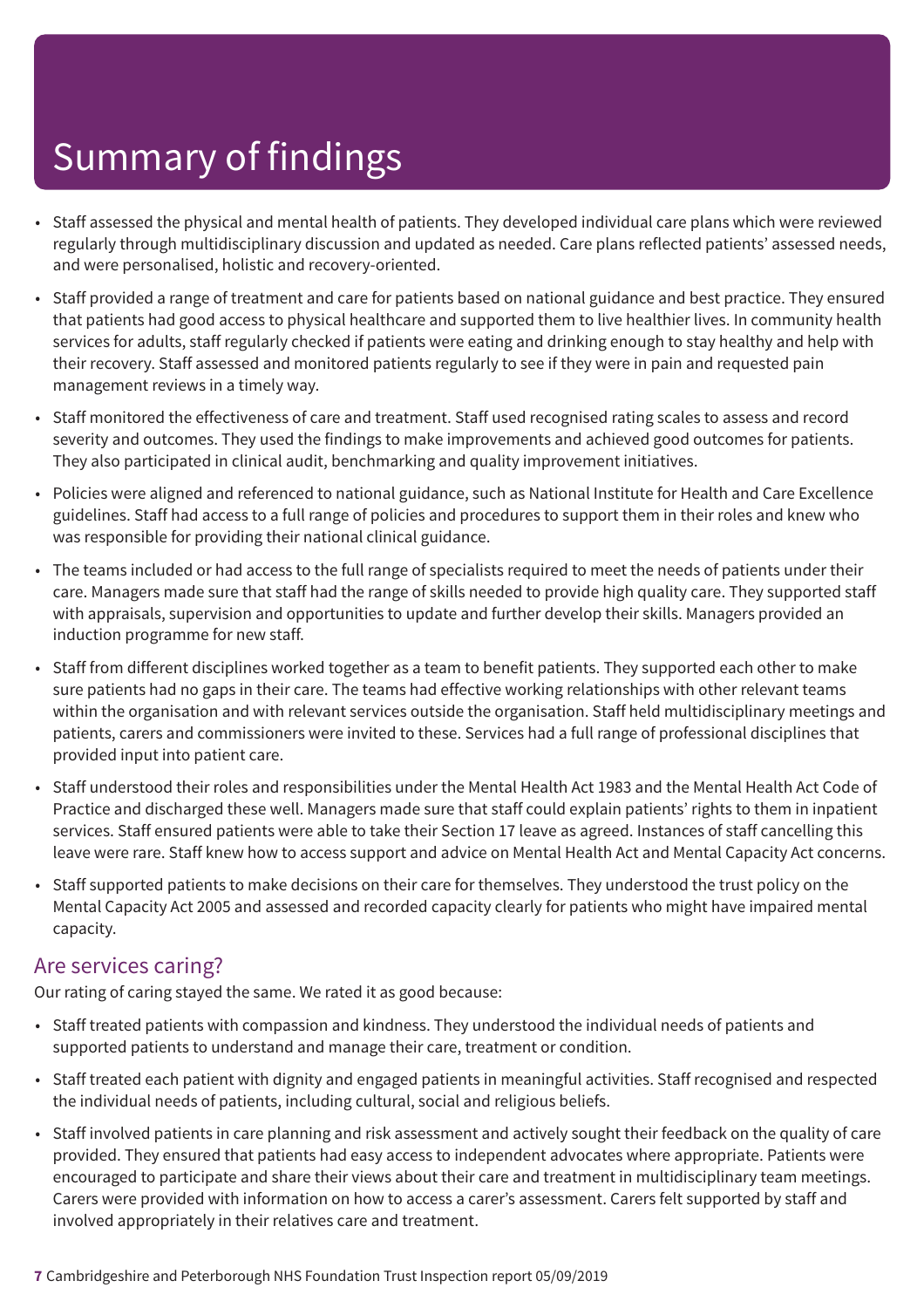# Summary of findings

- Staff assessed the physical and mental health of patients. They developed individual care plans which were reviewed regularly through multidisciplinary discussion and updated as needed. Care plans reflected patients' assessed needs, and were personalised, holistic and recovery-oriented.
- Staff provided a range of treatment and care for patients based on national guidance and best practice. They ensured that patients had good access to physical healthcare and supported them to live healthier lives. In community health services for adults, staff regularly checked if patients were eating and drinking enough to stay healthy and help with their recovery. Staff assessed and monitored patients regularly to see if they were in pain and requested pain management reviews in a timely way.
- Staff monitored the effectiveness of care and treatment. Staff used recognised rating scales to assess and record severity and outcomes. They used the findings to make improvements and achieved good outcomes for patients. They also participated in clinical audit, benchmarking and quality improvement initiatives.
- Policies were aligned and referenced to national guidance, such as National Institute for Health and Care Excellence guidelines. Staff had access to a full range of policies and procedures to support them in their roles and knew who was responsible for providing their national clinical guidance.
- The teams included or had access to the full range of specialists required to meet the needs of patients under their care. Managers made sure that staff had the range of skills needed to provide high quality care. They supported staff with appraisals, supervision and opportunities to update and further develop their skills. Managers provided an induction programme for new staff.
- Staff from different disciplines worked together as a team to benefit patients. They supported each other to make sure patients had no gaps in their care. The teams had effective working relationships with other relevant teams within the organisation and with relevant services outside the organisation. Staff held multidisciplinary meetings and patients, carers and commissioners were invited to these. Services had a full range of professional disciplines that provided input into patient care.
- Staff understood their roles and responsibilities under the Mental Health Act 1983 and the Mental Health Act Code of Practice and discharged these well. Managers made sure that staff could explain patients' rights to them in inpatient services. Staff ensured patients were able to take their Section 17 leave as agreed. Instances of staff cancelling this leave were rare. Staff knew how to access support and advice on Mental Health Act and Mental Capacity Act concerns.
- Staff supported patients to make decisions on their care for themselves. They understood the trust policy on the Mental Capacity Act 2005 and assessed and recorded capacity clearly for patients who might have impaired mental capacity.

## Are services caring?

Our rating of caring stayed the same. We rated it as good because:

- Staff treated patients with compassion and kindness. They understood the individual needs of patients and supported patients to understand and manage their care, treatment or condition.
- Staff treated each patient with dignity and engaged patients in meaningful activities. Staff recognised and respected the individual needs of patients, including cultural, social and religious beliefs.
- Staff involved patients in care planning and risk assessment and actively sought their feedback on the quality of care provided. They ensured that patients had easy access to independent advocates where appropriate. Patients were encouraged to participate and share their views about their care and treatment in multidisciplinary team meetings. Carers were provided with information on how to access a carer's assessment. Carers felt supported by staff and involved appropriately in their relatives care and treatment.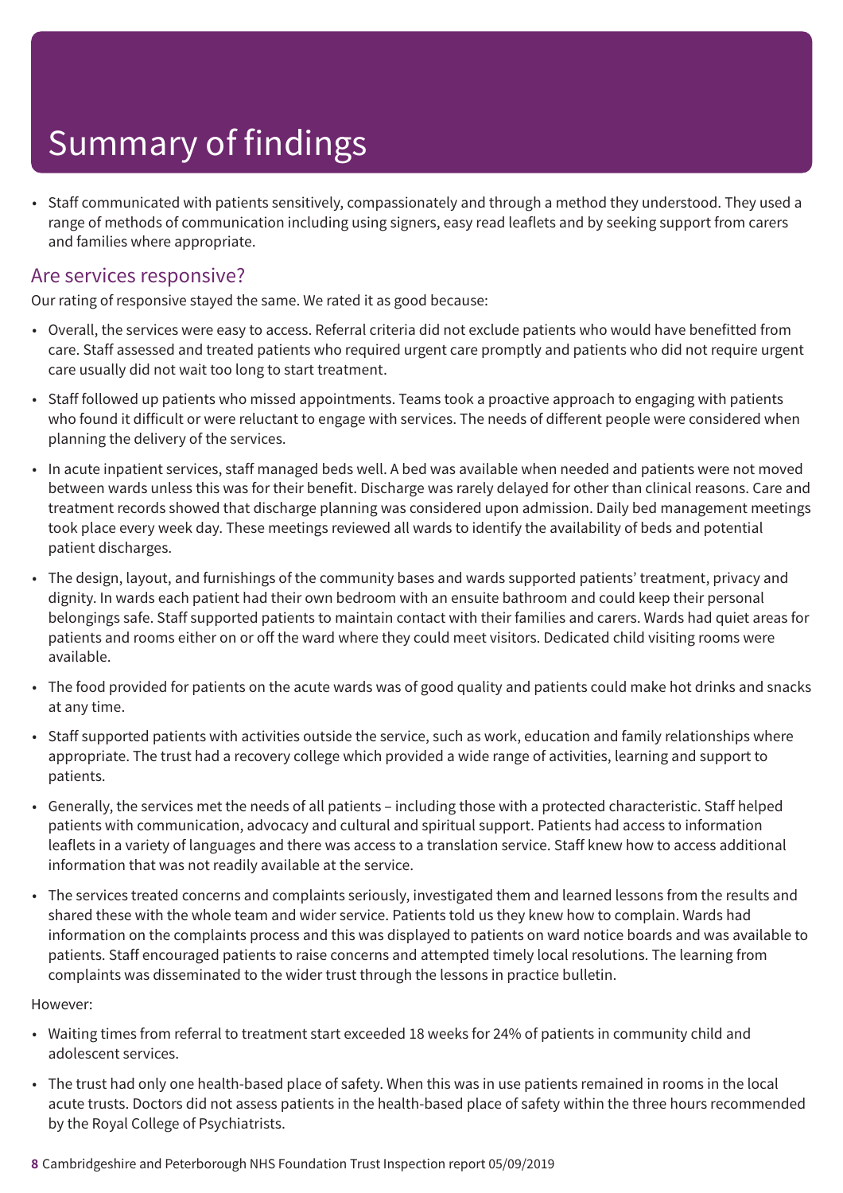# Summary of findings

- Staff communicated with patients sensitively, compassionately and through a method they understood. They used a range of methods of communication including using signers, easy read leaflets and by seeking support from carers and families where appropriate.

## Are services responsive?

Our rating of responsive stayed the same. We rated it as good because:

- Overall, the services were easy to access. Referral criteria did not exclude patients who would have benefitted from care. Staff assessed and treated patients who required urgent care promptly and patients who did not require urgent care usually did not wait too long to start treatment.
- Staff followed up patients who missed appointments. Teams took a proactive approach to engaging with patients who found it difficult or were reluctant to engage with services. The needs of different people were considered when planning the delivery of the services.
- In acute inpatient services, staff managed beds well. A bed was available when needed and patients were not moved between wards unless this was for their benefit. Discharge was rarely delayed for other than clinical reasons. Care and treatment records showed that discharge planning was considered upon admission. Daily bed management meetings took place every week day. These meetings reviewed all wards to identify the availability of beds and potential patient discharges.
- The design, layout, and furnishings of the community bases and wards supported patients' treatment, privacy and dignity. In wards each patient had their own bedroom with an ensuite bathroom and could keep their personal belongings safe. Staff supported patients to maintain contact with their families and carers. Wards had quiet areas for patients and rooms either on or off the ward where they could meet visitors. Dedicated child visiting rooms were available.
- The food provided for patients on the acute wards was of good quality and patients could make hot drinks and snacks at any time.
- Staff supported patients with activities outside the service, such as work, education and family relationships where appropriate. The trust had a recovery college which provided a wide range of activities, learning and support to patients.
- Generally, the services met the needs of all patients – including those with a protected characteristic. Staff helped patients with communication, advocacy and cultural and spiritual support. Patients had access to information leaflets in a variety of languages and there was access to a translation service. Staff knew how to access additional information that was not readily available at the service.
- The services treated concerns and complaints seriously, investigated them and learned lessons from the results and shared these with the whole team and wider service. Patients told us they knew how to complain. Wards had information on the complaints process and this was displayed to patients on ward notice boards and was available to patients. Staff encouraged patients to raise concerns and attempted timely local resolutions. The learning from complaints was disseminated to the wider trust through the lessons in practice bulletin.

However:

- Waiting times from referral to treatment start exceeded 18 weeks for 24% of patients in community child and adolescent services.
- The trust had only one health-based place of safety. When this was in use patients remained in rooms in the local acute trusts. Doctors did not assess patients in the health-based place of safety within the three hours recommended by the Royal College of Psychiatrists.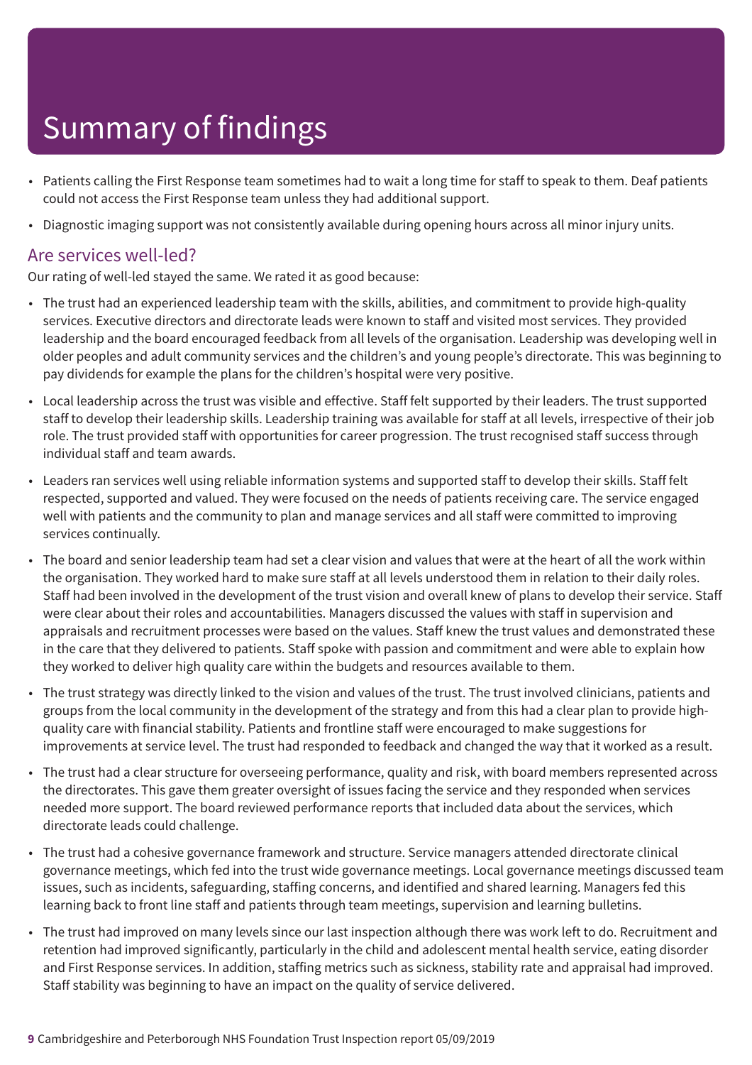# Summary of findings

- Patients calling the First Response team sometimes had to wait a long time for staff to speak to them. Deaf patients could not access the First Response team unless they had additional support.
- Diagnostic imaging support was not consistently available during opening hours across all minor injury units.

## Are services well-led?

Our rating of well-led stayed the same. We rated it as good because:

- The trust had an experienced leadership team with the skills, abilities, and commitment to provide high-quality services. Executive directors and directorate leads were known to staff and visited most services. They provided leadership and the board encouraged feedback from all levels of the organisation. Leadership was developing well in older peoples and adult community services and the children's and young people's directorate. This was beginning to pay dividends for example the plans for the children's hospital were very positive.
- Local leadership across the trust was visible and effective. Staff felt supported by their leaders. The trust supported staff to develop their leadership skills. Leadership training was available for staff at all levels, irrespective of their job role. The trust provided staff with opportunities for career progression. The trust recognised staff success through individual staff and team awards.
- Leaders ran services well using reliable information systems and supported staff to develop their skills. Staff felt respected, supported and valued. They were focused on the needs of patients receiving care. The service engaged well with patients and the community to plan and manage services and all staff were committed to improving services continually.
- The board and senior leadership team had set a clear vision and values that were at the heart of all the work within the organisation. They worked hard to make sure staff at all levels understood them in relation to their daily roles. Staff had been involved in the development of the trust vision and overall knew of plans to develop their service. Staff were clear about their roles and accountabilities. Managers discussed the values with staff in supervision and appraisals and recruitment processes were based on the values. Staff knew the trust values and demonstrated these in the care that they delivered to patients. Staff spoke with passion and commitment and were able to explain how they worked to deliver high quality care within the budgets and resources available to them.
- The trust strategy was directly linked to the vision and values of the trust. The trust involved clinicians, patients and groups from the local community in the development of the strategy and from this had a clear plan to provide high-quality care with financial stability. Patients and frontline staff were encouraged to make suggestions for improvements at service level. The trust had responded to feedback and changed the way that it worked as a result.
- The trust had a clear structure for overseeing performance, quality and risk, with board members represented across the directorates. This gave them greater oversight of issues facing the service and they responded when services needed more support. The board reviewed performance reports that included data about the services, which directorate leads could challenge.
- The trust had a cohesive governance framework and structure. Service managers attended directorate clinical governance meetings, which fed into the trust wide governance meetings. Local governance meetings discussed team issues, such as incidents, safeguarding, staffing concerns, and identified and shared learning. Managers fed this learning back to front line staff and patients through team meetings, supervision and learning bulletins.
- The trust had improved on many levels since our last inspection although there was work left to do. Recruitment and retention had improved significantly, particularly in the child and adolescent mental health service, eating disorder and First Response services. In addition, staffing metrics such as sickness, stability rate and appraisal had improved. Staff stability was beginning to have an impact on the quality of service delivered.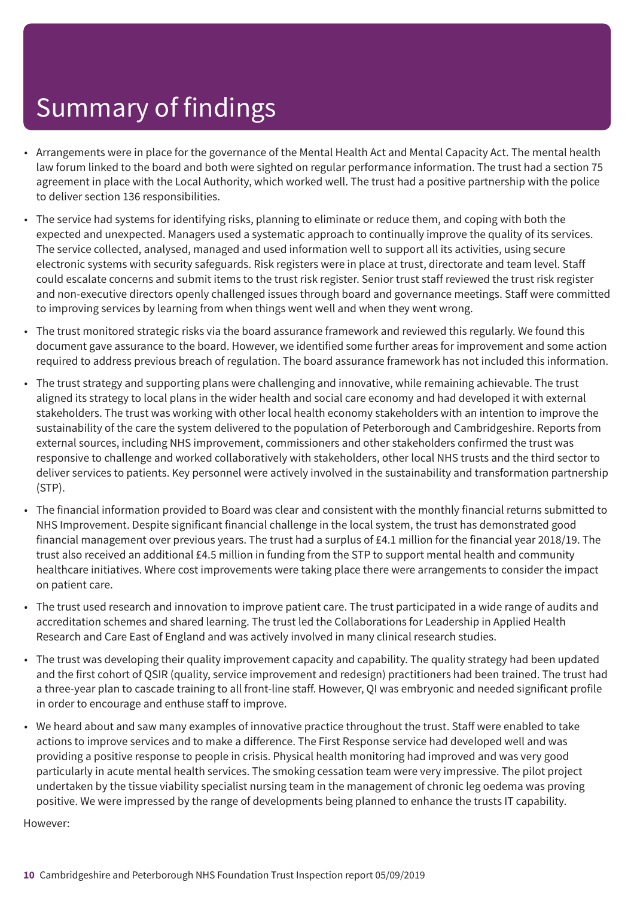# Summary of findings

- Arrangements were in place for the governance of the Mental Health Act and Mental Capacity Act. The mental health law forum linked to the board and both were sighted on regular performance information. The trust had a section 75 agreement in place with the Local Authority, which worked well. The trust had a positive partnership with the police to deliver section 136 responsibilities.
- The service had systems for identifying risks, planning to eliminate or reduce them, and coping with both the expected and unexpected. Managers used a systematic approach to continually improve the quality of its services. The service collected, analysed, managed and used information well to support all its activities, using secure electronic systems with security safeguards. Risk registers were in place at trust, directorate and team level. Staff could escalate concerns and submit items to the trust risk register. Senior trust staff reviewed the trust risk register and non-executive directors openly challenged issues through board and governance meetings. Staff were committed to improving services by learning from when things went well and when they went wrong.
- The trust monitored strategic risks via the board assurance framework and reviewed this regularly. We found this document gave assurance to the board. However, we identified some further areas for improvement and some action required to address previous breach of regulation. The board assurance framework has not included this information.
- The trust strategy and supporting plans were challenging and innovative, while remaining achievable. The trust aligned its strategy to local plans in the wider health and social care economy and had developed it with external stakeholders. The trust was working with other local health economy stakeholders with an intention to improve the sustainability of the care the system delivered to the population of Peterborough and Cambridgeshire. Reports from external sources, including NHS improvement, commissioners and other stakeholders confirmed the trust was responsive to challenge and worked collaboratively with stakeholders, other local NHS trusts and the third sector to deliver services to patients. Key personnel were actively involved in the sustainability and transformation partnership (STP).
- The financial information provided to Board was clear and consistent with the monthly financial returns submitted to NHS Improvement. Despite significant financial challenge in the local system, the trust has demonstrated good financial management over previous years. The trust had a surplus of £4.1 million for the financial year 2018/19. The trust also received an additional £4.5 million in funding from the STP to support mental health and community healthcare initiatives. Where cost improvements were taking place there were arrangements to consider the impact on patient care.
- The trust used research and innovation to improve patient care. The trust participated in a wide range of audits and accreditation schemes and shared learning. The trust led the Collaborations for Leadership in Applied Health Research and Care East of England and was actively involved in many clinical research studies.
- The trust was developing their quality improvement capacity and capability. The quality strategy had been updated and the first cohort of QSIR (quality, service improvement and redesign) practitioners had been trained. The trust had a three-year plan to cascade training to all front-line staff. However, QI was embryonic and needed significant profile in order to encourage and enthuse staff to improve.
- We heard about and saw many examples of innovative practice throughout the trust. Staff were enabled to take actions to improve services and to make a difference. The First Response service had developed well and was providing a positive response to people in crisis. Physical health monitoring had improved and was very good particularly in acute mental health services. The smoking cessation team were very impressive. The pilot project undertaken by the tissue viability specialist nursing team in the management of chronic leg oedema was proving positive. We were impressed by the range of developments being planned to enhance the trusts IT capability.

However: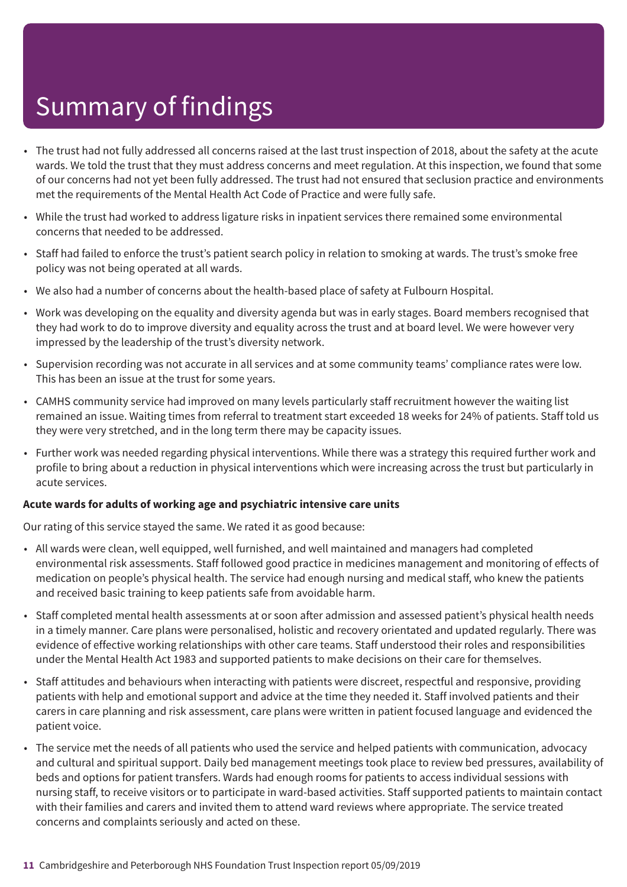# Summary of findings

- The trust had not fully addressed all concerns raised at the last trust inspection of 2018, about the safety at the acute wards. We told the trust that they must address concerns and meet regulation. At this inspection, we found that some of our concerns had not yet been fully addressed. The trust had not ensured that seclusion practice and environments met the requirements of the Mental Health Act Code of Practice and were fully safe.
- While the trust had worked to address ligature risks in inpatient services there remained some environmental concerns that needed to be addressed.
- Staff had failed to enforce the trust's patient search policy in relation to smoking at wards. The trust's smoke free policy was not being operated at all wards.
- We also had a number of concerns about the health-based place of safety at Fulbourn Hospital.
- Work was developing on the equality and diversity agenda but was in early stages. Board members recognised that they had work to do to improve diversity and equality across the trust and at board level. We were however very impressed by the leadership of the trust's diversity network.
- Supervision recording was not accurate in all services and at some community teams' compliance rates were low. This has been an issue at the trust for some years.
- CAMHS community service had improved on many levels particularly staff recruitment however the waiting list remained an issue. Waiting times from referral to treatment start exceeded 18 weeks for 24% of patients. Staff told us they were very stretched, and in the long term there may be capacity issues.
- Further work was needed regarding physical interventions. While there was a strategy this required further work and profile to bring about a reduction in physical interventions which were increasing across the trust but particularly in acute services.

**Acute wards for adults of working age and psychiatric intensive care units**

Our rating of this service stayed the same. We rated it as good because:

- All wards were clean, well equipped, well furnished, and well maintained and managers had completed environmental risk assessments. Staff followed good practice in medicines management and monitoring of effects of medication on people's physical health. The service had enough nursing and medical staff, who knew the patients and received basic training to keep patients safe from avoidable harm.
- Staff completed mental health assessments at or soon after admission and assessed patient's physical health needs in a timely manner. Care plans were personalised, holistic and recovery orientated and updated regularly. There was evidence of effective working relationships with other care teams. Staff understood their roles and responsibilities under the Mental Health Act 1983 and supported patients to make decisions on their care for themselves.
- Staff attitudes and behaviours when interacting with patients were discreet, respectful and responsive, providing patients with help and emotional support and advice at the time they needed it. Staff involved patients and their carers in care planning and risk assessment, care plans were written in patient focused language and evidenced the patient voice.
- The service met the needs of all patients who used the service and helped patients with communication, advocacy and cultural and spiritual support. Daily bed management meetings took place to review bed pressures, availability of beds and options for patient transfers. Wards had enough rooms for patients to access individual sessions with nursing staff, to receive visitors or to participate in ward-based activities. Staff supported patients to maintain contact with their families and carers and invited them to attend ward reviews where appropriate. The service treated concerns and complaints seriously and acted on these.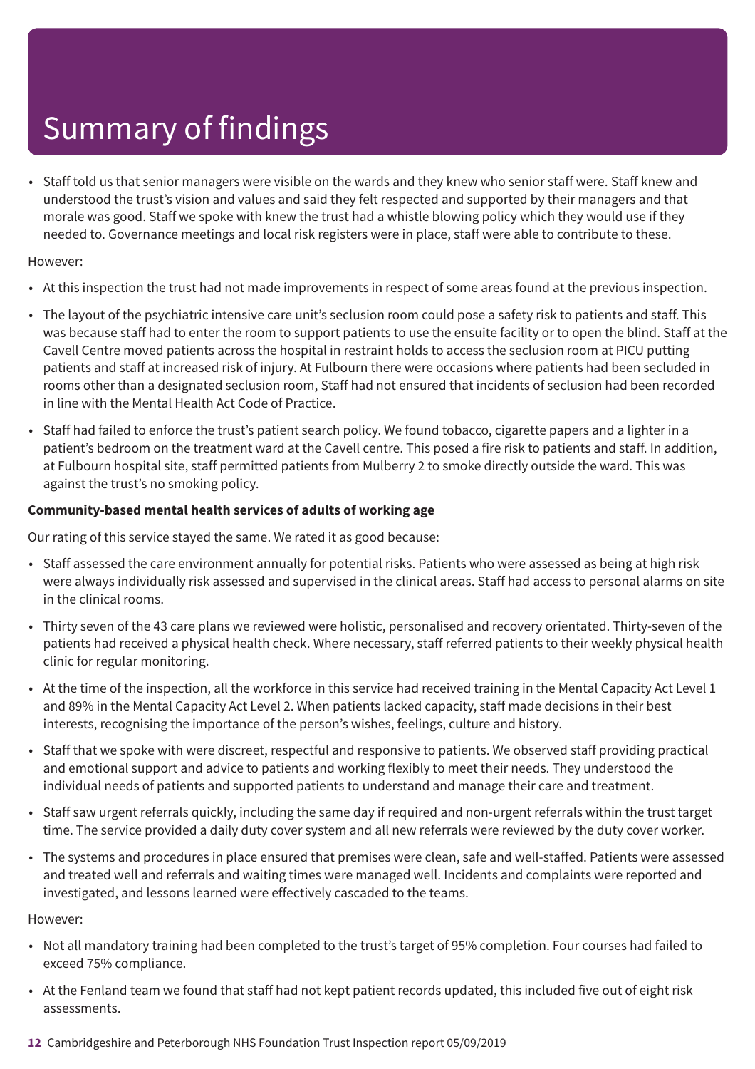# Summary of findings

- Staff told us that senior managers were visible on the wards and they knew who senior staff were. Staff knew and understood the trust's vision and values and said they felt respected and supported by their managers and that morale was good. Staff we spoke with knew the trust had a whistle blowing policy which they would use if they needed to. Governance meetings and local risk registers were in place, staff were able to contribute to these.

However:

- At this inspection the trust had not made improvements in respect of some areas found at the previous inspection.
- The layout of the psychiatric intensive care unit's seclusion room could pose a safety risk to patients and staff. This was because staff had to enter the room to support patients to use the ensuite facility or to open the blind. Staff at the Cavell Centre moved patients across the hospital in restraint holds to access the seclusion room at PICU putting patients and staff at increased risk of injury. At Fulbourn there were occasions where patients had been secluded in rooms other than a designated seclusion room, Staff had not ensured that incidents of seclusion had been recorded in line with the Mental Health Act Code of Practice.
- Staff had failed to enforce the trust's patient search policy. We found tobacco, cigarette papers and a lighter in a patient's bedroom on the treatment ward at the Cavell centre. This posed a fire risk to patients and staff. In addition, at Fulbourn hospital site, staff permitted patients from Mulberry 2 to smoke directly outside the ward. This was against the trust's no smoking policy.

**Community-based mental health services of adults of working age**

Our rating of this service stayed the same. We rated it as good because:

- Staff assessed the care environment annually for potential risks. Patients who were assessed as being at high risk were always individually risk assessed and supervised in the clinical areas. Staff had access to personal alarms on site in the clinical rooms.
- Thirty seven of the 43 care plans we reviewed were holistic, personalised and recovery orientated. Thirty-seven of the patients had received a physical health check. Where necessary, staff referred patients to their weekly physical health clinic for regular monitoring.
- At the time of the inspection, all the workforce in this service had received training in the Mental Capacity Act Level 1 and 89% in the Mental Capacity Act Level 2. When patients lacked capacity, staff made decisions in their best interests, recognising the importance of the person's wishes, feelings, culture and history.
- Staff that we spoke with were discreet, respectful and responsive to patients. We observed staff providing practical and emotional support and advice to patients and working flexibly to meet their needs. They understood the individual needs of patients and supported patients to understand and manage their care and treatment.
- Staff saw urgent referrals quickly, including the same day if required and non-urgent referrals within the trust target time. The service provided a daily duty cover system and all new referrals were reviewed by the duty cover worker.
- The systems and procedures in place ensured that premises were clean, safe and well-staffed. Patients were assessed and treated well and referrals and waiting times were managed well. Incidents and complaints were reported and investigated, and lessons learned were effectively cascaded to the teams.

However:

- Not all mandatory training had been completed to the trust's target of 95% completion. Four courses had failed to exceed 75% compliance.
- At the Fenland team we found that staff had not kept patient records updated, this included five out of eight risk assessments.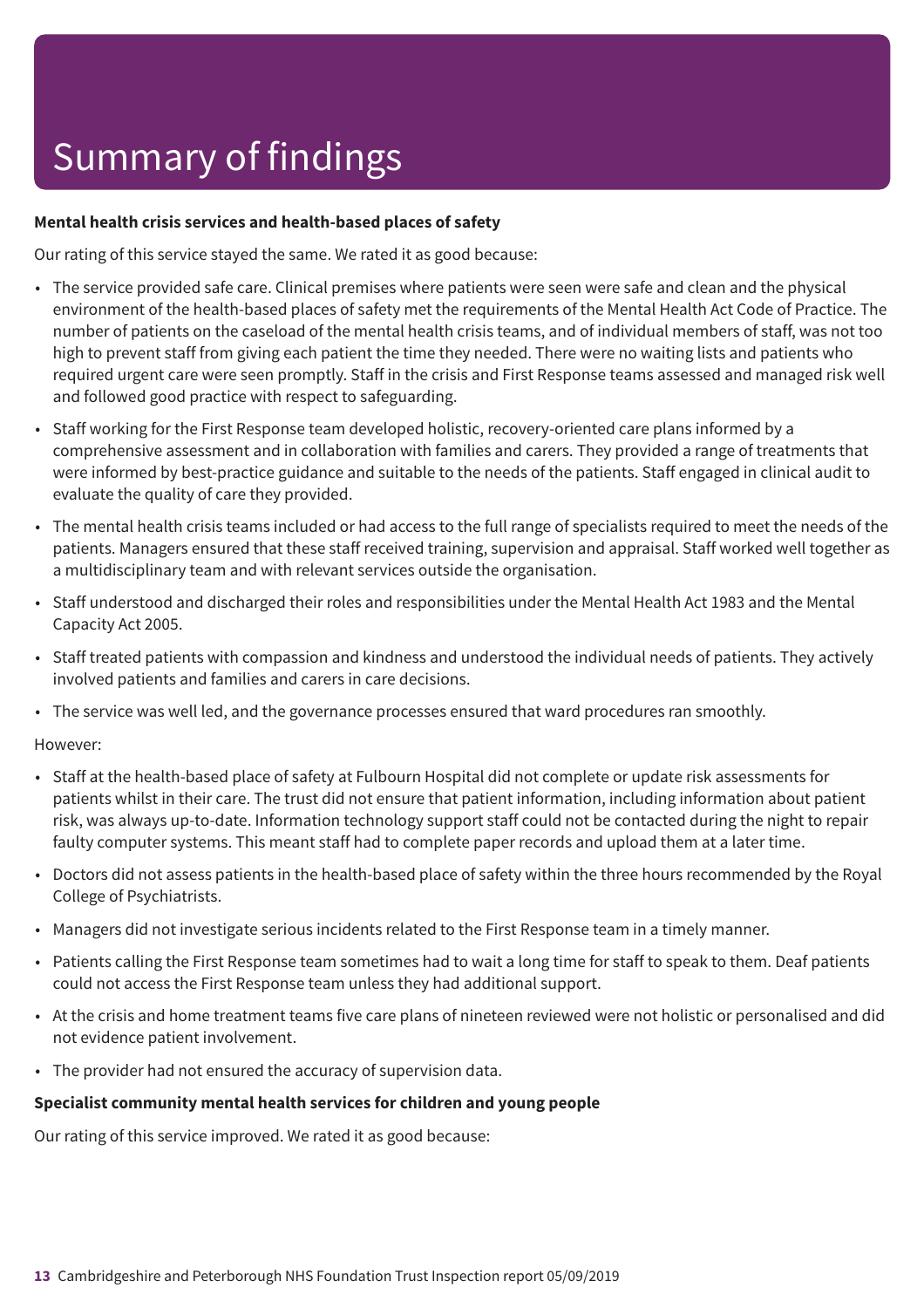# Summary of findings

**Mental health crisis services and health-based places of safety**

Our rating of this service stayed the same. We rated it as good because:

- The service provided safe care. Clinical premises where patients were seen were safe and clean and the physical environment of the health-based places of safety met the requirements of the Mental Health Act Code of Practice. The number of patients on the caseload of the mental health crisis teams, and of individual members of staff, was not too high to prevent staff from giving each patient the time they needed. There were no waiting lists and patients who required urgent care were seen promptly. Staff in the crisis and First Response teams assessed and managed risk well and followed good practice with respect to safeguarding.
- Staff working for the First Response team developed holistic, recovery-oriented care plans informed by a comprehensive assessment and in collaboration with families and carers. They provided a range of treatments that were informed by best-practice guidance and suitable to the needs of the patients. Staff engaged in clinical audit to evaluate the quality of care they provided.
- The mental health crisis teams included or had access to the full range of specialists required to meet the needs of the patients. Managers ensured that these staff received training, supervision and appraisal. Staff worked well together as a multidisciplinary team and with relevant services outside the organisation.
- Staff understood and discharged their roles and responsibilities under the Mental Health Act 1983 and the Mental Capacity Act 2005.
- Staff treated patients with compassion and kindness and understood the individual needs of patients. They actively involved patients and families and carers in care decisions.
- The service was well led, and the governance processes ensured that ward procedures ran smoothly.

However:

- Staff at the health-based place of safety at Fulbourn Hospital did not complete or update risk assessments for patients whilst in their care. The trust did not ensure that patient information, including information about patient risk, was always up-to-date. Information technology support staff could not be contacted during the night to repair faulty computer systems. This meant staff had to complete paper records and upload them at a later time.
- Doctors did not assess patients in the health-based place of safety within the three hours recommended by the Royal College of Psychiatrists.
- Managers did not investigate serious incidents related to the First Response team in a timely manner.
- Patients calling the First Response team sometimes had to wait a long time for staff to speak to them. Deaf patients could not access the First Response team unless they had additional support.
- At the crisis and home treatment teams five care plans of nineteen reviewed were not holistic or personalised and did not evidence patient involvement.
- The provider had not ensured the accuracy of supervision data.

**Specialist community mental health services for children and young people**

Our rating of this service improved. We rated it as good because: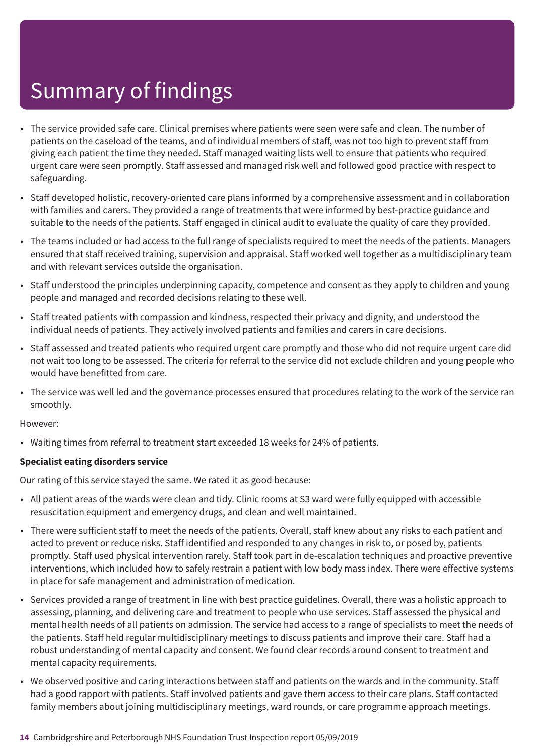# Summary of findings

- The service provided safe care. Clinical premises where patients were seen were safe and clean. The number of patients on the caseload of the teams, and of individual members of staff, was not too high to prevent staff from giving each patient the time they needed. Staff managed waiting lists well to ensure that patients who required urgent care were seen promptly. Staff assessed and managed risk well and followed good practice with respect to safeguarding.
- Staff developed holistic, recovery-oriented care plans informed by a comprehensive assessment and in collaboration with families and carers. They provided a range of treatments that were informed by best-practice guidance and suitable to the needs of the patients. Staff engaged in clinical audit to evaluate the quality of care they provided.
- The teams included or had access to the full range of specialists required to meet the needs of the patients. Managers ensured that staff received training, supervision and appraisal. Staff worked well together as a multidisciplinary team and with relevant services outside the organisation.
- Staff understood the principles underpinning capacity, competence and consent as they apply to children and young people and managed and recorded decisions relating to these well.
- Staff treated patients with compassion and kindness, respected their privacy and dignity, and understood the individual needs of patients. They actively involved patients and families and carers in care decisions.
- Staff assessed and treated patients who required urgent care promptly and those who did not require urgent care did not wait too long to be assessed. The criteria for referral to the service did not exclude children and young people who would have benefitted from care.
- The service was well led and the governance processes ensured that procedures relating to the work of the service ran smoothly.

However:

- Waiting times from referral to treatment start exceeded 18 weeks for 24% of patients.

**Specialist eating disorders service**

Our rating of this service stayed the same. We rated it as good because:

- All patient areas of the wards were clean and tidy. Clinic rooms at S3 ward were fully equipped with accessible resuscitation equipment and emergency drugs, and clean and well maintained.
- There were sufficient staff to meet the needs of the patients. Overall, staff knew about any risks to each patient and acted to prevent or reduce risks. Staff identified and responded to any changes in risk to, or posed by, patients promptly. Staff used physical intervention rarely. Staff took part in de-escalation techniques and proactive preventive interventions, which included how to safely restrain a patient with low body mass index. There were effective systems in place for safe management and administration of medication.
- Services provided a range of treatment in line with best practice guidelines. Overall, there was a holistic approach to assessing, planning, and delivering care and treatment to people who use services. Staff assessed the physical and mental health needs of all patients on admission. The service had access to a range of specialists to meet the needs of the patients. Staff held regular multidisciplinary meetings to discuss patients and improve their care. Staff had a robust understanding of mental capacity and consent. We found clear records around consent to treatment and mental capacity requirements.
- We observed positive and caring interactions between staff and patients on the wards and in the community. Staff had a good rapport with patients. Staff involved patients and gave them access to their care plans. Staff contacted family members about joining multidisciplinary meetings, ward rounds, or care programme approach meetings.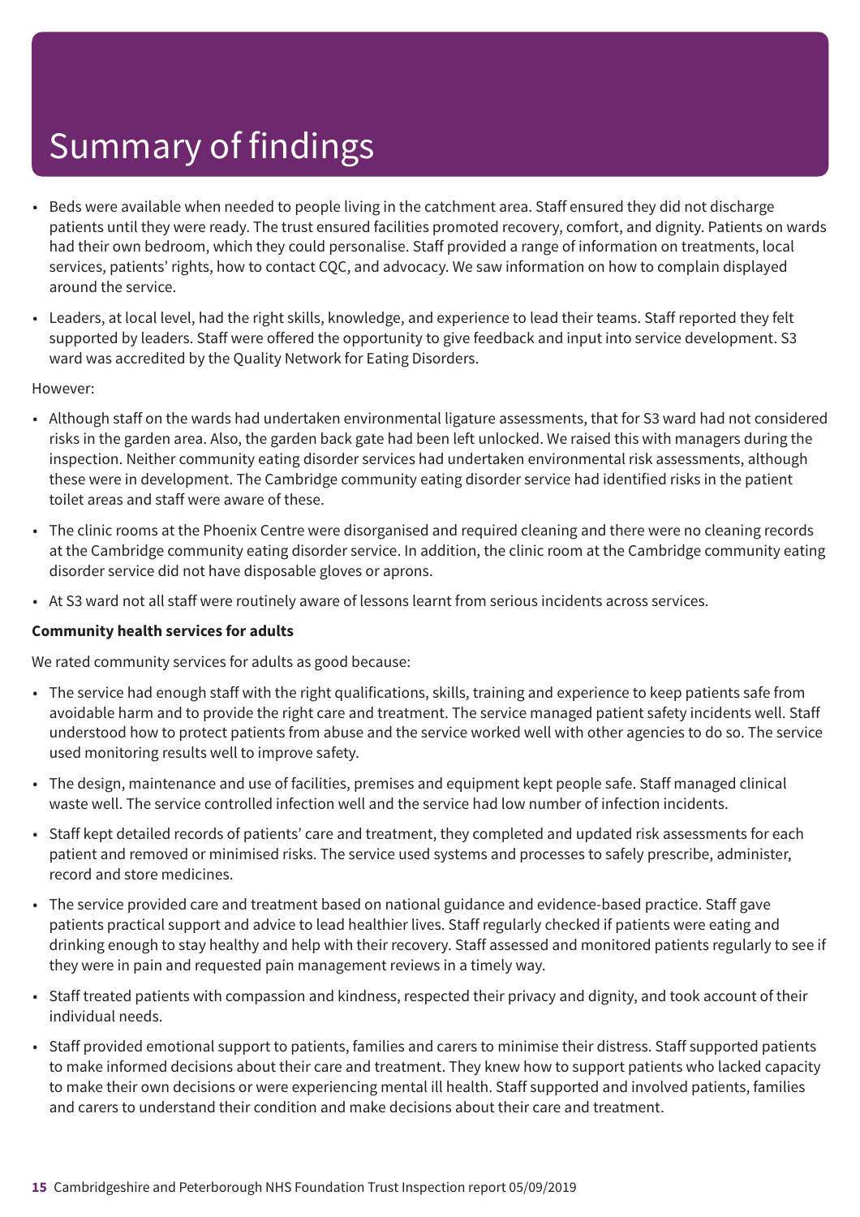# Summary of findings

- Beds were available when needed to people living in the catchment area. Staff ensured they did not discharge patients until they were ready. The trust ensured facilities promoted recovery, comfort, and dignity. Patients on wards had their own bedroom, which they could personalise. Staff provided a range of information on treatments, local services, patients' rights, how to contact CQC, and advocacy. We saw information on how to complain displayed around the service.
- Leaders, at local level, had the right skills, knowledge, and experience to lead their teams. Staff reported they felt supported by leaders. Staff were offered the opportunity to give feedback and input into service development. S3 ward was accredited by the Quality Network for Eating Disorders.

However:

- Although staff on the wards had undertaken environmental ligature assessments, that for S3 ward had not considered risks in the garden area. Also, the garden back gate had been left unlocked. We raised this with managers during the inspection. Neither community eating disorder services had undertaken environmental risk assessments, although these were in development. The Cambridge community eating disorder service had identified risks in the patient toilet areas and staff were aware of these.
- The clinic rooms at the Phoenix Centre were disorganised and required cleaning and there were no cleaning records at the Cambridge community eating disorder service. In addition, the clinic room at the Cambridge community eating disorder service did not have disposable gloves or aprons.
- At S3 ward not all staff were routinely aware of lessons learnt from serious incidents across services.

**Community health services for adults**

We rated community services for adults as good because:

- The service had enough staff with the right qualifications, skills, training and experience to keep patients safe from avoidable harm and to provide the right care and treatment. The service managed patient safety incidents well. Staff understood how to protect patients from abuse and the service worked well with other agencies to do so. The service used monitoring results well to improve safety.
- The design, maintenance and use of facilities, premises and equipment kept people safe. Staff managed clinical waste well. The service controlled infection well and the service had low number of infection incidents.
- Staff kept detailed records of patients' care and treatment, they completed and updated risk assessments for each patient and removed or minimised risks. The service used systems and processes to safely prescribe, administer, record and store medicines.
- The service provided care and treatment based on national guidance and evidence-based practice. Staff gave patients practical support and advice to lead healthier lives. Staff regularly checked if patients were eating and drinking enough to stay healthy and help with their recovery. Staff assessed and monitored patients regularly to see if they were in pain and requested pain management reviews in a timely way.
- Staff treated patients with compassion and kindness, respected their privacy and dignity, and took account of their individual needs.
- Staff provided emotional support to patients, families and carers to minimise their distress. Staff supported patients to make informed decisions about their care and treatment. They knew how to support patients who lacked capacity to make their own decisions or were experiencing mental ill health. Staff supported and involved patients, families and carers to understand their condition and make decisions about their care and treatment.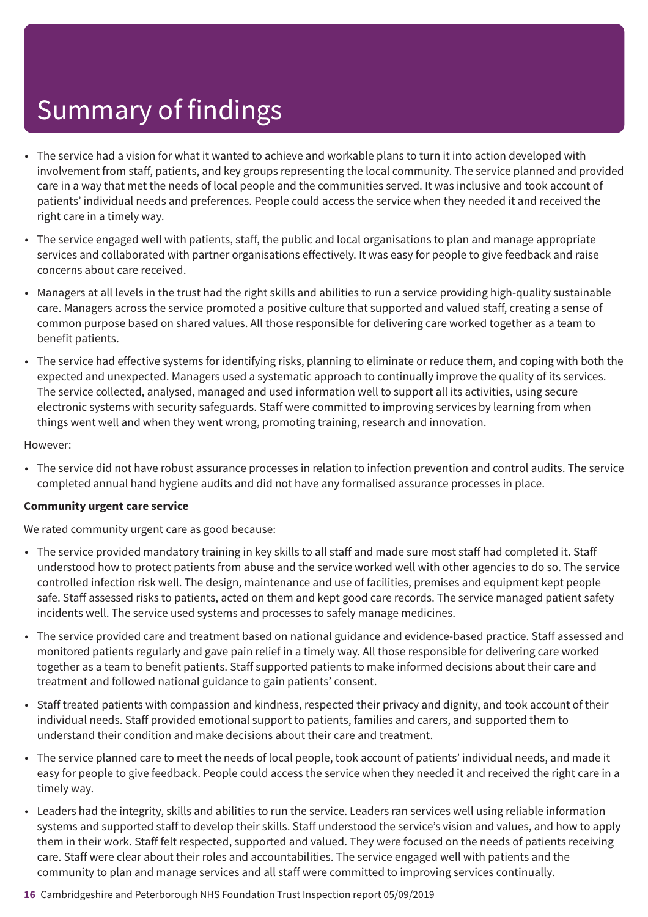# Summary of findings

- The service had a vision for what it wanted to achieve and workable plans to turn it into action developed with involvement from staff, patients, and key groups representing the local community. The service planned and provided care in a way that met the needs of local people and the communities served. It was inclusive and took account of patients' individual needs and preferences. People could access the service when they needed it and received the right care in a timely way.
- The service engaged well with patients, staff, the public and local organisations to plan and manage appropriate services and collaborated with partner organisations effectively. It was easy for people to give feedback and raise concerns about care received.
- Managers at all levels in the trust had the right skills and abilities to run a service providing high-quality sustainable care. Managers across the service promoted a positive culture that supported and valued staff, creating a sense of common purpose based on shared values. All those responsible for delivering care worked together as a team to benefit patients.
- The service had effective systems for identifying risks, planning to eliminate or reduce them, and coping with both the expected and unexpected. Managers used a systematic approach to continually improve the quality of its services. The service collected, analysed, managed and used information well to support all its activities, using secure electronic systems with security safeguards. Staff were committed to improving services by learning from when things went well and when they went wrong, promoting training, research and innovation.

However:

- The service did not have robust assurance processes in relation to infection prevention and control audits. The service completed annual hand hygiene audits and did not have any formalised assurance processes in place.

**Community urgent care service**

We rated community urgent care as good because:

- The service provided mandatory training in key skills to all staff and made sure most staff had completed it. Staff understood how to protect patients from abuse and the service worked well with other agencies to do so. The service controlled infection risk well. The design, maintenance and use of facilities, premises and equipment kept people safe. Staff assessed risks to patients, acted on them and kept good care records. The service managed patient safety incidents well. The service used systems and processes to safely manage medicines.
- The service provided care and treatment based on national guidance and evidence-based practice. Staff assessed and monitored patients regularly and gave pain relief in a timely way. All those responsible for delivering care worked together as a team to benefit patients. Staff supported patients to make informed decisions about their care and treatment and followed national guidance to gain patients' consent.
- Staff treated patients with compassion and kindness, respected their privacy and dignity, and took account of their individual needs. Staff provided emotional support to patients, families and carers, and supported them to understand their condition and make decisions about their care and treatment.
- The service planned care to meet the needs of local people, took account of patients' individual needs, and made it easy for people to give feedback. People could access the service when they needed it and received the right care in a timely way.
- Leaders had the integrity, skills and abilities to run the service. Leaders ran services well using reliable information systems and supported staff to develop their skills. Staff understood the service's vision and values, and how to apply them in their work. Staff felt respected, supported and valued. They were focused on the needs of patients receiving care. Staff were clear about their roles and accountabilities. The service engaged well with patients and the community to plan and manage services and all staff were committed to improving services continually.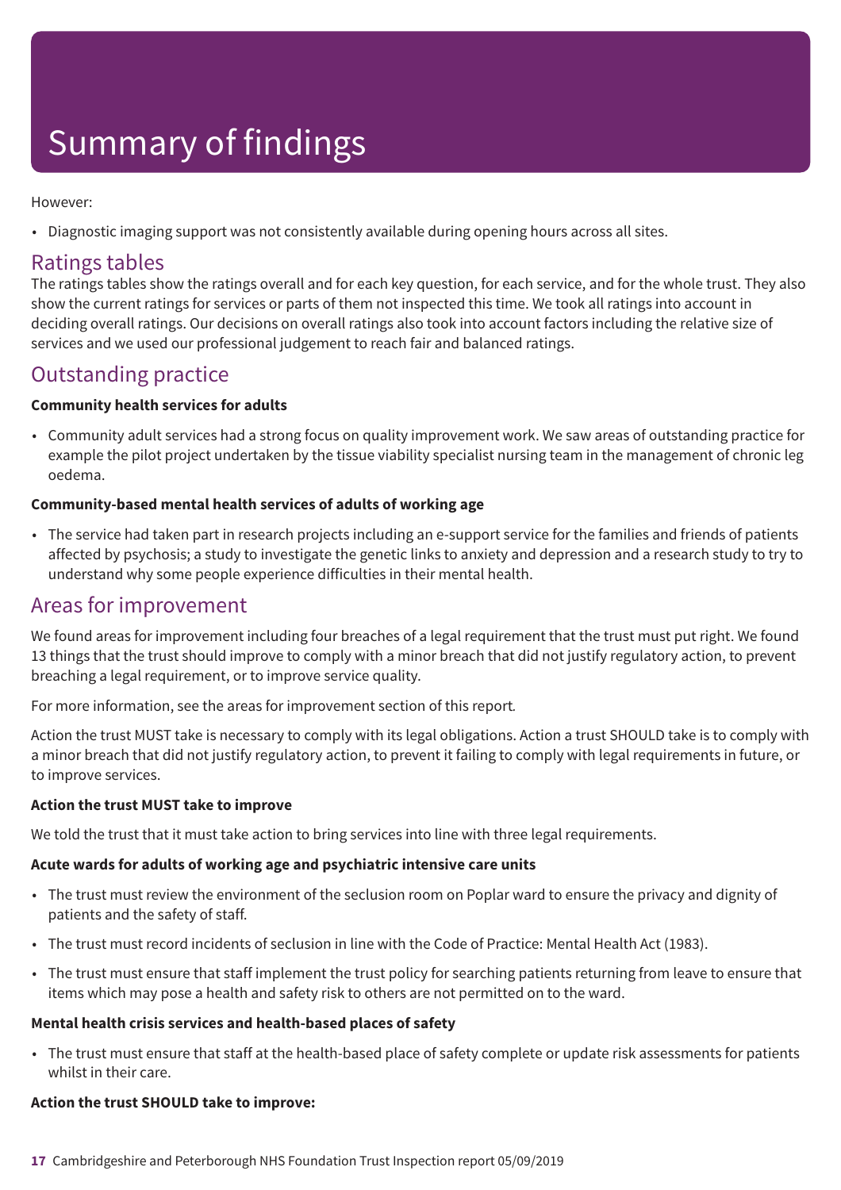# Summary of findings

However:

- Diagnostic imaging support was not consistently available during opening hours across all sites.

## Ratings tables

The ratings tables show the ratings overall and for each key question, for each service, and for the whole trust. They also show the current ratings for services or parts of them not inspected this time. We took all ratings into account in deciding overall ratings. Our decisions on overall ratings also took into account factors including the relative size of services and we used our professional judgement to reach fair and balanced ratings.

## Outstanding practice

**Community health services for adults**

- Community adult services had a strong focus on quality improvement work. We saw areas of outstanding practice for example the pilot project undertaken by the tissue viability specialist nursing team in the management of chronic leg oedema.

**Community-based mental health services of adults of working age**

- The service had taken part in research projects including an e-support service for the families and friends of patients affected by psychosis; a study to investigate the genetic links to anxiety and depression and a research study to try to understand why some people experience difficulties in their mental health.

## Areas for improvement

We found areas for improvement including four breaches of a legal requirement that the trust must put right. We found 13 things that the trust should improve to comply with a minor breach that did not justify regulatory action, to prevent breaching a legal requirement, or to improve service quality.

For more information, see the areas for improvement section of this report*.*

Action the trust MUST take is necessary to comply with its legal obligations. Action a trust SHOULD take is to comply with a minor breach that did not justify regulatory action, to prevent it failing to comply with legal requirements in future, or to improve services.

**Action the trust MUST take to improve**

We told the trust that it must take action to bring services into line with three legal requirements.

**Acute wards for adults of working age and psychiatric intensive care units**

- The trust must review the environment of the seclusion room on Poplar ward to ensure the privacy and dignity of patients and the safety of staff.
- The trust must record incidents of seclusion in line with the Code of Practice: Mental Health Act (1983).
- The trust must ensure that staff implement the trust policy for searching patients returning from leave to ensure that items which may pose a health and safety risk to others are not permitted on to the ward.

**Mental health crisis services and health-based places of safety**

- The trust must ensure that staff at the health-based place of safety complete or update risk assessments for patients whilst in their care.

**Action the trust SHOULD take to improve:**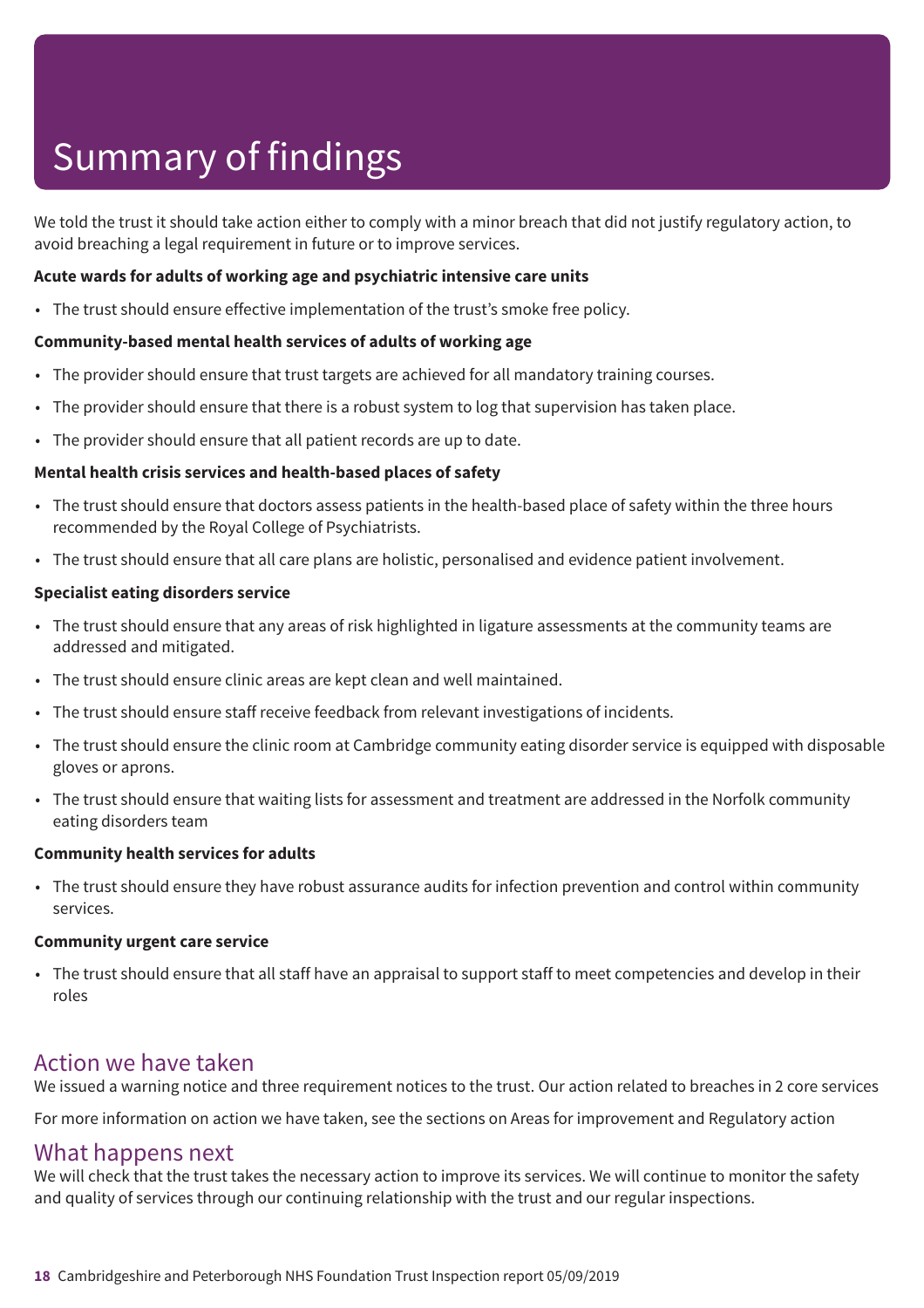# Summary of findings

We told the trust it should take action either to comply with a minor breach that did not justify regulatory action, to avoid breaching a legal requirement in future or to improve services.

**Acute wards for adults of working age and psychiatric intensive care units**

- The trust should ensure effective implementation of the trust's smoke free policy.

**Community-based mental health services of adults of working age**

- The provider should ensure that trust targets are achieved for all mandatory training courses.
- The provider should ensure that there is a robust system to log that supervision has taken place.
- The provider should ensure that all patient records are up to date.

**Mental health crisis services and health-based places of safety**

- The trust should ensure that doctors assess patients in the health-based place of safety within the three hours recommended by the Royal College of Psychiatrists.
- The trust should ensure that all care plans are holistic, personalised and evidence patient involvement.

**Specialist eating disorders service**

- The trust should ensure that any areas of risk highlighted in ligature assessments at the community teams are addressed and mitigated.
- The trust should ensure clinic areas are kept clean and well maintained.
- The trust should ensure staff receive feedback from relevant investigations of incidents.
- The trust should ensure the clinic room at Cambridge community eating disorder service is equipped with disposable gloves or aprons.
- The trust should ensure that waiting lists for assessment and treatment are addressed in the Norfolk community eating disorders team

**Community health services for adults**

- The trust should ensure they have robust assurance audits for infection prevention and control within community services.

**Community urgent care service**

- The trust should ensure that all staff have an appraisal to support staff to meet competencies and develop in their roles

## Action we have taken

We issued a warning notice and three requirement notices to the trust. Our action related to breaches in 2 core services

For more information on action we have taken, see the sections on Areas for improvement and Regulatory action

## What happens next

We will check that the trust takes the necessary action to improve its services. We will continue to monitor the safety and quality of services through our continuing relationship with the trust and our regular inspections.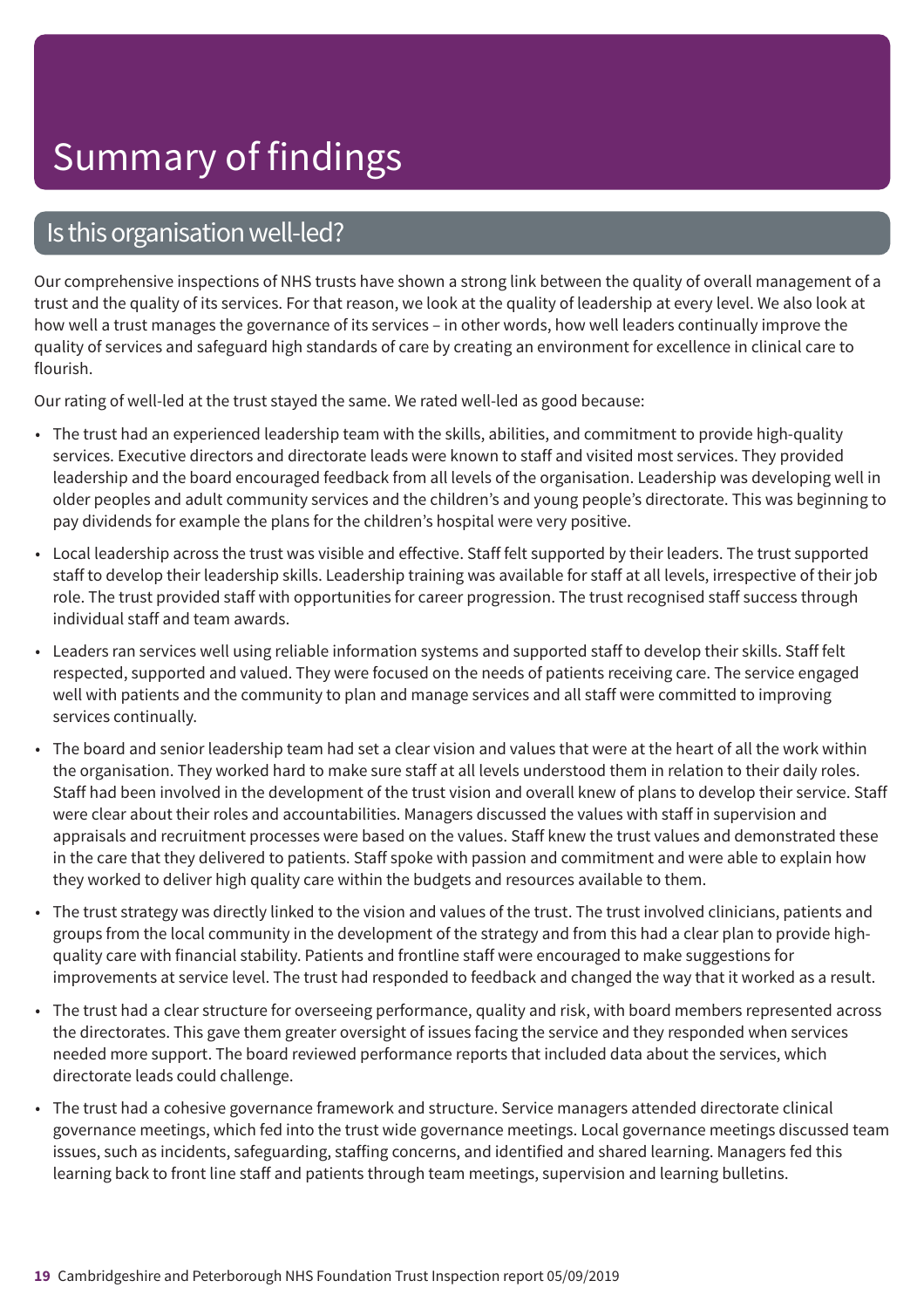# Summary of findings

## Is this organisation well-led?

Our comprehensive inspections of NHS trusts have shown a strong link between the quality of overall management of a trust and the quality of its services. For that reason, we look at the quality of leadership at every level. We also look at how well a trust manages the governance of its services – in other words, how well leaders continually improve the quality of services and safeguard high standards of care by creating an environment for excellence in clinical care to flourish.

Our rating of well-led at the trust stayed the same. We rated well-led as good because:

- The trust had an experienced leadership team with the skills, abilities, and commitment to provide high-quality services. Executive directors and directorate leads were known to staff and visited most services. They provided leadership and the board encouraged feedback from all levels of the organisation. Leadership was developing well in older peoples and adult community services and the children's and young people's directorate. This was beginning to pay dividends for example the plans for the children's hospital were very positive.
- Local leadership across the trust was visible and effective. Staff felt supported by their leaders. The trust supported staff to develop their leadership skills. Leadership training was available for staff at all levels, irrespective of their job role. The trust provided staff with opportunities for career progression. The trust recognised staff success through individual staff and team awards.
- Leaders ran services well using reliable information systems and supported staff to develop their skills. Staff felt respected, supported and valued. They were focused on the needs of patients receiving care. The service engaged well with patients and the community to plan and manage services and all staff were committed to improving services continually.
- The board and senior leadership team had set a clear vision and values that were at the heart of all the work within the organisation. They worked hard to make sure staff at all levels understood them in relation to their daily roles. Staff had been involved in the development of the trust vision and overall knew of plans to develop their service. Staff were clear about their roles and accountabilities. Managers discussed the values with staff in supervision and appraisals and recruitment processes were based on the values. Staff knew the trust values and demonstrated these in the care that they delivered to patients. Staff spoke with passion and commitment and were able to explain how they worked to deliver high quality care within the budgets and resources available to them.
- The trust strategy was directly linked to the vision and values of the trust. The trust involved clinicians, patients and groups from the local community in the development of the strategy and from this had a clear plan to provide high-quality care with financial stability. Patients and frontline staff were encouraged to make suggestions for improvements at service level. The trust had responded to feedback and changed the way that it worked as a result.
- The trust had a clear structure for overseeing performance, quality and risk, with board members represented across the directorates. This gave them greater oversight of issues facing the service and they responded when services needed more support. The board reviewed performance reports that included data about the services, which directorate leads could challenge.
- The trust had a cohesive governance framework and structure. Service managers attended directorate clinical governance meetings, which fed into the trust wide governance meetings. Local governance meetings discussed team issues, such as incidents, safeguarding, staffing concerns, and identified and shared learning. Managers fed this learning back to front line staff and patients through team meetings, supervision and learning bulletins.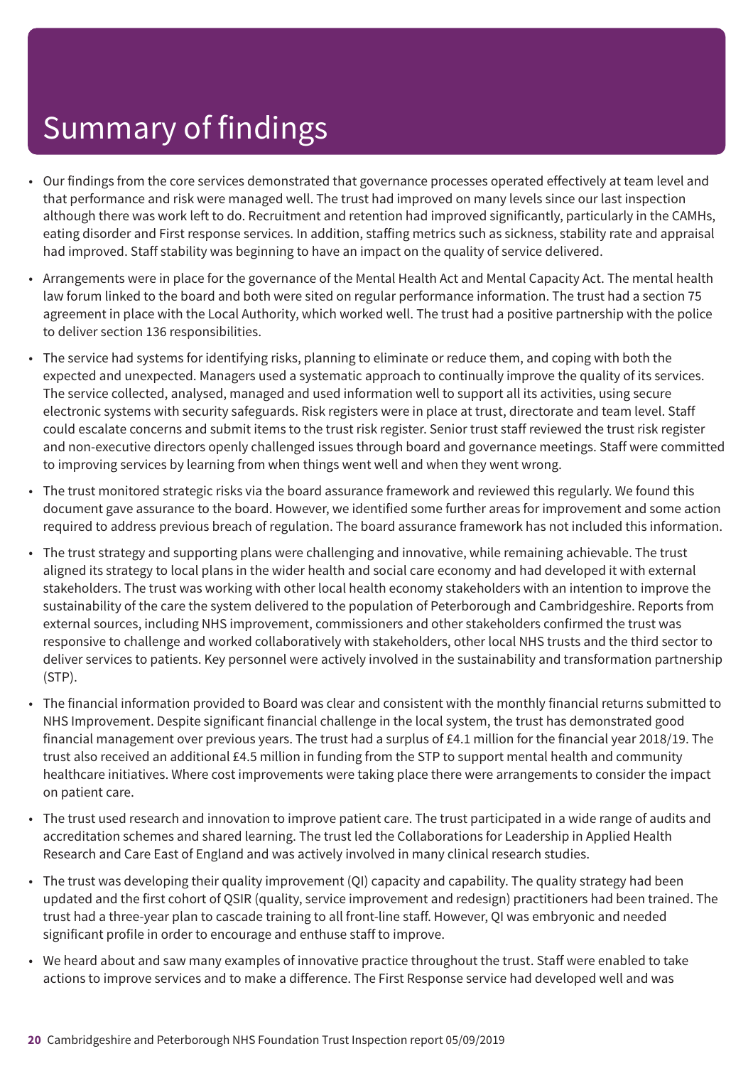# Summary of findings

- Our findings from the core services demonstrated that governance processes operated effectively at team level and that performance and risk were managed well. The trust had improved on many levels since our last inspection although there was work left to do. Recruitment and retention had improved significantly, particularly in the CAMHs, eating disorder and First response services. In addition, staffing metrics such as sickness, stability rate and appraisal had improved. Staff stability was beginning to have an impact on the quality of service delivered.
- Arrangements were in place for the governance of the Mental Health Act and Mental Capacity Act. The mental health law forum linked to the board and both were sited on regular performance information. The trust had a section 75 agreement in place with the Local Authority, which worked well. The trust had a positive partnership with the police to deliver section 136 responsibilities.
- The service had systems for identifying risks, planning to eliminate or reduce them, and coping with both the expected and unexpected. Managers used a systematic approach to continually improve the quality of its services. The service collected, analysed, managed and used information well to support all its activities, using secure electronic systems with security safeguards. Risk registers were in place at trust, directorate and team level. Staff could escalate concerns and submit items to the trust risk register. Senior trust staff reviewed the trust risk register and non-executive directors openly challenged issues through board and governance meetings. Staff were committed to improving services by learning from when things went well and when they went wrong.
- The trust monitored strategic risks via the board assurance framework and reviewed this regularly. We found this document gave assurance to the board. However, we identified some further areas for improvement and some action required to address previous breach of regulation. The board assurance framework has not included this information.
- The trust strategy and supporting plans were challenging and innovative, while remaining achievable. The trust aligned its strategy to local plans in the wider health and social care economy and had developed it with external stakeholders. The trust was working with other local health economy stakeholders with an intention to improve the sustainability of the care the system delivered to the population of Peterborough and Cambridgeshire. Reports from external sources, including NHS improvement, commissioners and other stakeholders confirmed the trust was responsive to challenge and worked collaboratively with stakeholders, other local NHS trusts and the third sector to deliver services to patients. Key personnel were actively involved in the sustainability and transformation partnership (STP).
- The financial information provided to Board was clear and consistent with the monthly financial returns submitted to NHS Improvement. Despite significant financial challenge in the local system, the trust has demonstrated good financial management over previous years. The trust had a surplus of £4.1 million for the financial year 2018/19. The trust also received an additional £4.5 million in funding from the STP to support mental health and community healthcare initiatives. Where cost improvements were taking place there were arrangements to consider the impact on patient care.
- The trust used research and innovation to improve patient care. The trust participated in a wide range of audits and accreditation schemes and shared learning. The trust led the Collaborations for Leadership in Applied Health Research and Care East of England and was actively involved in many clinical research studies.
- The trust was developing their quality improvement (QI) capacity and capability. The quality strategy had been updated and the first cohort of QSIR (quality, service improvement and redesign) practitioners had been trained. The trust had a three-year plan to cascade training to all front-line staff. However, QI was embryonic and needed significant profile in order to encourage and enthuse staff to improve.
- We heard about and saw many examples of innovative practice throughout the trust. Staff were enabled to take actions to improve services and to make a difference. The First Response service had developed well and was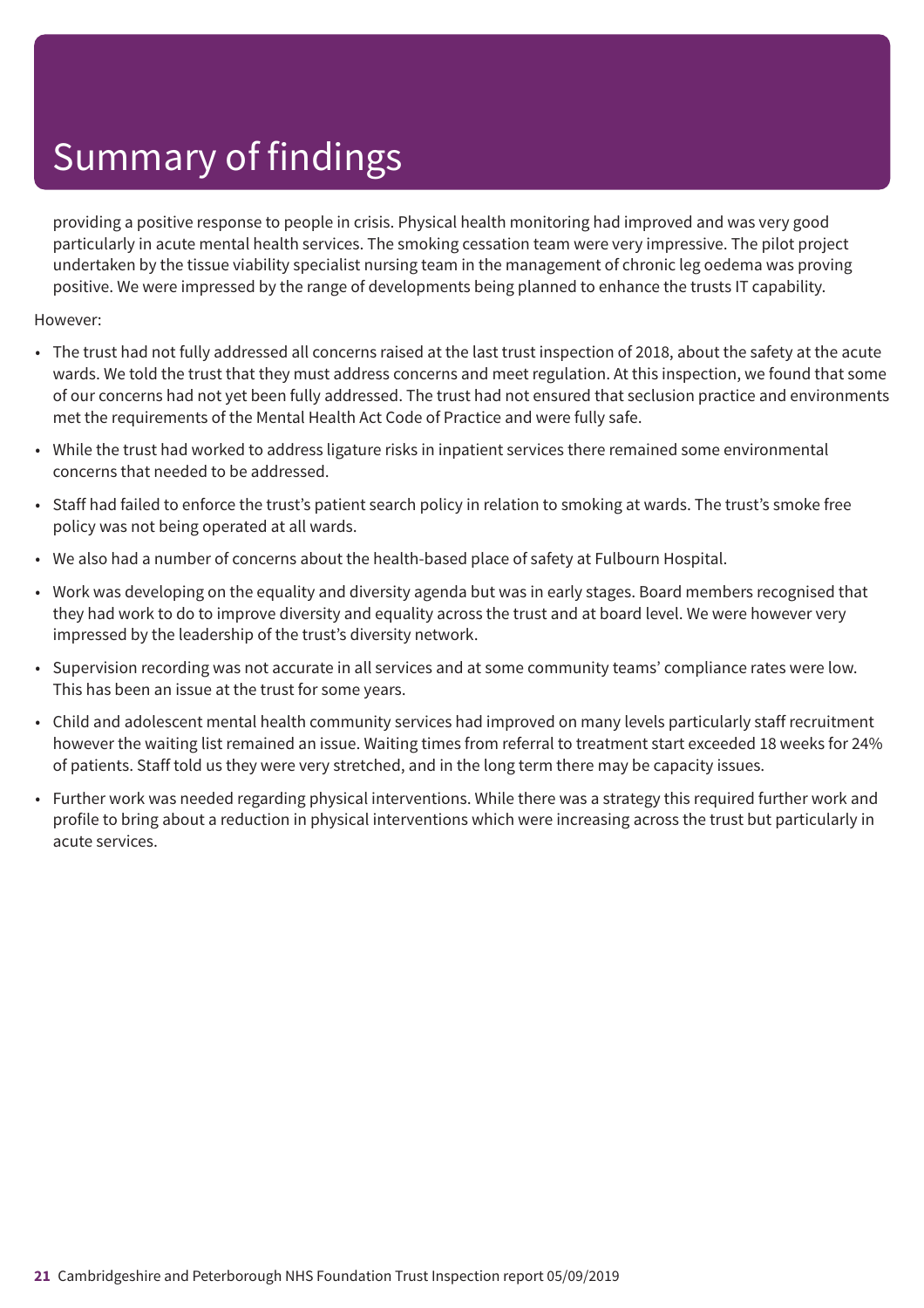# Summary of findings

providing a positive response to people in crisis. Physical health monitoring had improved and was very good particularly in acute mental health services. The smoking cessation team were very impressive. The pilot project undertaken by the tissue viability specialist nursing team in the management of chronic leg oedema was proving positive. We were impressed by the range of developments being planned to enhance the trusts IT capability.

However:

- The trust had not fully addressed all concerns raised at the last trust inspection of 2018, about the safety at the acute wards. We told the trust that they must address concerns and meet regulation. At this inspection, we found that some of our concerns had not yet been fully addressed. The trust had not ensured that seclusion practice and environments met the requirements of the Mental Health Act Code of Practice and were fully safe.
- While the trust had worked to address ligature risks in inpatient services there remained some environmental concerns that needed to be addressed.
- Staff had failed to enforce the trust's patient search policy in relation to smoking at wards. The trust's smoke free policy was not being operated at all wards.
- We also had a number of concerns about the health-based place of safety at Fulbourn Hospital.
- Work was developing on the equality and diversity agenda but was in early stages. Board members recognised that they had work to do to improve diversity and equality across the trust and at board level. We were however very impressed by the leadership of the trust's diversity network.
- Supervision recording was not accurate in all services and at some community teams' compliance rates were low. This has been an issue at the trust for some years.
- Child and adolescent mental health community services had improved on many levels particularly staff recruitment however the waiting list remained an issue. Waiting times from referral to treatment start exceeded 18 weeks for 24% of patients. Staff told us they were very stretched, and in the long term there may be capacity issues.
- Further work was needed regarding physical interventions. While there was a strategy this required further work and profile to bring about a reduction in physical interventions which were increasing across the trust but particularly in acute services.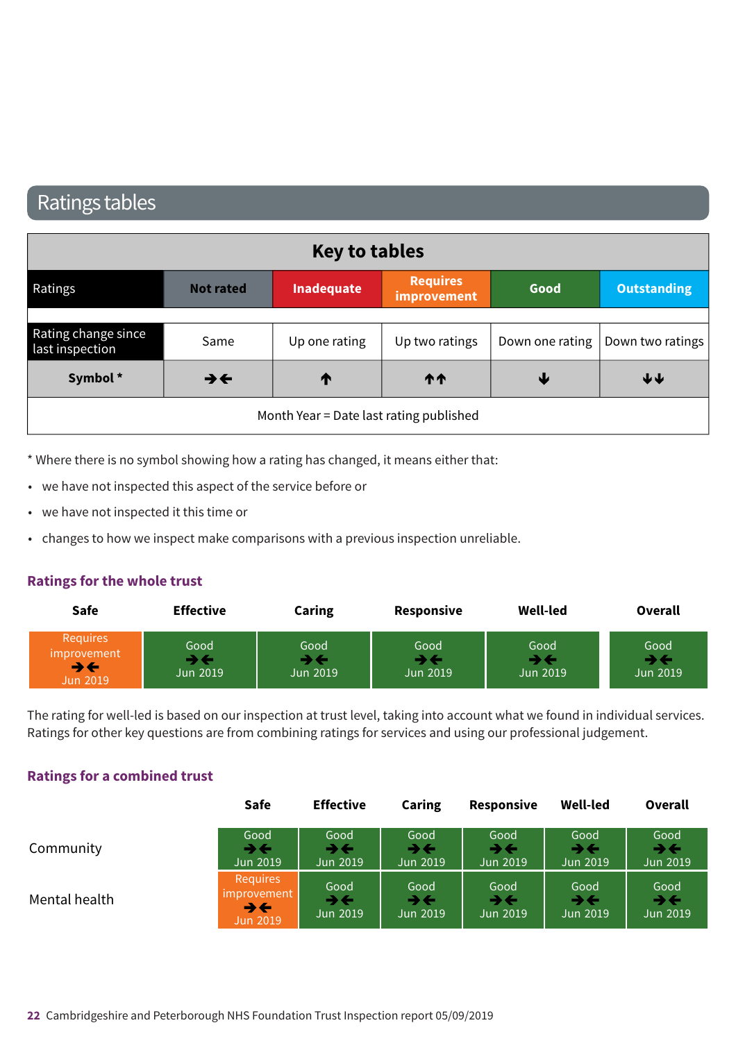# Ratings tables

| Key to tables | | | | | |
|---|---|---|---|---|---|
| Ratings | Not rated | Inadequate | Requires improvement | Good | Outstanding |
| Rating change since last inspection | Same | Up one rating | Up two ratings | Down one rating | Down two ratings |
| **Symbol *** | →← | ↑ | ↑↑ | ↓ | ↓↓ |
| Month Year = Date last rating published | | | | | |

* Where there is no symbol showing how a rating has changed, it means either that:

- we have not inspected this aspect of the service before or
- we have not inspected it this time or
- changes to how we inspect make comparisons with a previous inspection unreliable.

## Ratings for the whole trust

| Safe | Effective | Caring | Responsive | Well-led | Overall |
|---|---|---|---|---|---|
| Requires improvement →← Jun 2019 | Good →← Jun 2019 | Good →← Jun 2019 | Good →← Jun 2019 | Good →← Jun 2019 | Good →← Jun 2019 |

The rating for well-led is based on our inspection at trust level, taking into account what we found in individual services. Ratings for other key questions are from combining ratings for services and using our professional judgement.

## Ratings for a combined trust

| | Safe | Effective | Caring | Responsive | Well-led | Overall |
|---|---|---|---|---|---|---|
| Community | Good →← Jun 2019 | Good →← Jun 2019 | Good →← Jun 2019 | Good →← Jun 2019 | Good →← Jun 2019 | Good →← Jun 2019 |
| Mental health | Requires improvement →← Jun 2019 | Good →← Jun 2019 | Good →← Jun 2019 | Good →← Jun 2019 | Good →← Jun 2019 | Good →← Jun 2019 |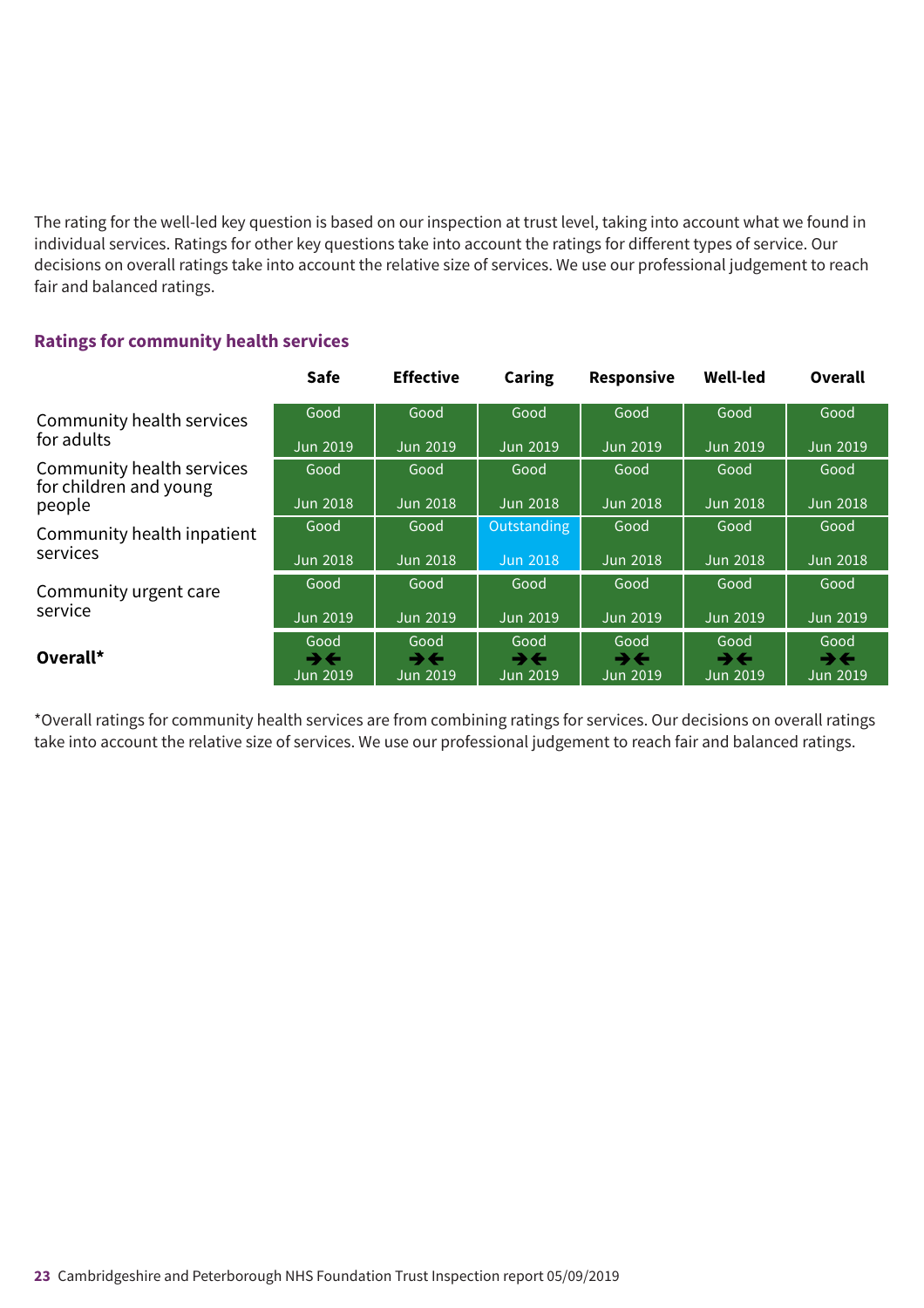The rating for the well-led key question is based on our inspection at trust level, taking into account what we found in individual services. Ratings for other key questions take into account the ratings for different types of service. Our decisions on overall ratings take into account the relative size of services. We use our professional judgement to reach fair and balanced ratings.

## Ratings for community health services

| | Safe | Effective | Caring | Responsive | Well-led | Overall |
|---|---|---|---|---|---|---|
| Community health services for adults | Good<br>Jun 2019 | Good<br>Jun 2019 | Good<br>Jun 2019 | Good<br>Jun 2019 | Good<br>Jun 2019 | Good<br>Jun 2019 |
| Community health services for children and young people | Good<br>Jun 2018 | Good<br>Jun 2018 | Good<br>Jun 2018 | Good<br>Jun 2018 | Good<br>Jun 2018 | Good<br>Jun 2018 |
| Community health inpatient services | Good<br>Jun 2018 | Good<br>Jun 2018 | Outstanding<br>Jun 2018 | Good<br>Jun 2018 | Good<br>Jun 2018 | Good<br>Jun 2018 |
| Community urgent care service | Good<br>Jun 2019 | Good<br>Jun 2019 | Good<br>Jun 2019 | Good<br>Jun 2019 | Good<br>Jun 2019 | Good<br>Jun 2019 |
| **Overall*** | Good<br>→←<br>Jun 2019 | Good<br>→←<br>Jun 2019 | Good<br>→←<br>Jun 2019 | Good<br>→←<br>Jun 2019 | Good<br>→←<br>Jun 2019 | Good<br>→←<br>Jun 2019 |

*Overall ratings for community health services are from combining ratings for services. Our decisions on overall ratings take into account the relative size of services. We use our professional judgement to reach fair and balanced ratings.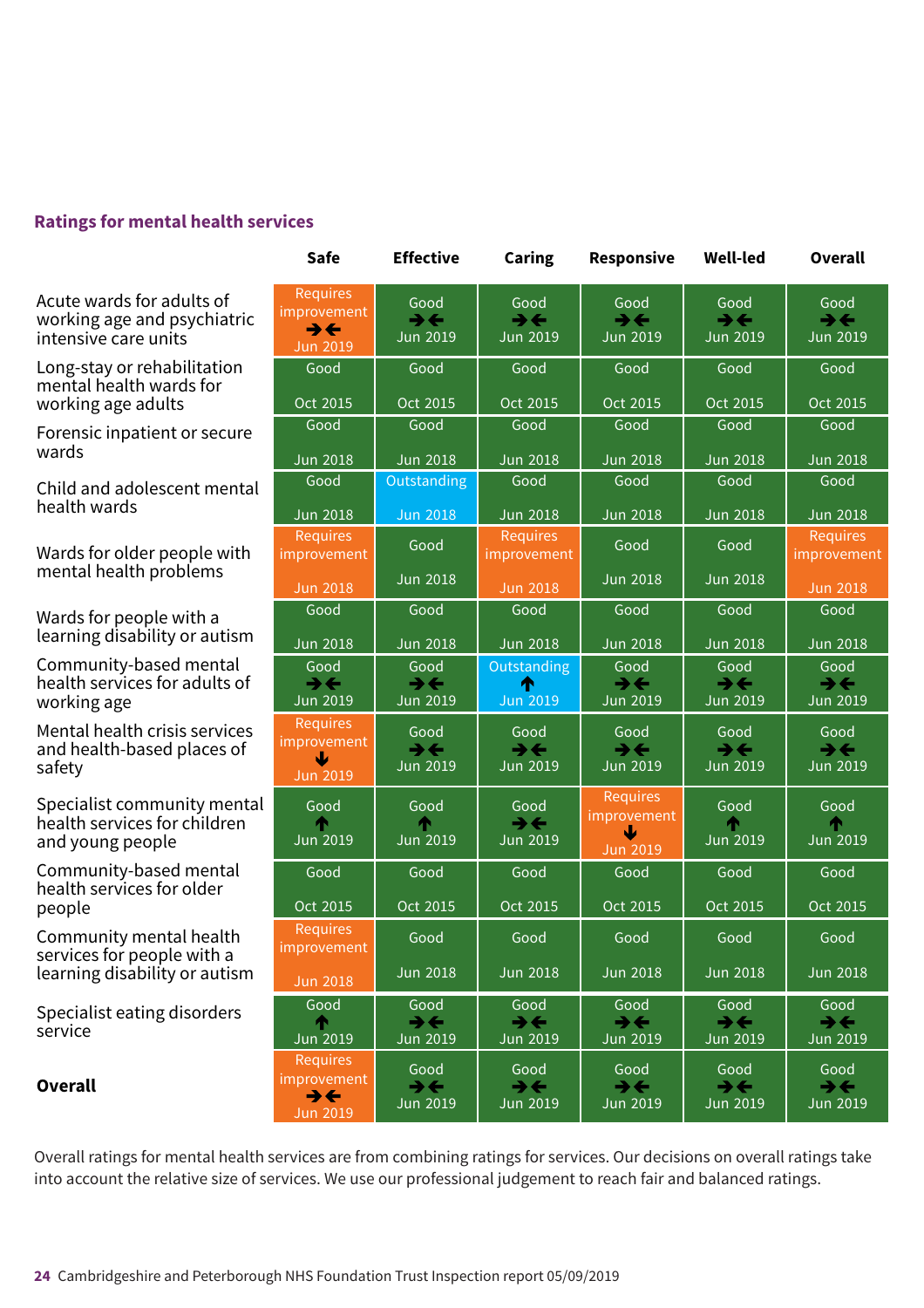## Ratings for mental health services

| | Safe | Effective | Caring | Responsive | Well-led | Overall |
|---|---|---|---|---|---|---|
| Acute wards for adults of working age and psychiatric intensive care units | Requires improvement →← Jun 2019 | Good →← Jun 2019 | Good →← Jun 2019 | Good →← Jun 2019 | Good →← Jun 2019 | Good →← Jun 2019 |
| Long-stay or rehabilitation mental health wards for working age adults | Good Oct 2015 | Good Oct 2015 | Good Oct 2015 | Good Oct 2015 | Good Oct 2015 | Good Oct 2015 |
| Forensic inpatient or secure wards | Good Jun 2018 | Good Jun 2018 | Good Jun 2018 | Good Jun 2018 | Good Jun 2018 | Good Jun 2018 |
| Child and adolescent mental health wards | Good Jun 2018 | Outstanding Jun 2018 | Good Jun 2018 | Good Jun 2018 | Good Jun 2018 | Good Jun 2018 |
| Wards for older people with mental health problems | Requires improvement Jun 2018 | Good Jun 2018 | Requires improvement Jun 2018 | Good Jun 2018 | Good Jun 2018 | Requires improvement Jun 2018 |
| Wards for people with a learning disability or autism | Good Jun 2018 | Good Jun 2018 | Good Jun 2018 | Good Jun 2018 | Good Jun 2018 | Good Jun 2018 |
| Community-based mental health services for adults of working age | Good →← Jun 2019 | Good →← Jun 2019 | Outstanding ↑ Jun 2019 | Good →← Jun 2019 | Good →← Jun 2019 | Good →← Jun 2019 |
| Mental health crisis services and health-based places of safety | Requires improvement ↓ Jun 2019 | Good →← Jun 2019 | Good →← Jun 2019 | Good →← Jun 2019 | Good →← Jun 2019 | Good →← Jun 2019 |
| Specialist community mental health services for children and young people | Good ↑ Jun 2019 | Good ↑ Jun 2019 | Good →← Jun 2019 | Requires improvement ↓ Jun 2019 | Good ↑ Jun 2019 | Good ↑ Jun 2019 |
| Community-based mental health services for older people | Good Oct 2015 | Good Oct 2015 | Good Oct 2015 | Good Oct 2015 | Good Oct 2015 | Good Oct 2015 |
| Community mental health services for people with a learning disability or autism | Requires improvement Jun 2018 | Good Jun 2018 | Good Jun 2018 | Good Jun 2018 | Good Jun 2018 | Good Jun 2018 |
| Specialist eating disorders service | Good ↑ Jun 2019 | Good →← Jun 2019 | Good →← Jun 2019 | Good →← Jun 2019 | Good →← Jun 2019 | Good →← Jun 2019 |
| **Overall** | Requires improvement →← Jun 2019 | Good →← Jun 2019 | Good →← Jun 2019 | Good →← Jun 2019 | Good →← Jun 2019 | Good →← Jun 2019 |

Overall ratings for mental health services are from combining ratings for services. Our decisions on overall ratings take into account the relative size of services. We use our professional judgement to reach fair and balanced ratings.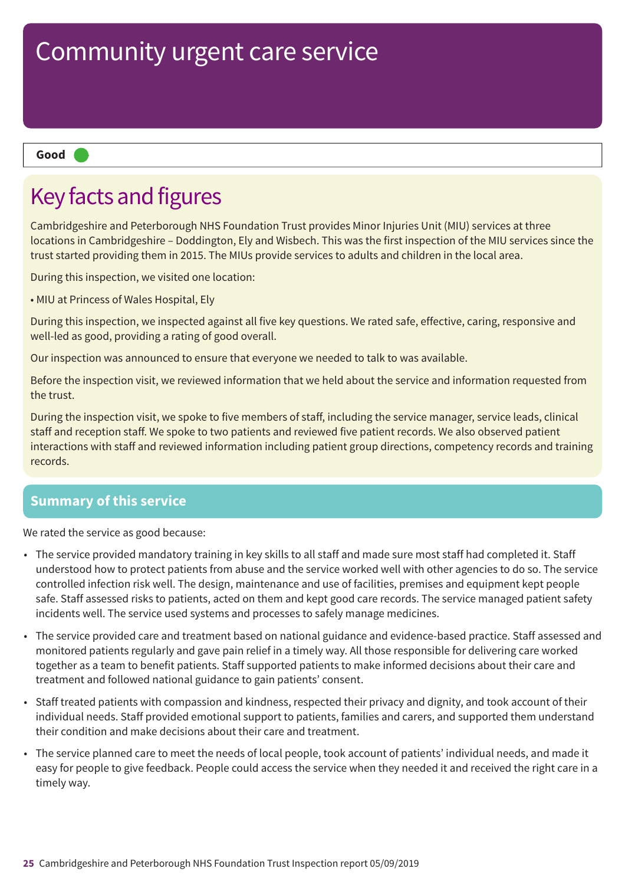# Community urgent care service

**Good**

## Key facts and figures

Cambridgeshire and Peterborough NHS Foundation Trust provides Minor Injuries Unit (MIU) services at three locations in Cambridgeshire – Doddington, Ely and Wisbech. This was the first inspection of the MIU services since the trust started providing them in 2015. The MIUs provide services to adults and children in the local area.

During this inspection, we visited one location:

- MIU at Princess of Wales Hospital, Ely

During this inspection, we inspected against all five key questions. We rated safe, effective, caring, responsive and well-led as good, providing a rating of good overall.

Our inspection was announced to ensure that everyone we needed to talk to was available.

Before the inspection visit, we reviewed information that we held about the service and information requested from the trust.

During the inspection visit, we spoke to five members of staff, including the service manager, service leads, clinical staff and reception staff. We spoke to two patients and reviewed five patient records. We also observed patient interactions with staff and reviewed information including patient group directions, competency records and training records.

## Summary of this service

We rated the service as good because:

- The service provided mandatory training in key skills to all staff and made sure most staff had completed it. Staff understood how to protect patients from abuse and the service worked well with other agencies to do so. The service controlled infection risk well. The design, maintenance and use of facilities, premises and equipment kept people safe. Staff assessed risks to patients, acted on them and kept good care records. The service managed patient safety incidents well. The service used systems and processes to safely manage medicines.
- The service provided care and treatment based on national guidance and evidence-based practice. Staff assessed and monitored patients regularly and gave pain relief in a timely way. All those responsible for delivering care worked together as a team to benefit patients. Staff supported patients to make informed decisions about their care and treatment and followed national guidance to gain patients' consent.
- Staff treated patients with compassion and kindness, respected their privacy and dignity, and took account of their individual needs. Staff provided emotional support to patients, families and carers, and supported them understand their condition and make decisions about their care and treatment.
- The service planned care to meet the needs of local people, took account of patients' individual needs, and made it easy for people to give feedback. People could access the service when they needed it and received the right care in a timely way.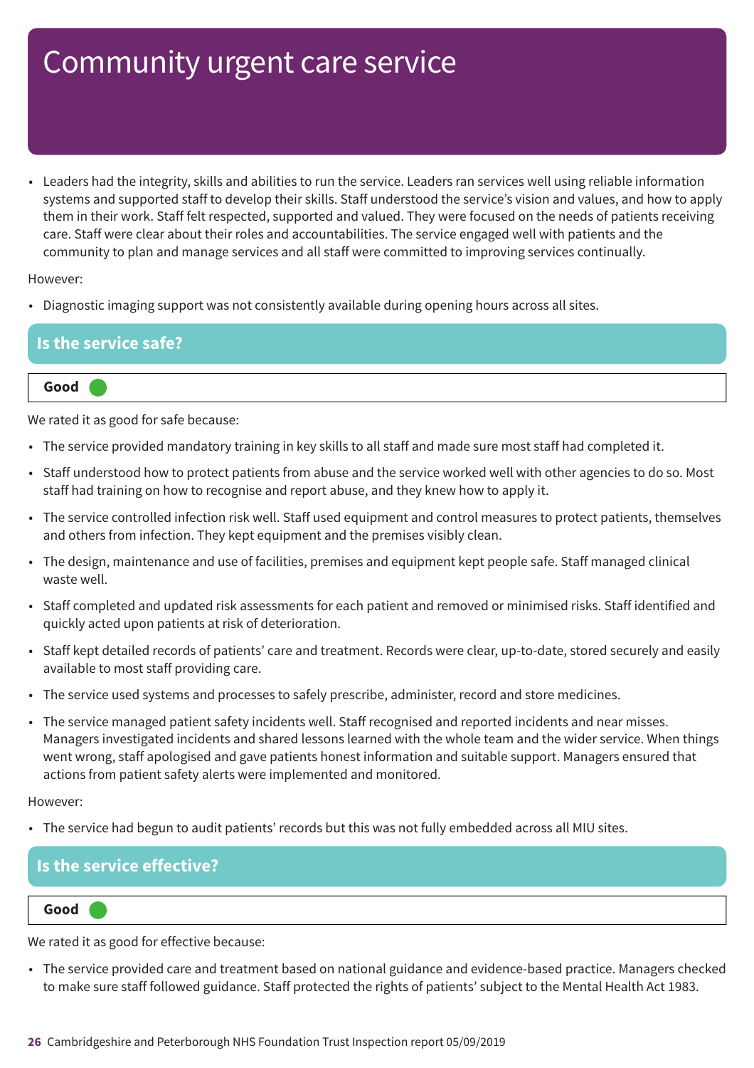# Community urgent care service

- Leaders had the integrity, skills and abilities to run the service. Leaders ran services well using reliable information systems and supported staff to develop their skills. Staff understood the service's vision and values, and how to apply them in their work. Staff felt respected, supported and valued. They were focused on the needs of patients receiving care. Staff were clear about their roles and accountabilities. The service engaged well with patients and the community to plan and manage services and all staff were committed to improving services continually.

However:

- Diagnostic imaging support was not consistently available during opening hours across all sites.

## Is the service safe?

**Good**

We rated it as good for safe because:

- The service provided mandatory training in key skills to all staff and made sure most staff had completed it.
- Staff understood how to protect patients from abuse and the service worked well with other agencies to do so. Most staff had training on how to recognise and report abuse, and they knew how to apply it.
- The service controlled infection risk well. Staff used equipment and control measures to protect patients, themselves and others from infection. They kept equipment and the premises visibly clean.
- The design, maintenance and use of facilities, premises and equipment kept people safe. Staff managed clinical waste well.
- Staff completed and updated risk assessments for each patient and removed or minimised risks. Staff identified and quickly acted upon patients at risk of deterioration.
- Staff kept detailed records of patients' care and treatment. Records were clear, up-to-date, stored securely and easily available to most staff providing care.
- The service used systems and processes to safely prescribe, administer, record and store medicines.
- The service managed patient safety incidents well. Staff recognised and reported incidents and near misses. Managers investigated incidents and shared lessons learned with the whole team and the wider service. When things went wrong, staff apologised and gave patients honest information and suitable support. Managers ensured that actions from patient safety alerts were implemented and monitored.

However:

- The service had begun to audit patients' records but this was not fully embedded across all MIU sites.

## Is the service effective?

**Good**

We rated it as good for effective because:

- The service provided care and treatment based on national guidance and evidence-based practice. Managers checked to make sure staff followed guidance. Staff protected the rights of patients' subject to the Mental Health Act 1983.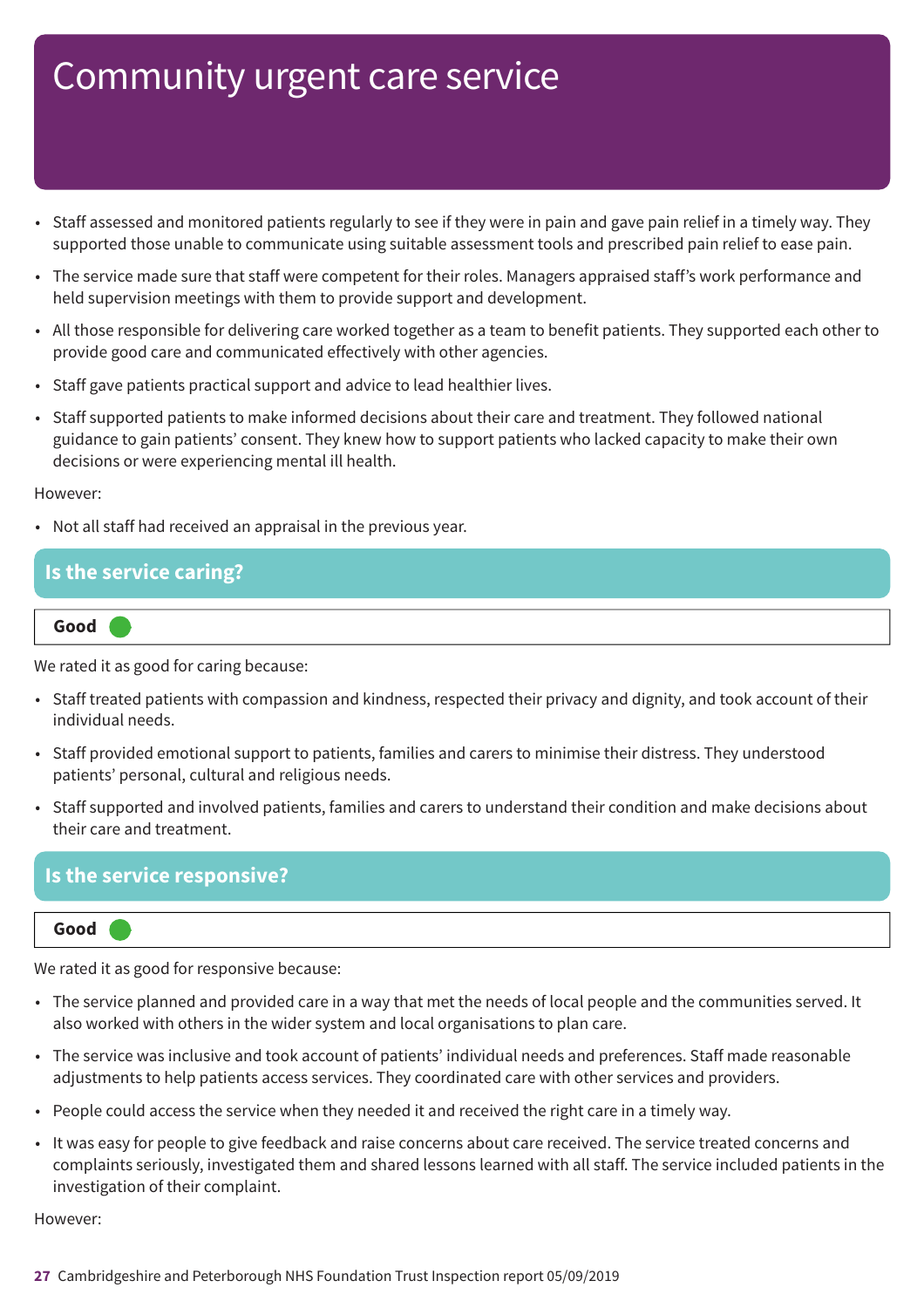# Community urgent care service

- Staff assessed and monitored patients regularly to see if they were in pain and gave pain relief in a timely way. They supported those unable to communicate using suitable assessment tools and prescribed pain relief to ease pain.
- The service made sure that staff were competent for their roles. Managers appraised staff's work performance and held supervision meetings with them to provide support and development.
- All those responsible for delivering care worked together as a team to benefit patients. They supported each other to provide good care and communicated effectively with other agencies.
- Staff gave patients practical support and advice to lead healthier lives.
- Staff supported patients to make informed decisions about their care and treatment. They followed national guidance to gain patients' consent. They knew how to support patients who lacked capacity to make their own decisions or were experiencing mental ill health.

However:

- Not all staff had received an appraisal in the previous year.

## Is the service caring?

**Good**

We rated it as good for caring because:

- Staff treated patients with compassion and kindness, respected their privacy and dignity, and took account of their individual needs.
- Staff provided emotional support to patients, families and carers to minimise their distress. They understood patients' personal, cultural and religious needs.
- Staff supported and involved patients, families and carers to understand their condition and make decisions about their care and treatment.

## Is the service responsive?

**Good**

We rated it as good for responsive because:

- The service planned and provided care in a way that met the needs of local people and the communities served. It also worked with others in the wider system and local organisations to plan care.
- The service was inclusive and took account of patients' individual needs and preferences. Staff made reasonable adjustments to help patients access services. They coordinated care with other services and providers.
- People could access the service when they needed it and received the right care in a timely way.
- It was easy for people to give feedback and raise concerns about care received. The service treated concerns and complaints seriously, investigated them and shared lessons learned with all staff. The service included patients in the investigation of their complaint.

However: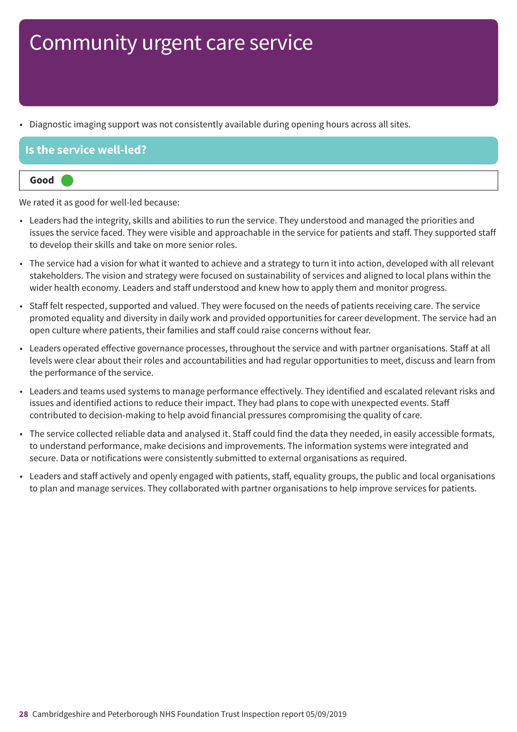# Community urgent care service

- Diagnostic imaging support was not consistently available during opening hours across all sites.

## Is the service well-led?

**Good**

We rated it as good for well-led because:

- Leaders had the integrity, skills and abilities to run the service. They understood and managed the priorities and issues the service faced. They were visible and approachable in the service for patients and staff. They supported staff to develop their skills and take on more senior roles.
- The service had a vision for what it wanted to achieve and a strategy to turn it into action, developed with all relevant stakeholders. The vision and strategy were focused on sustainability of services and aligned to local plans within the wider health economy. Leaders and staff understood and knew how to apply them and monitor progress.
- Staff felt respected, supported and valued. They were focused on the needs of patients receiving care. The service promoted equality and diversity in daily work and provided opportunities for career development. The service had an open culture where patients, their families and staff could raise concerns without fear.
- Leaders operated effective governance processes, throughout the service and with partner organisations. Staff at all levels were clear about their roles and accountabilities and had regular opportunities to meet, discuss and learn from the performance of the service.
- Leaders and teams used systems to manage performance effectively. They identified and escalated relevant risks and issues and identified actions to reduce their impact. They had plans to cope with unexpected events. Staff contributed to decision-making to help avoid financial pressures compromising the quality of care.
- The service collected reliable data and analysed it. Staff could find the data they needed, in easily accessible formats, to understand performance, make decisions and improvements. The information systems were integrated and secure. Data or notifications were consistently submitted to external organisations as required.
- Leaders and staff actively and openly engaged with patients, staff, equality groups, the public and local organisations to plan and manage services. They collaborated with partner organisations to help improve services for patients.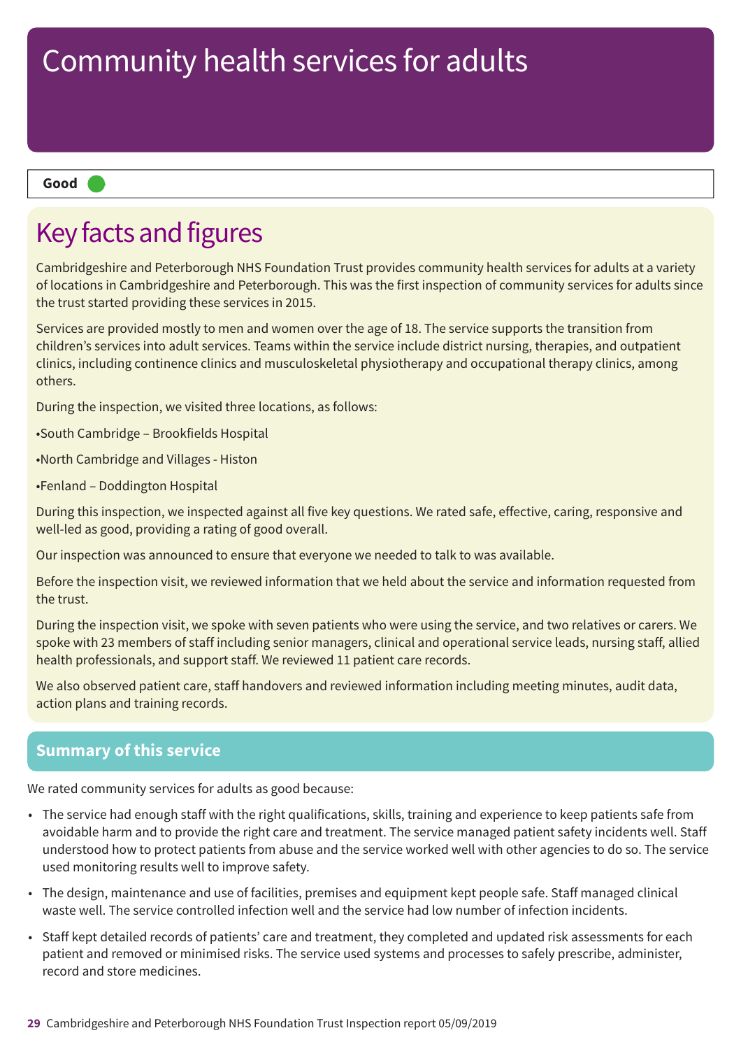# Community health services for adults

**Good**

## Key facts and figures

Cambridgeshire and Peterborough NHS Foundation Trust provides community health services for adults at a variety of locations in Cambridgeshire and Peterborough. This was the first inspection of community services for adults since the trust started providing these services in 2015.

Services are provided mostly to men and women over the age of 18. The service supports the transition from children's services into adult services. Teams within the service include district nursing, therapies, and outpatient clinics, including continence clinics and musculoskeletal physiotherapy and occupational therapy clinics, among others.

During the inspection, we visited three locations, as follows:

•South Cambridge – Brookfields Hospital

•North Cambridge and Villages - Histon

•Fenland – Doddington Hospital

During this inspection, we inspected against all five key questions. We rated safe, effective, caring, responsive and well-led as good, providing a rating of good overall.

Our inspection was announced to ensure that everyone we needed to talk to was available.

Before the inspection visit, we reviewed information that we held about the service and information requested from the trust.

During the inspection visit, we spoke with seven patients who were using the service, and two relatives or carers. We spoke with 23 members of staff including senior managers, clinical and operational service leads, nursing staff, allied health professionals, and support staff. We reviewed 11 patient care records.

We also observed patient care, staff handovers and reviewed information including meeting minutes, audit data, action plans and training records.

## Summary of this service

We rated community services for adults as good because:

- The service had enough staff with the right qualifications, skills, training and experience to keep patients safe from avoidable harm and to provide the right care and treatment. The service managed patient safety incidents well. Staff understood how to protect patients from abuse and the service worked well with other agencies to do so. The service used monitoring results well to improve safety.
- The design, maintenance and use of facilities, premises and equipment kept people safe. Staff managed clinical waste well. The service controlled infection well and the service had low number of infection incidents.
- Staff kept detailed records of patients' care and treatment, they completed and updated risk assessments for each patient and removed or minimised risks. The service used systems and processes to safely prescribe, administer, record and store medicines.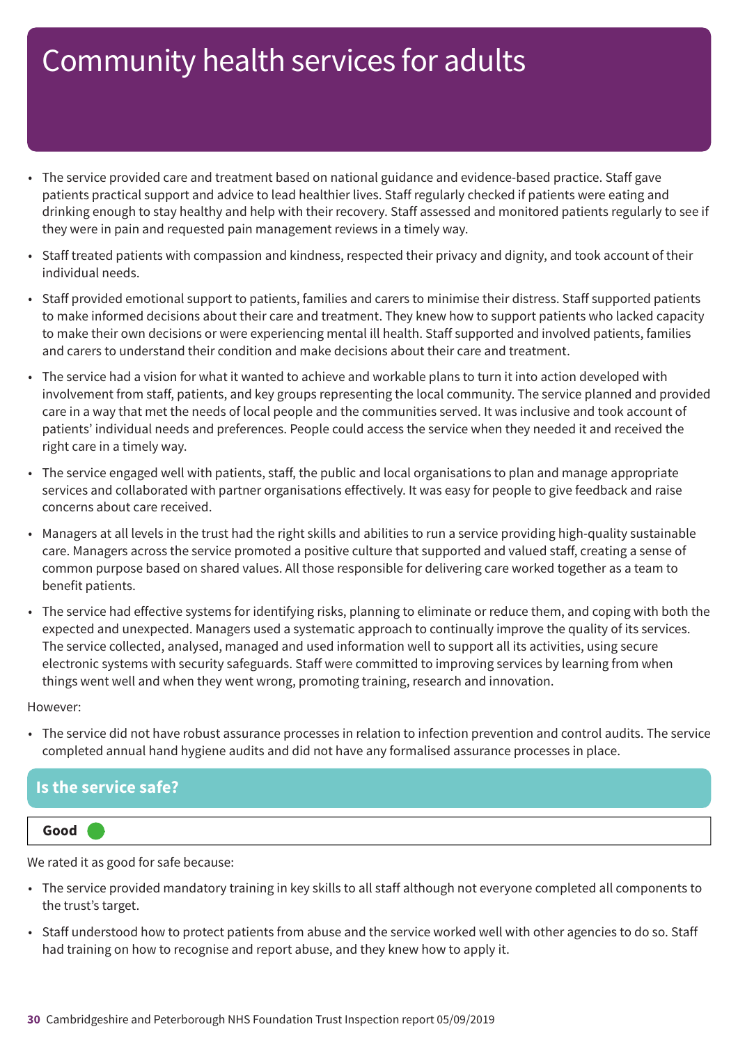# Community health services for adults

- The service provided care and treatment based on national guidance and evidence-based practice. Staff gave patients practical support and advice to lead healthier lives. Staff regularly checked if patients were eating and drinking enough to stay healthy and help with their recovery. Staff assessed and monitored patients regularly to see if they were in pain and requested pain management reviews in a timely way.
- Staff treated patients with compassion and kindness, respected their privacy and dignity, and took account of their individual needs.
- Staff provided emotional support to patients, families and carers to minimise their distress. Staff supported patients to make informed decisions about their care and treatment. They knew how to support patients who lacked capacity to make their own decisions or were experiencing mental ill health. Staff supported and involved patients, families and carers to understand their condition and make decisions about their care and treatment.
- The service had a vision for what it wanted to achieve and workable plans to turn it into action developed with involvement from staff, patients, and key groups representing the local community. The service planned and provided care in a way that met the needs of local people and the communities served. It was inclusive and took account of patients' individual needs and preferences. People could access the service when they needed it and received the right care in a timely way.
- The service engaged well with patients, staff, the public and local organisations to plan and manage appropriate services and collaborated with partner organisations effectively. It was easy for people to give feedback and raise concerns about care received.
- Managers at all levels in the trust had the right skills and abilities to run a service providing high-quality sustainable care. Managers across the service promoted a positive culture that supported and valued staff, creating a sense of common purpose based on shared values. All those responsible for delivering care worked together as a team to benefit patients.
- The service had effective systems for identifying risks, planning to eliminate or reduce them, and coping with both the expected and unexpected. Managers used a systematic approach to continually improve the quality of its services. The service collected, analysed, managed and used information well to support all its activities, using secure electronic systems with security safeguards. Staff were committed to improving services by learning from when things went well and when they went wrong, promoting training, research and innovation.

However:

- The service did not have robust assurance processes in relation to infection prevention and control audits. The service completed annual hand hygiene audits and did not have any formalised assurance processes in place.

## Is the service safe?

**Good**

We rated it as good for safe because:

- The service provided mandatory training in key skills to all staff although not everyone completed all components to the trust's target.
- Staff understood how to protect patients from abuse and the service worked well with other agencies to do so. Staff had training on how to recognise and report abuse, and they knew how to apply it.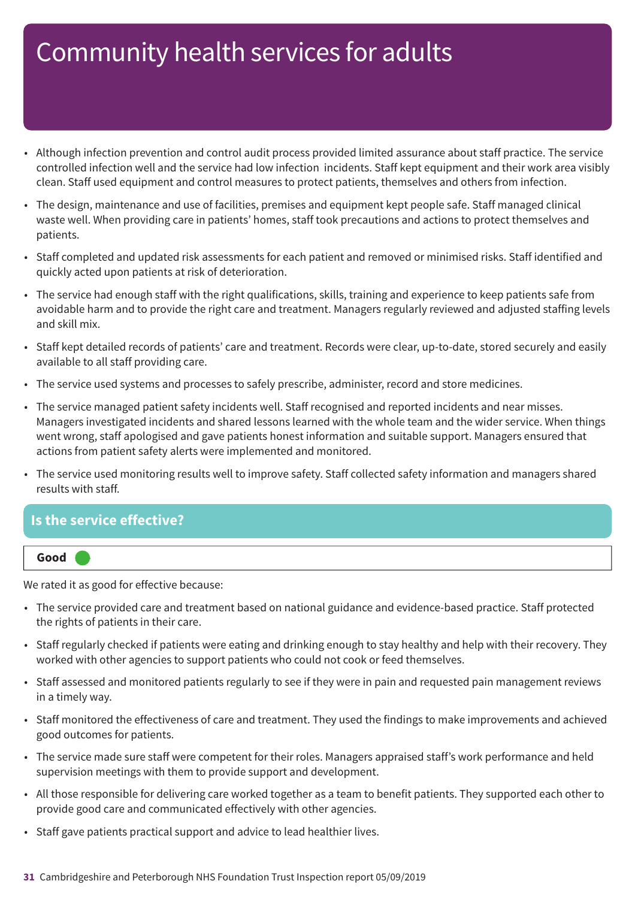# Community health services for adults

- Although infection prevention and control audit process provided limited assurance about staff practice. The service controlled infection well and the service had low infection incidents. Staff kept equipment and their work area visibly clean. Staff used equipment and control measures to protect patients, themselves and others from infection.
- The design, maintenance and use of facilities, premises and equipment kept people safe. Staff managed clinical waste well. When providing care in patients' homes, staff took precautions and actions to protect themselves and patients.
- Staff completed and updated risk assessments for each patient and removed or minimised risks. Staff identified and quickly acted upon patients at risk of deterioration.
- The service had enough staff with the right qualifications, skills, training and experience to keep patients safe from avoidable harm and to provide the right care and treatment. Managers regularly reviewed and adjusted staffing levels and skill mix.
- Staff kept detailed records of patients' care and treatment. Records were clear, up-to-date, stored securely and easily available to all staff providing care.
- The service used systems and processes to safely prescribe, administer, record and store medicines.
- The service managed patient safety incidents well. Staff recognised and reported incidents and near misses. Managers investigated incidents and shared lessons learned with the whole team and the wider service. When things went wrong, staff apologised and gave patients honest information and suitable support. Managers ensured that actions from patient safety alerts were implemented and monitored.
- The service used monitoring results well to improve safety. Staff collected safety information and managers shared results with staff.

## Is the service effective?

**Good**

We rated it as good for effective because:

- The service provided care and treatment based on national guidance and evidence-based practice. Staff protected the rights of patients in their care.
- Staff regularly checked if patients were eating and drinking enough to stay healthy and help with their recovery. They worked with other agencies to support patients who could not cook or feed themselves.
- Staff assessed and monitored patients regularly to see if they were in pain and requested pain management reviews in a timely way.
- Staff monitored the effectiveness of care and treatment. They used the findings to make improvements and achieved good outcomes for patients.
- The service made sure staff were competent for their roles. Managers appraised staff's work performance and held supervision meetings with them to provide support and development.
- All those responsible for delivering care worked together as a team to benefit patients. They supported each other to provide good care and communicated effectively with other agencies.
- Staff gave patients practical support and advice to lead healthier lives.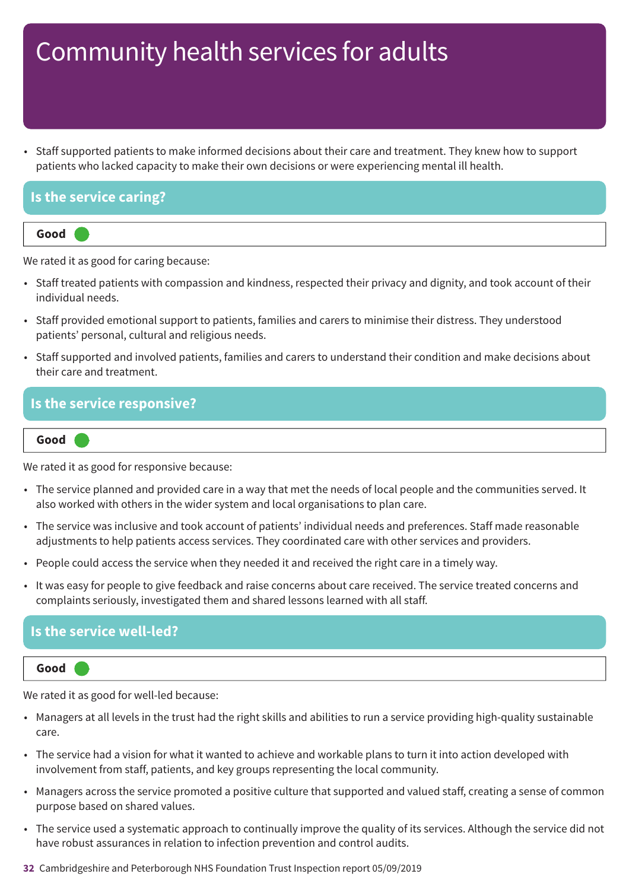# Community health services for adults

- Staff supported patients to make informed decisions about their care and treatment. They knew how to support patients who lacked capacity to make their own decisions or were experiencing mental ill health.

## Is the service caring?

**Good**

We rated it as good for caring because:

- Staff treated patients with compassion and kindness, respected their privacy and dignity, and took account of their individual needs.
- Staff provided emotional support to patients, families and carers to minimise their distress. They understood patients' personal, cultural and religious needs.
- Staff supported and involved patients, families and carers to understand their condition and make decisions about their care and treatment.

## Is the service responsive?

**Good**

We rated it as good for responsive because:

- The service planned and provided care in a way that met the needs of local people and the communities served. It also worked with others in the wider system and local organisations to plan care.
- The service was inclusive and took account of patients' individual needs and preferences. Staff made reasonable adjustments to help patients access services. They coordinated care with other services and providers.
- People could access the service when they needed it and received the right care in a timely way.
- It was easy for people to give feedback and raise concerns about care received. The service treated concerns and complaints seriously, investigated them and shared lessons learned with all staff.

## Is the service well-led?

**Good**

We rated it as good for well-led because:

- Managers at all levels in the trust had the right skills and abilities to run a service providing high-quality sustainable care.
- The service had a vision for what it wanted to achieve and workable plans to turn it into action developed with involvement from staff, patients, and key groups representing the local community.
- Managers across the service promoted a positive culture that supported and valued staff, creating a sense of common purpose based on shared values.
- The service used a systematic approach to continually improve the quality of its services. Although the service did not have robust assurances in relation to infection prevention and control audits.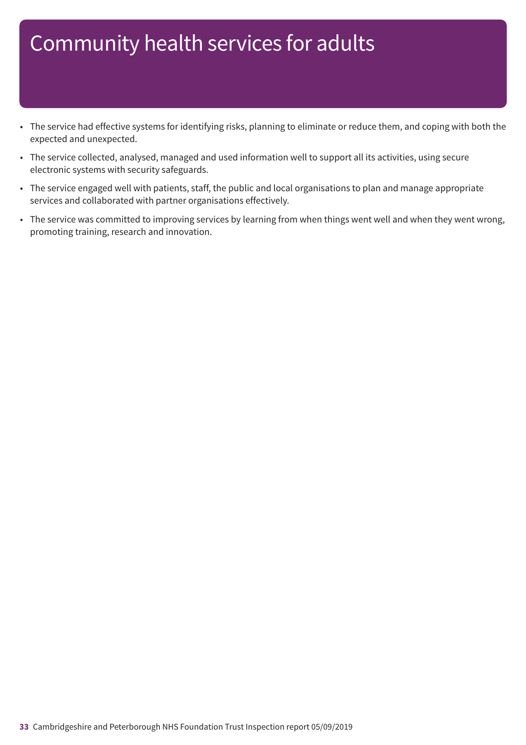# Community health services for adults

- The service had effective systems for identifying risks, planning to eliminate or reduce them, and coping with both the expected and unexpected.
- The service collected, analysed, managed and used information well to support all its activities, using secure electronic systems with security safeguards.
- The service engaged well with patients, staff, the public and local organisations to plan and manage appropriate services and collaborated with partner organisations effectively.
- The service was committed to improving services by learning from when things went well and when they went wrong, promoting training, research and innovation.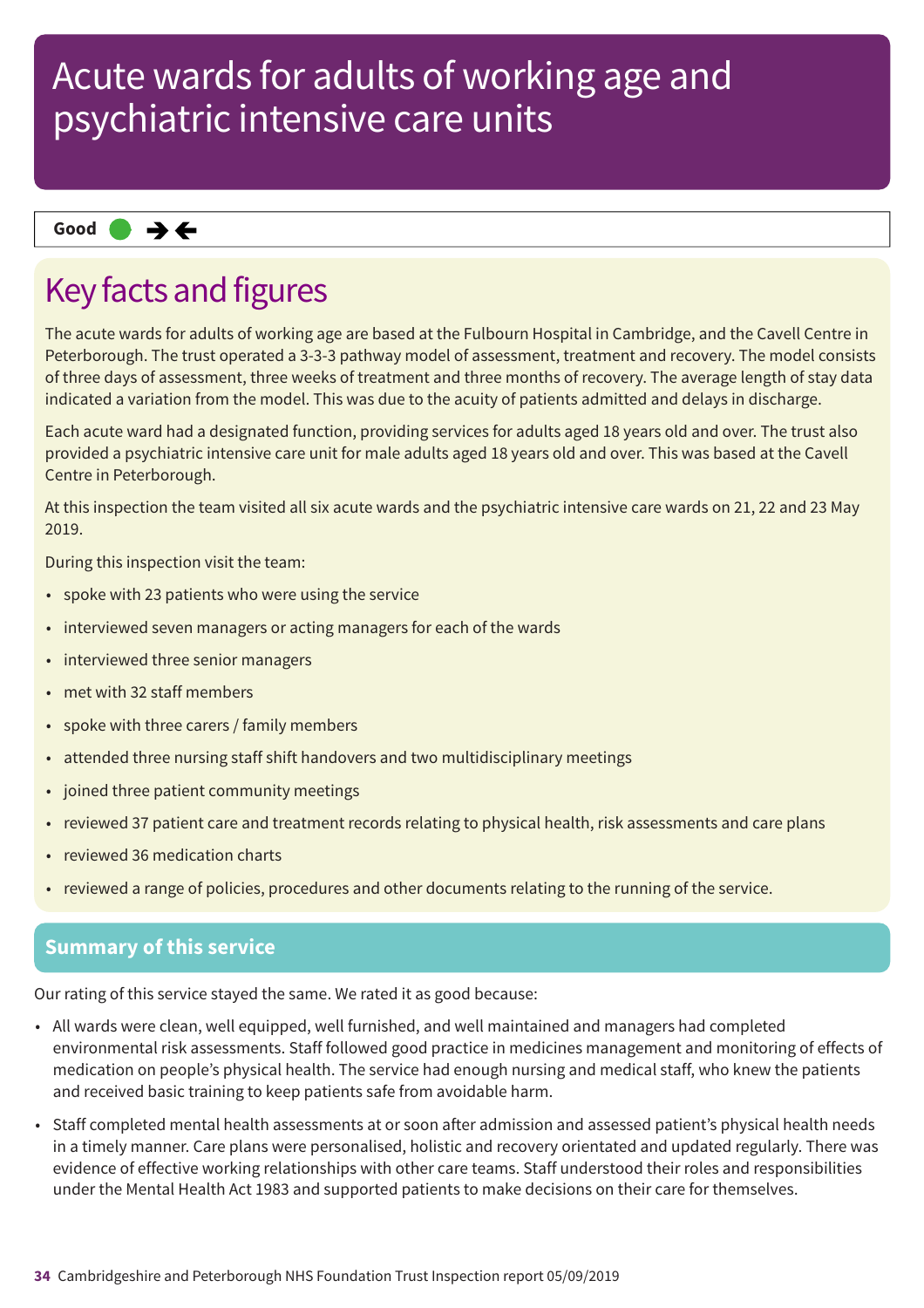# Acute wards for adults of working age and psychiatric intensive care units

**Good** ➔➔

## Key facts and figures

The acute wards for adults of working age are based at the Fulbourn Hospital in Cambridge, and the Cavell Centre in Peterborough. The trust operated a 3-3-3 pathway model of assessment, treatment and recovery. The model consists of three days of assessment, three weeks of treatment and three months of recovery. The average length of stay data indicated a variation from the model. This was due to the acuity of patients admitted and delays in discharge.

Each acute ward had a designated function, providing services for adults aged 18 years old and over. The trust also provided a psychiatric intensive care unit for male adults aged 18 years old and over. This was based at the Cavell Centre in Peterborough.

At this inspection the team visited all six acute wards and the psychiatric intensive care wards on 21, 22 and 23 May 2019.

During this inspection visit the team:

- spoke with 23 patients who were using the service
- interviewed seven managers or acting managers for each of the wards
- interviewed three senior managers
- met with 32 staff members
- spoke with three carers / family members
- attended three nursing staff shift handovers and two multidisciplinary meetings
- joined three patient community meetings
- reviewed 37 patient care and treatment records relating to physical health, risk assessments and care plans
- reviewed 36 medication charts
- reviewed a range of policies, procedures and other documents relating to the running of the service.

## Summary of this service

Our rating of this service stayed the same. We rated it as good because:

- All wards were clean, well equipped, well furnished, and well maintained and managers had completed environmental risk assessments. Staff followed good practice in medicines management and monitoring of effects of medication on people's physical health. The service had enough nursing and medical staff, who knew the patients and received basic training to keep patients safe from avoidable harm.
- Staff completed mental health assessments at or soon after admission and assessed patient's physical health needs in a timely manner. Care plans were personalised, holistic and recovery orientated and updated regularly. There was evidence of effective working relationships with other care teams. Staff understood their roles and responsibilities under the Mental Health Act 1983 and supported patients to make decisions on their care for themselves.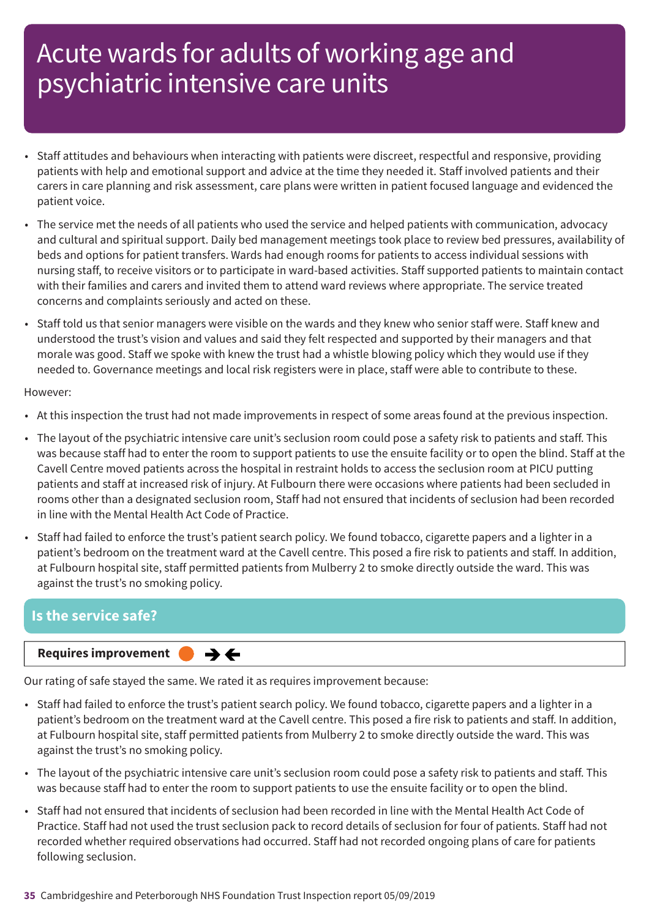# Acute wards for adults of working age and psychiatric intensive care units

- Staff attitudes and behaviours when interacting with patients were discreet, respectful and responsive, providing patients with help and emotional support and advice at the time they needed it. Staff involved patients and their carers in care planning and risk assessment, care plans were written in patient focused language and evidenced the patient voice.
- The service met the needs of all patients who used the service and helped patients with communication, advocacy and cultural and spiritual support. Daily bed management meetings took place to review bed pressures, availability of beds and options for patient transfers. Wards had enough rooms for patients to access individual sessions with nursing staff, to receive visitors or to participate in ward-based activities. Staff supported patients to maintain contact with their families and carers and invited them to attend ward reviews where appropriate. The service treated concerns and complaints seriously and acted on these.
- Staff told us that senior managers were visible on the wards and they knew who senior staff were. Staff knew and understood the trust's vision and values and said they felt respected and supported by their managers and that morale was good. Staff we spoke with knew the trust had a whistle blowing policy which they would use if they needed to. Governance meetings and local risk registers were in place, staff were able to contribute to these.

However:

- At this inspection the trust had not made improvements in respect of some areas found at the previous inspection.
- The layout of the psychiatric intensive care unit's seclusion room could pose a safety risk to patients and staff. This was because staff had to enter the room to support patients to use the ensuite facility or to open the blind. Staff at the Cavell Centre moved patients across the hospital in restraint holds to access the seclusion room at PICU putting patients and staff at increased risk of injury. At Fulbourn there were occasions where patients had been secluded in rooms other than a designated seclusion room, Staff had not ensured that incidents of seclusion had been recorded in line with the Mental Health Act Code of Practice.
- Staff had failed to enforce the trust's patient search policy. We found tobacco, cigarette papers and a lighter in a patient's bedroom on the treatment ward at the Cavell centre. This posed a fire risk to patients and staff. In addition, at Fulbourn hospital site, staff permitted patients from Mulberry 2 to smoke directly outside the ward. This was against the trust's no smoking policy.

## Is the service safe?

**Requires improvement** ● →←

Our rating of safe stayed the same. We rated it as requires improvement because:

- Staff had failed to enforce the trust's patient search policy. We found tobacco, cigarette papers and a lighter in a patient's bedroom on the treatment ward at the Cavell centre. This posed a fire risk to patients and staff. In addition, at Fulbourn hospital site, staff permitted patients from Mulberry 2 to smoke directly outside the ward. This was against the trust's no smoking policy.
- The layout of the psychiatric intensive care unit's seclusion room could pose a safety risk to patients and staff. This was because staff had to enter the room to support patients to use the ensuite facility or to open the blind.
- Staff had not ensured that incidents of seclusion had been recorded in line with the Mental Health Act Code of Practice. Staff had not used the trust seclusion pack to record details of seclusion for four of patients. Staff had not recorded whether required observations had occurred. Staff had not recorded ongoing plans of care for patients following seclusion.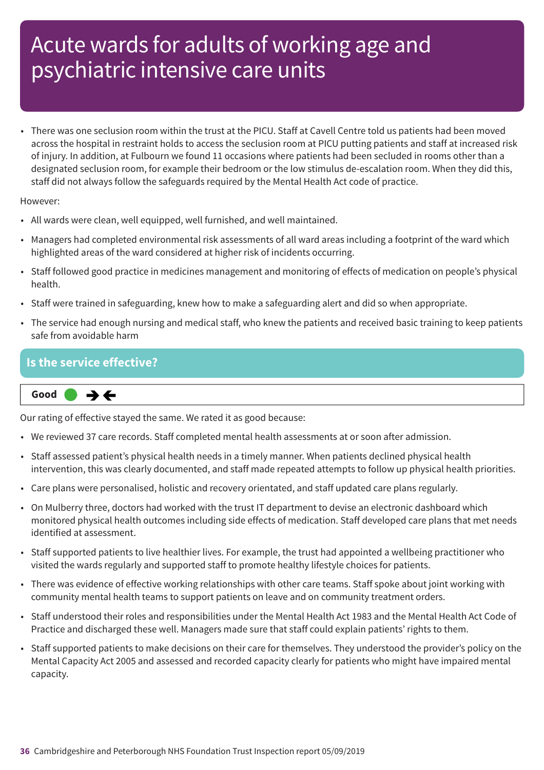# Acute wards for adults of working age and psychiatric intensive care units

- There was one seclusion room within the trust at the PICU. Staff at Cavell Centre told us patients had been moved across the hospital in restraint holds to access the seclusion room at PICU putting patients and staff at increased risk of injury. In addition, at Fulbourn we found 11 occasions where patients had been secluded in rooms other than a designated seclusion room, for example their bedroom or the low stimulus de-escalation room. When they did this, staff did not always follow the safeguards required by the Mental Health Act code of practice.

However:

- All wards were clean, well equipped, well furnished, and well maintained.
- Managers had completed environmental risk assessments of all ward areas including a footprint of the ward which highlighted areas of the ward considered at higher risk of incidents occurring.
- Staff followed good practice in medicines management and monitoring of effects of medication on people's physical health.
- Staff were trained in safeguarding, knew how to make a safeguarding alert and did so when appropriate.
- The service had enough nursing and medical staff, who knew the patients and received basic training to keep patients safe from avoidable harm

## Is the service effective?

**Good** ➔🡐

Our rating of effective stayed the same. We rated it as good because:

- We reviewed 37 care records. Staff completed mental health assessments at or soon after admission.
- Staff assessed patient's physical health needs in a timely manner. When patients declined physical health intervention, this was clearly documented, and staff made repeated attempts to follow up physical health priorities.
- Care plans were personalised, holistic and recovery orientated, and staff updated care plans regularly.
- On Mulberry three, doctors had worked with the trust IT department to devise an electronic dashboard which monitored physical health outcomes including side effects of medication. Staff developed care plans that met needs identified at assessment.
- Staff supported patients to live healthier lives. For example, the trust had appointed a wellbeing practitioner who visited the wards regularly and supported staff to promote healthy lifestyle choices for patients.
- There was evidence of effective working relationships with other care teams. Staff spoke about joint working with community mental health teams to support patients on leave and on community treatment orders.
- Staff understood their roles and responsibilities under the Mental Health Act 1983 and the Mental Health Act Code of Practice and discharged these well. Managers made sure that staff could explain patients' rights to them.
- Staff supported patients to make decisions on their care for themselves. They understood the provider's policy on the Mental Capacity Act 2005 and assessed and recorded capacity clearly for patients who might have impaired mental capacity.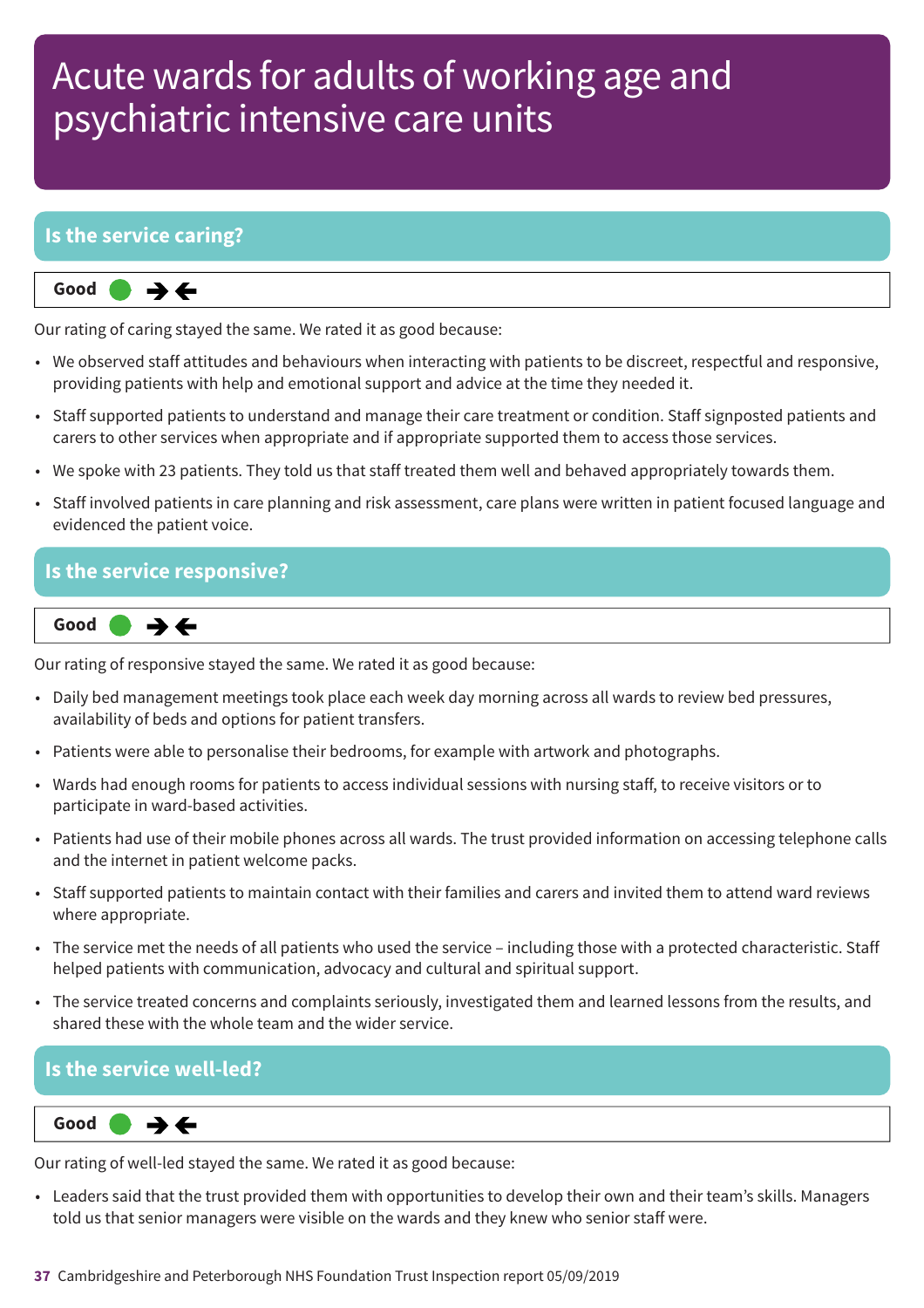# Acute wards for adults of working age and psychiatric intensive care units

## Is the service caring?

**Good** ● →←

Our rating of caring stayed the same. We rated it as good because:

- We observed staff attitudes and behaviours when interacting with patients to be discreet, respectful and responsive, providing patients with help and emotional support and advice at the time they needed it.
- Staff supported patients to understand and manage their care treatment or condition. Staff signposted patients and carers to other services when appropriate and if appropriate supported them to access those services.
- We spoke with 23 patients. They told us that staff treated them well and behaved appropriately towards them.
- Staff involved patients in care planning and risk assessment, care plans were written in patient focused language and evidenced the patient voice.

## Is the service responsive?

**Good** ● →←

Our rating of responsive stayed the same. We rated it as good because:

- Daily bed management meetings took place each week day morning across all wards to review bed pressures, availability of beds and options for patient transfers.
- Patients were able to personalise their bedrooms, for example with artwork and photographs.
- Wards had enough rooms for patients to access individual sessions with nursing staff, to receive visitors or to participate in ward-based activities.
- Patients had use of their mobile phones across all wards. The trust provided information on accessing telephone calls and the internet in patient welcome packs.
- Staff supported patients to maintain contact with their families and carers and invited them to attend ward reviews where appropriate.
- The service met the needs of all patients who used the service – including those with a protected characteristic. Staff helped patients with communication, advocacy and cultural and spiritual support.
- The service treated concerns and complaints seriously, investigated them and learned lessons from the results, and shared these with the whole team and the wider service.

## Is the service well-led?

**Good** ● →←

Our rating of well-led stayed the same. We rated it as good because:

- Leaders said that the trust provided them with opportunities to develop their own and their team's skills. Managers told us that senior managers were visible on the wards and they knew who senior staff were.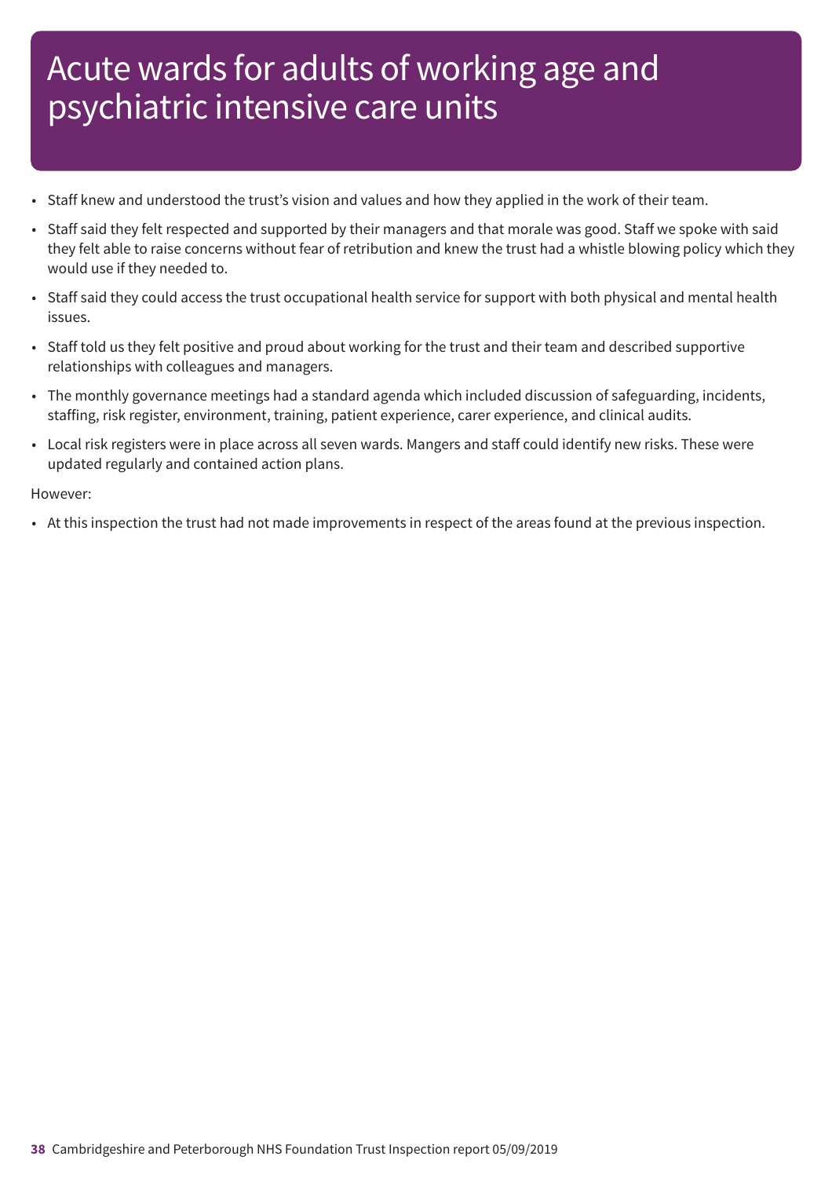# Acute wards for adults of working age and psychiatric intensive care units

- Staff knew and understood the trust's vision and values and how they applied in the work of their team.
- Staff said they felt respected and supported by their managers and that morale was good. Staff we spoke with said they felt able to raise concerns without fear of retribution and knew the trust had a whistle blowing policy which they would use if they needed to.
- Staff said they could access the trust occupational health service for support with both physical and mental health issues.
- Staff told us they felt positive and proud about working for the trust and their team and described supportive relationships with colleagues and managers.
- The monthly governance meetings had a standard agenda which included discussion of safeguarding, incidents, staffing, risk register, environment, training, patient experience, carer experience, and clinical audits.
- Local risk registers were in place across all seven wards. Mangers and staff could identify new risks. These were updated regularly and contained action plans.

However:

- At this inspection the trust had not made improvements in respect of the areas found at the previous inspection.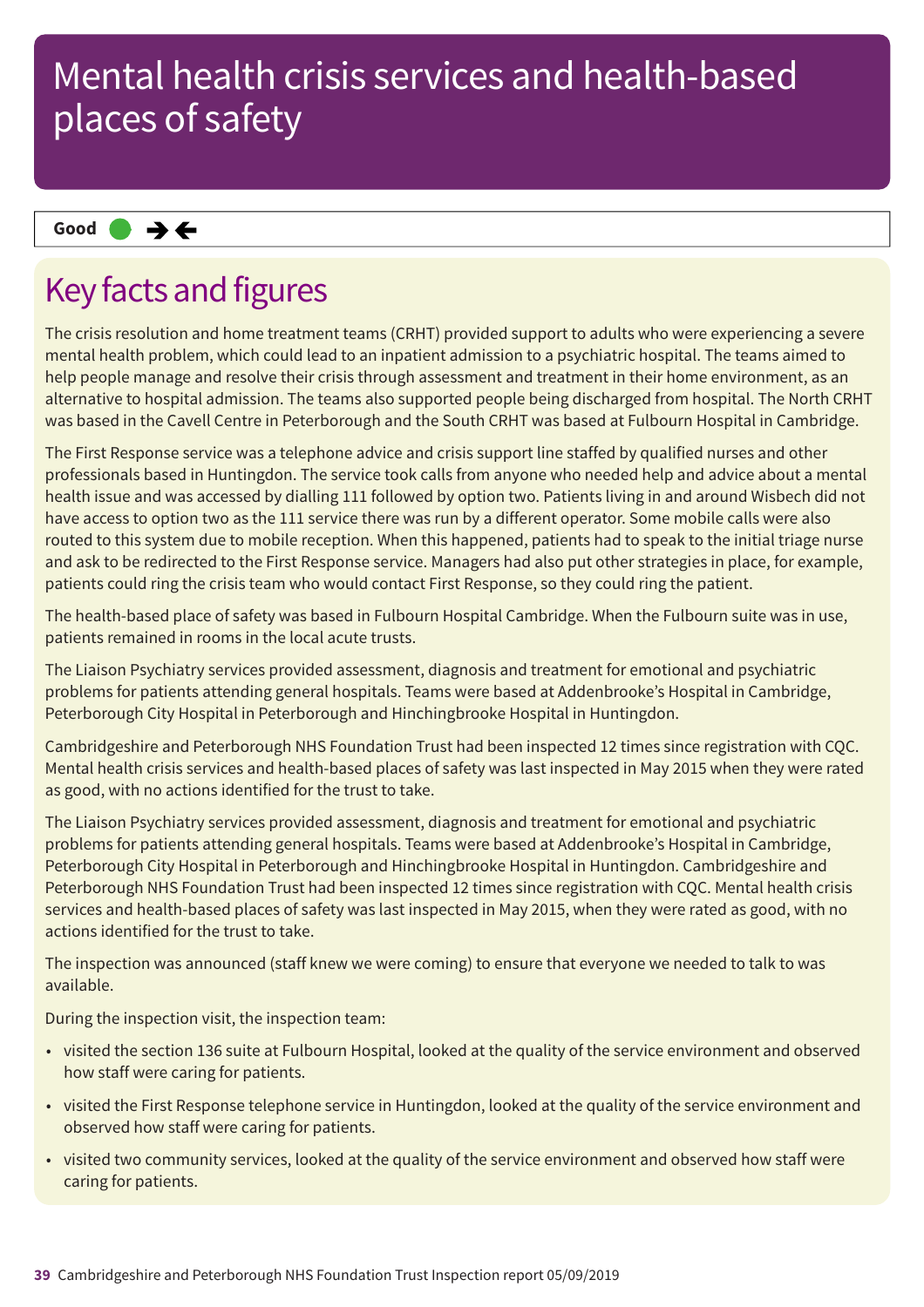# Mental health crisis services and health-based places of safety

**Good** ● →←

## Key facts and figures

The crisis resolution and home treatment teams (CRHT) provided support to adults who were experiencing a severe mental health problem, which could lead to an inpatient admission to a psychiatric hospital. The teams aimed to help people manage and resolve their crisis through assessment and treatment in their home environment, as an alternative to hospital admission. The teams also supported people being discharged from hospital. The North CRHT was based in the Cavell Centre in Peterborough and the South CRHT was based at Fulbourn Hospital in Cambridge.

The First Response service was a telephone advice and crisis support line staffed by qualified nurses and other professionals based in Huntingdon. The service took calls from anyone who needed help and advice about a mental health issue and was accessed by dialling 111 followed by option two. Patients living in and around Wisbech did not have access to option two as the 111 service there was run by a different operator. Some mobile calls were also routed to this system due to mobile reception. When this happened, patients had to speak to the initial triage nurse and ask to be redirected to the First Response service. Managers had also put other strategies in place, for example, patients could ring the crisis team who would contact First Response, so they could ring the patient.

The health-based place of safety was based in Fulbourn Hospital Cambridge. When the Fulbourn suite was in use, patients remained in rooms in the local acute trusts.

The Liaison Psychiatry services provided assessment, diagnosis and treatment for emotional and psychiatric problems for patients attending general hospitals. Teams were based at Addenbrooke's Hospital in Cambridge, Peterborough City Hospital in Peterborough and Hinchingbrooke Hospital in Huntingdon.

Cambridgeshire and Peterborough NHS Foundation Trust had been inspected 12 times since registration with CQC. Mental health crisis services and health-based places of safety was last inspected in May 2015 when they were rated as good, with no actions identified for the trust to take.

The Liaison Psychiatry services provided assessment, diagnosis and treatment for emotional and psychiatric problems for patients attending general hospitals. Teams were based at Addenbrooke's Hospital in Cambridge, Peterborough City Hospital in Peterborough and Hinchingbrooke Hospital in Huntingdon. Cambridgeshire and Peterborough NHS Foundation Trust had been inspected 12 times since registration with CQC. Mental health crisis services and health-based places of safety was last inspected in May 2015, when they were rated as good, with no actions identified for the trust to take.

The inspection was announced (staff knew we were coming) to ensure that everyone we needed to talk to was available.

During the inspection visit, the inspection team:

- visited the section 136 suite at Fulbourn Hospital, looked at the quality of the service environment and observed how staff were caring for patients.
- visited the First Response telephone service in Huntingdon, looked at the quality of the service environment and observed how staff were caring for patients.
- visited two community services, looked at the quality of the service environment and observed how staff were caring for patients.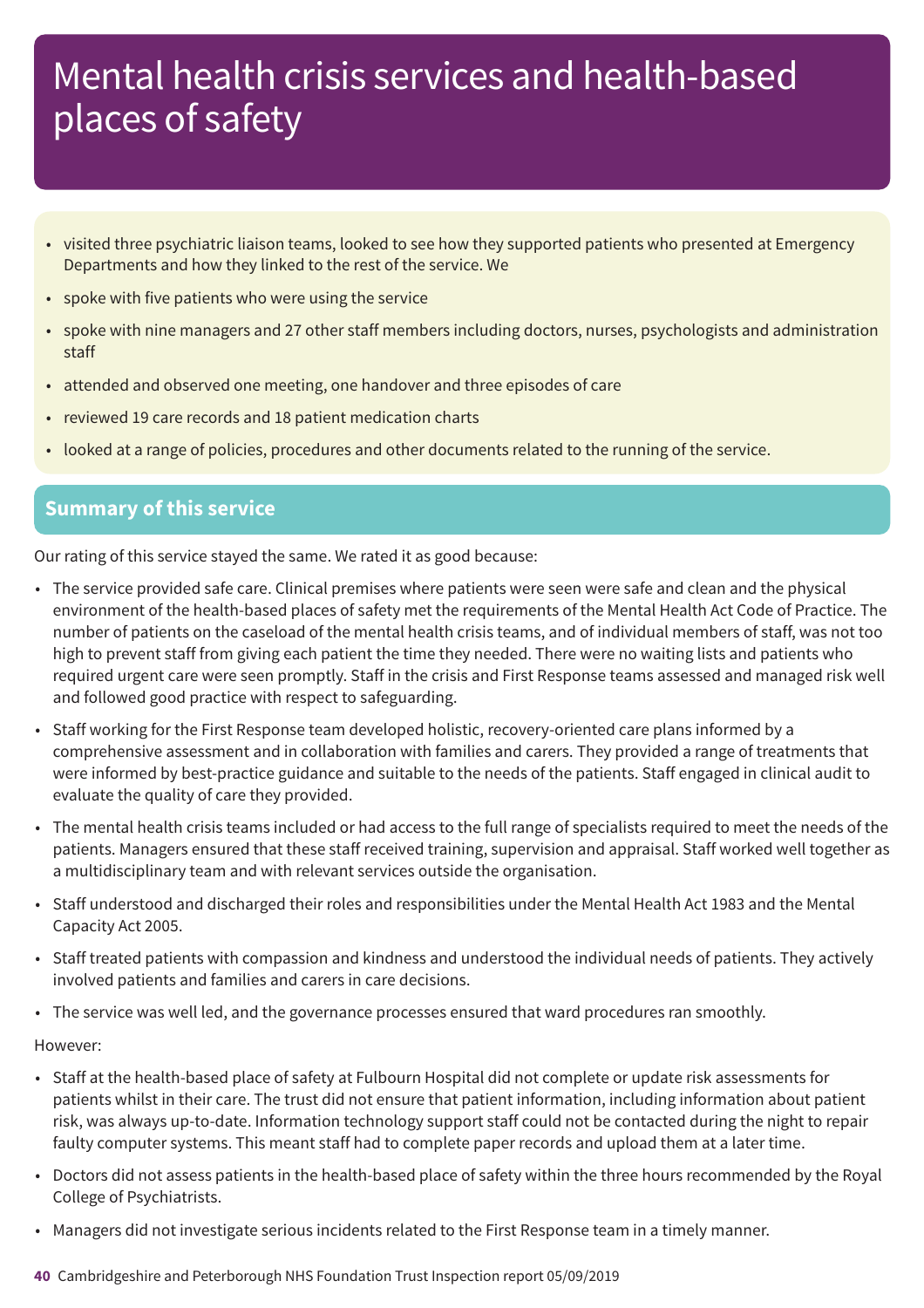# Mental health crisis services and health-based places of safety

- visited three psychiatric liaison teams, looked to see how they supported patients who presented at Emergency Departments and how they linked to the rest of the service. We
- spoke with five patients who were using the service
- spoke with nine managers and 27 other staff members including doctors, nurses, psychologists and administration staff
- attended and observed one meeting, one handover and three episodes of care
- reviewed 19 care records and 18 patient medication charts
- looked at a range of policies, procedures and other documents related to the running of the service.

## Summary of this service

Our rating of this service stayed the same. We rated it as good because:

- The service provided safe care. Clinical premises where patients were seen were safe and clean and the physical environment of the health-based places of safety met the requirements of the Mental Health Act Code of Practice. The number of patients on the caseload of the mental health crisis teams, and of individual members of staff, was not too high to prevent staff from giving each patient the time they needed. There were no waiting lists and patients who required urgent care were seen promptly. Staff in the crisis and First Response teams assessed and managed risk well and followed good practice with respect to safeguarding.
- Staff working for the First Response team developed holistic, recovery-oriented care plans informed by a comprehensive assessment and in collaboration with families and carers. They provided a range of treatments that were informed by best-practice guidance and suitable to the needs of the patients. Staff engaged in clinical audit to evaluate the quality of care they provided.
- The mental health crisis teams included or had access to the full range of specialists required to meet the needs of the patients. Managers ensured that these staff received training, supervision and appraisal. Staff worked well together as a multidisciplinary team and with relevant services outside the organisation.
- Staff understood and discharged their roles and responsibilities under the Mental Health Act 1983 and the Mental Capacity Act 2005.
- Staff treated patients with compassion and kindness and understood the individual needs of patients. They actively involved patients and families and carers in care decisions.
- The service was well led, and the governance processes ensured that ward procedures ran smoothly.

However:

- Staff at the health-based place of safety at Fulbourn Hospital did not complete or update risk assessments for patients whilst in their care. The trust did not ensure that patient information, including information about patient risk, was always up-to-date. Information technology support staff could not be contacted during the night to repair faulty computer systems. This meant staff had to complete paper records and upload them at a later time.
- Doctors did not assess patients in the health-based place of safety within the three hours recommended by the Royal College of Psychiatrists.
- Managers did not investigate serious incidents related to the First Response team in a timely manner.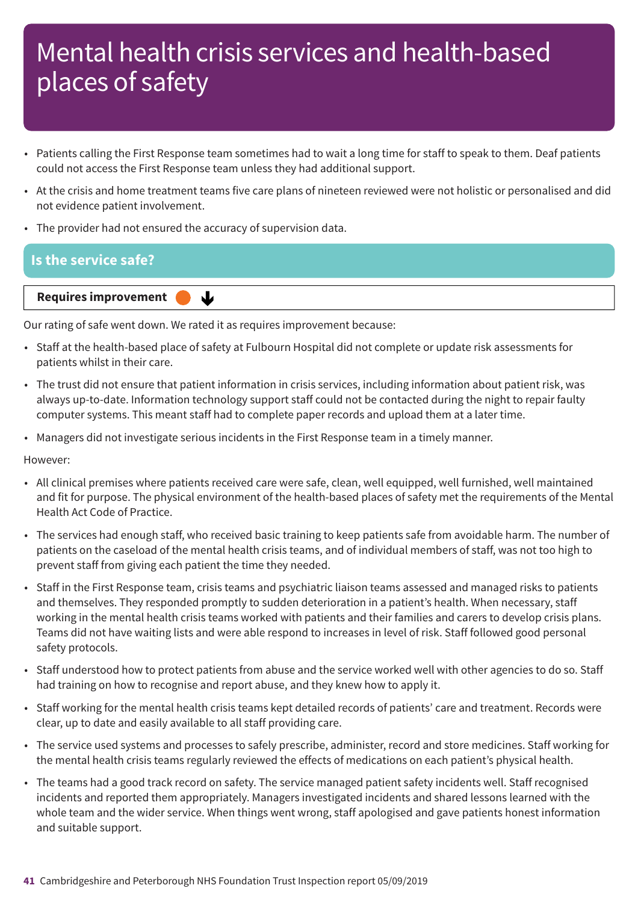# Mental health crisis services and health-based places of safety

- Patients calling the First Response team sometimes had to wait a long time for staff to speak to them. Deaf patients could not access the First Response team unless they had additional support.
- At the crisis and home treatment teams five care plans of nineteen reviewed were not holistic or personalised and did not evidence patient involvement.
- The provider had not ensured the accuracy of supervision data.

## Is the service safe?

**Requires improvement**

Our rating of safe went down. We rated it as requires improvement because:

- Staff at the health-based place of safety at Fulbourn Hospital did not complete or update risk assessments for patients whilst in their care.
- The trust did not ensure that patient information in crisis services, including information about patient risk, was always up-to-date. Information technology support staff could not be contacted during the night to repair faulty computer systems. This meant staff had to complete paper records and upload them at a later time.
- Managers did not investigate serious incidents in the First Response team in a timely manner.

However:

- All clinical premises where patients received care were safe, clean, well equipped, well furnished, well maintained and fit for purpose. The physical environment of the health-based places of safety met the requirements of the Mental Health Act Code of Practice.
- The services had enough staff, who received basic training to keep patients safe from avoidable harm. The number of patients on the caseload of the mental health crisis teams, and of individual members of staff, was not too high to prevent staff from giving each patient the time they needed.
- Staff in the First Response team, crisis teams and psychiatric liaison teams assessed and managed risks to patients and themselves. They responded promptly to sudden deterioration in a patient's health. When necessary, staff working in the mental health crisis teams worked with patients and their families and carers to develop crisis plans. Teams did not have waiting lists and were able respond to increases in level of risk. Staff followed good personal safety protocols.
- Staff understood how to protect patients from abuse and the service worked well with other agencies to do so. Staff had training on how to recognise and report abuse, and they knew how to apply it.
- Staff working for the mental health crisis teams kept detailed records of patients' care and treatment. Records were clear, up to date and easily available to all staff providing care.
- The service used systems and processes to safely prescribe, administer, record and store medicines. Staff working for the mental health crisis teams regularly reviewed the effects of medications on each patient's physical health.
- The teams had a good track record on safety. The service managed patient safety incidents well. Staff recognised incidents and reported them appropriately. Managers investigated incidents and shared lessons learned with the whole team and the wider service. When things went wrong, staff apologised and gave patients honest information and suitable support.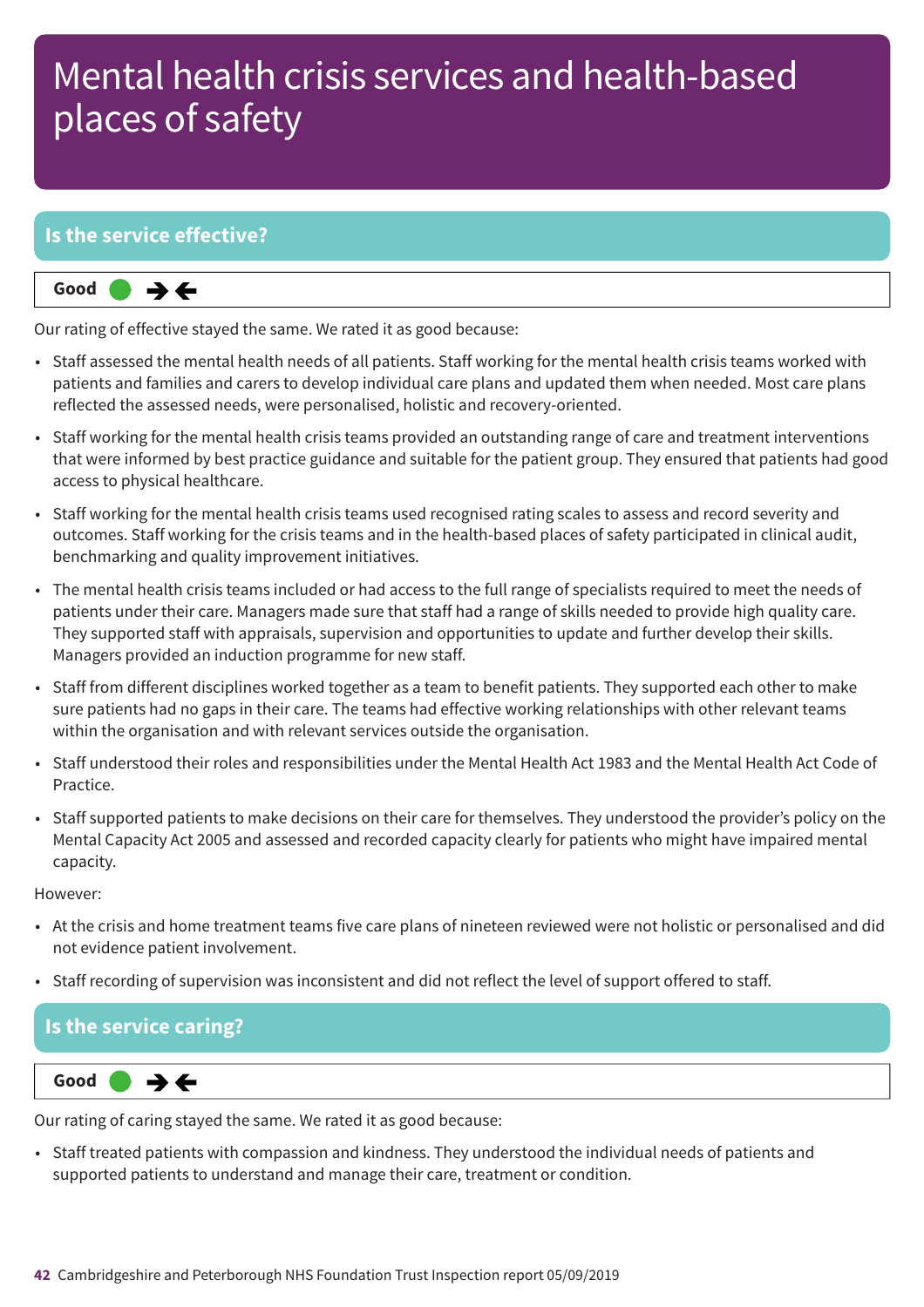# Mental health crisis services and health-based places of safety

## Is the service effective?

**Good** → ←

Our rating of effective stayed the same. We rated it as good because:

- Staff assessed the mental health needs of all patients. Staff working for the mental health crisis teams worked with patients and families and carers to develop individual care plans and updated them when needed. Most care plans reflected the assessed needs, were personalised, holistic and recovery-oriented.
- Staff working for the mental health crisis teams provided an outstanding range of care and treatment interventions that were informed by best practice guidance and suitable for the patient group. They ensured that patients had good access to physical healthcare.
- Staff working for the mental health crisis teams used recognised rating scales to assess and record severity and outcomes. Staff working for the crisis teams and in the health-based places of safety participated in clinical audit, benchmarking and quality improvement initiatives.
- The mental health crisis teams included or had access to the full range of specialists required to meet the needs of patients under their care. Managers made sure that staff had a range of skills needed to provide high quality care. They supported staff with appraisals, supervision and opportunities to update and further develop their skills. Managers provided an induction programme for new staff.
- Staff from different disciplines worked together as a team to benefit patients. They supported each other to make sure patients had no gaps in their care. The teams had effective working relationships with other relevant teams within the organisation and with relevant services outside the organisation.
- Staff understood their roles and responsibilities under the Mental Health Act 1983 and the Mental Health Act Code of Practice.
- Staff supported patients to make decisions on their care for themselves. They understood the provider's policy on the Mental Capacity Act 2005 and assessed and recorded capacity clearly for patients who might have impaired mental capacity.

However:

- At the crisis and home treatment teams five care plans of nineteen reviewed were not holistic or personalised and did not evidence patient involvement.
- Staff recording of supervision was inconsistent and did not reflect the level of support offered to staff.

## Is the service caring?

**Good** → ←

Our rating of caring stayed the same. We rated it as good because:

- Staff treated patients with compassion and kindness. They understood the individual needs of patients and supported patients to understand and manage their care, treatment or condition.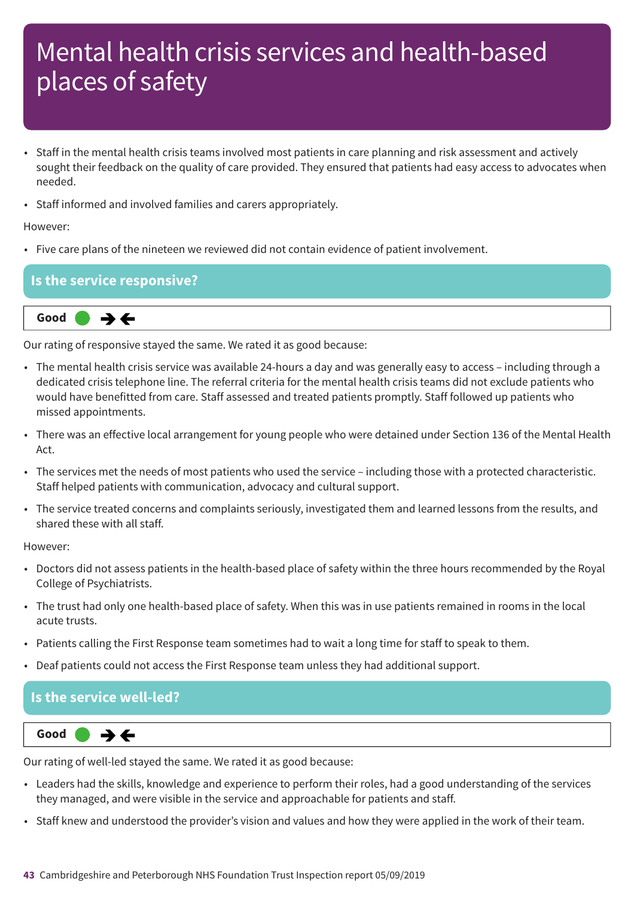# Mental health crisis services and health-based places of safety

- Staff in the mental health crisis teams involved most patients in care planning and risk assessment and actively sought their feedback on the quality of care provided. They ensured that patients had easy access to advocates when needed.
- Staff informed and involved families and carers appropriately.

However:

- Five care plans of the nineteen we reviewed did not contain evidence of patient involvement.

## Is the service responsive?

**Good** ● →←

Our rating of responsive stayed the same. We rated it as good because:

- The mental health crisis service was available 24-hours a day and was generally easy to access – including through a dedicated crisis telephone line. The referral criteria for the mental health crisis teams did not exclude patients who would have benefitted from care. Staff assessed and treated patients promptly. Staff followed up patients who missed appointments.
- There was an effective local arrangement for young people who were detained under Section 136 of the Mental Health Act.
- The services met the needs of most patients who used the service – including those with a protected characteristic. Staff helped patients with communication, advocacy and cultural support.
- The service treated concerns and complaints seriously, investigated them and learned lessons from the results, and shared these with all staff.

However:

- Doctors did not assess patients in the health-based place of safety within the three hours recommended by the Royal College of Psychiatrists.
- The trust had only one health-based place of safety. When this was in use patients remained in rooms in the local acute trusts.
- Patients calling the First Response team sometimes had to wait a long time for staff to speak to them.
- Deaf patients could not access the First Response team unless they had additional support.

## Is the service well-led?

**Good** ● →←

Our rating of well-led stayed the same. We rated it as good because:

- Leaders had the skills, knowledge and experience to perform their roles, had a good understanding of the services they managed, and were visible in the service and approachable for patients and staff.
- Staff knew and understood the provider's vision and values and how they were applied in the work of their team.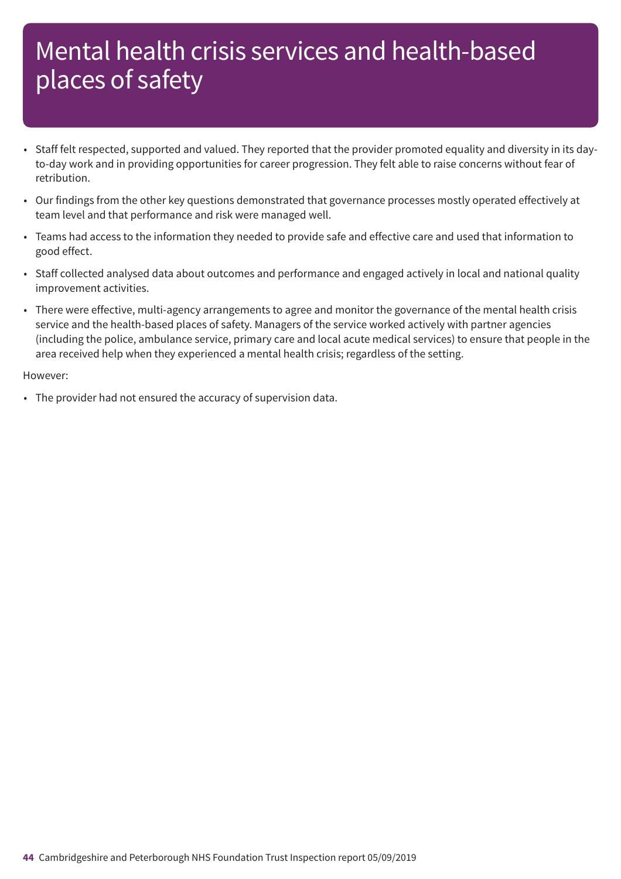# Mental health crisis services and health-based places of safety

- Staff felt respected, supported and valued. They reported that the provider promoted equality and diversity in its day-to-day work and in providing opportunities for career progression. They felt able to raise concerns without fear of retribution.
- Our findings from the other key questions demonstrated that governance processes mostly operated effectively at team level and that performance and risk were managed well.
- Teams had access to the information they needed to provide safe and effective care and used that information to good effect.
- Staff collected analysed data about outcomes and performance and engaged actively in local and national quality improvement activities.
- There were effective, multi-agency arrangements to agree and monitor the governance of the mental health crisis service and the health-based places of safety. Managers of the service worked actively with partner agencies (including the police, ambulance service, primary care and local acute medical services) to ensure that people in the area received help when they experienced a mental health crisis; regardless of the setting.

However:

- The provider had not ensured the accuracy of supervision data.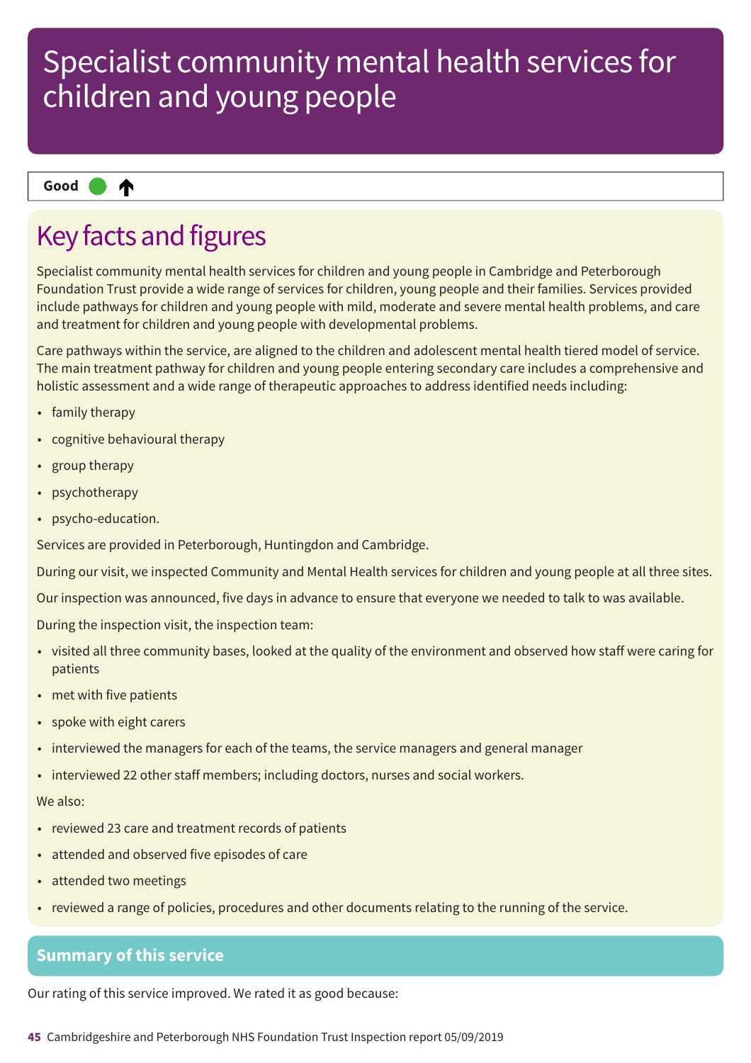# Specialist community mental health services for children and young people

**Good** ↑

## Key facts and figures

Specialist community mental health services for children and young people in Cambridge and Peterborough Foundation Trust provide a wide range of services for children, young people and their families. Services provided include pathways for children and young people with mild, moderate and severe mental health problems, and care and treatment for children and young people with developmental problems.

Care pathways within the service, are aligned to the children and adolescent mental health tiered model of service. The main treatment pathway for children and young people entering secondary care includes a comprehensive and holistic assessment and a wide range of therapeutic approaches to address identified needs including:

- family therapy
- cognitive behavioural therapy
- group therapy
- psychotherapy
- psycho-education.

Services are provided in Peterborough, Huntingdon and Cambridge.

During our visit, we inspected Community and Mental Health services for children and young people at all three sites.

Our inspection was announced, five days in advance to ensure that everyone we needed to talk to was available.

During the inspection visit, the inspection team:

- visited all three community bases, looked at the quality of the environment and observed how staff were caring for patients
- met with five patients
- spoke with eight carers
- interviewed the managers for each of the teams, the service managers and general manager
- interviewed 22 other staff members; including doctors, nurses and social workers.

We also:

- reviewed 23 care and treatment records of patients
- attended and observed five episodes of care
- attended two meetings
- reviewed a range of policies, procedures and other documents relating to the running of the service.

## Summary of this service

Our rating of this service improved. We rated it as good because: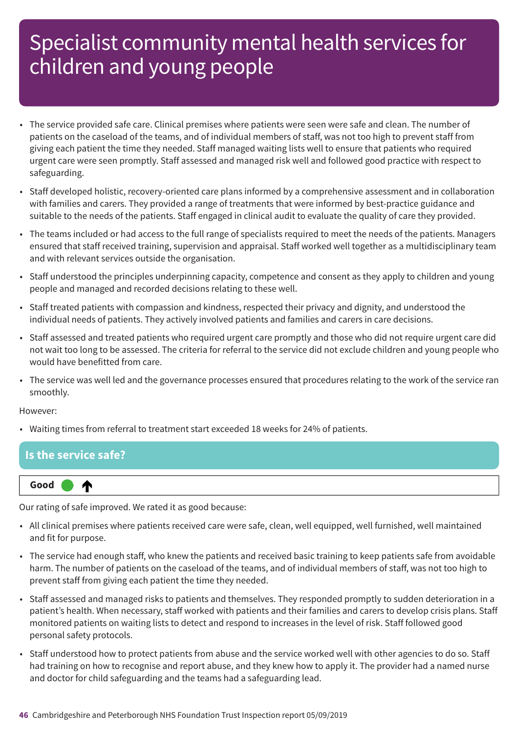# Specialist community mental health services for children and young people

- The service provided safe care. Clinical premises where patients were seen were safe and clean. The number of patients on the caseload of the teams, and of individual members of staff, was not too high to prevent staff from giving each patient the time they needed. Staff managed waiting lists well to ensure that patients who required urgent care were seen promptly. Staff assessed and managed risk well and followed good practice with respect to safeguarding.
- Staff developed holistic, recovery-oriented care plans informed by a comprehensive assessment and in collaboration with families and carers. They provided a range of treatments that were informed by best-practice guidance and suitable to the needs of the patients. Staff engaged in clinical audit to evaluate the quality of care they provided.
- The teams included or had access to the full range of specialists required to meet the needs of the patients. Managers ensured that staff received training, supervision and appraisal. Staff worked well together as a multidisciplinary team and with relevant services outside the organisation.
- Staff understood the principles underpinning capacity, competence and consent as they apply to children and young people and managed and recorded decisions relating to these well.
- Staff treated patients with compassion and kindness, respected their privacy and dignity, and understood the individual needs of patients. They actively involved patients and families and carers in care decisions.
- Staff assessed and treated patients who required urgent care promptly and those who did not require urgent care did not wait too long to be assessed. The criteria for referral to the service did not exclude children and young people who would have benefitted from care.
- The service was well led and the governance processes ensured that procedures relating to the work of the service ran smoothly.

However:

- Waiting times from referral to treatment start exceeded 18 weeks for 24% of patients.

## Is the service safe?

**Good** ↑

Our rating of safe improved. We rated it as good because:

- All clinical premises where patients received care were safe, clean, well equipped, well furnished, well maintained and fit for purpose.
- The service had enough staff, who knew the patients and received basic training to keep patients safe from avoidable harm. The number of patients on the caseload of the teams, and of individual members of staff, was not too high to prevent staff from giving each patient the time they needed.
- Staff assessed and managed risks to patients and themselves. They responded promptly to sudden deterioration in a patient's health. When necessary, staff worked with patients and their families and carers to develop crisis plans. Staff monitored patients on waiting lists to detect and respond to increases in the level of risk. Staff followed good personal safety protocols.
- Staff understood how to protect patients from abuse and the service worked well with other agencies to do so. Staff had training on how to recognise and report abuse, and they knew how to apply it. The provider had a named nurse and doctor for child safeguarding and the teams had a safeguarding lead.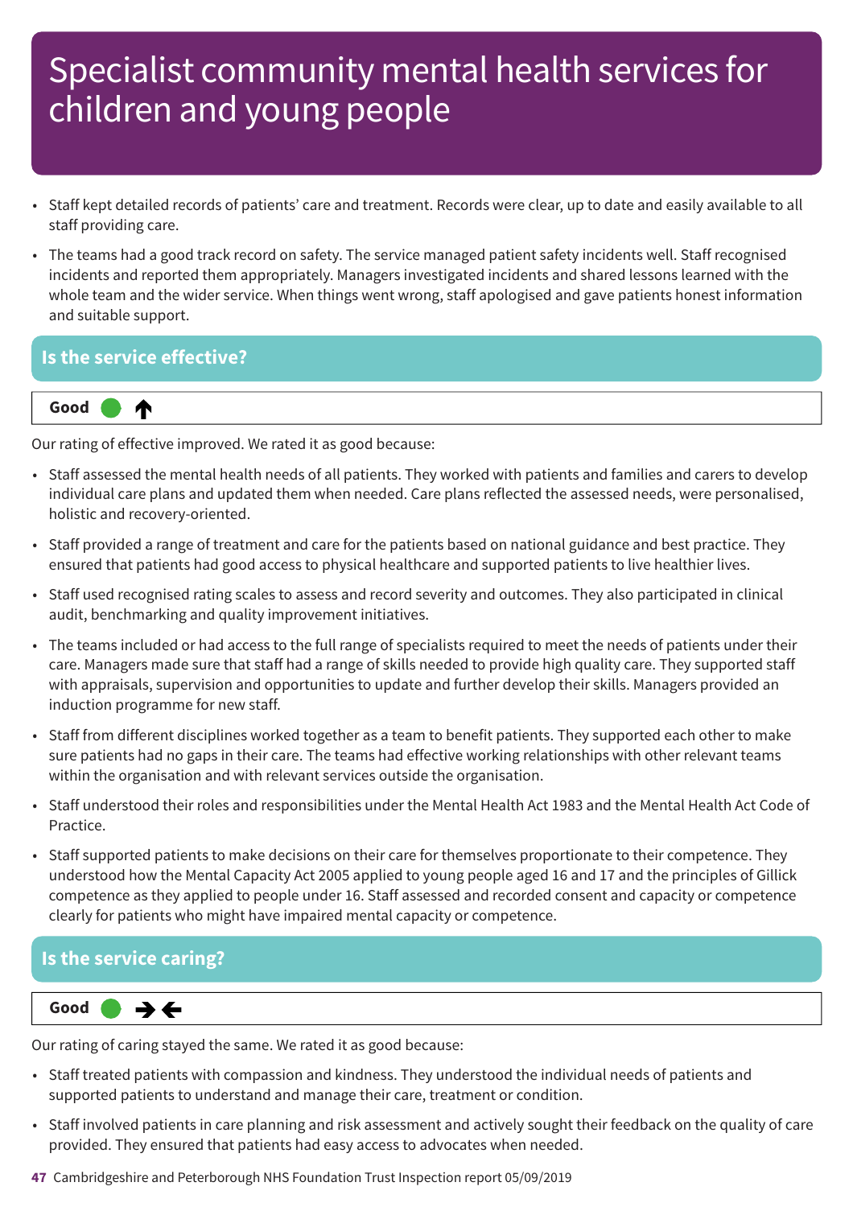# Specialist community mental health services for children and young people

- Staff kept detailed records of patients' care and treatment. Records were clear, up to date and easily available to all staff providing care.
- The teams had a good track record on safety. The service managed patient safety incidents well. Staff recognised incidents and reported them appropriately. Managers investigated incidents and shared lessons learned with the whole team and the wider service. When things went wrong, staff apologised and gave patients honest information and suitable support.

## Is the service effective?

**Good** ↑

Our rating of effective improved. We rated it as good because:

- Staff assessed the mental health needs of all patients. They worked with patients and families and carers to develop individual care plans and updated them when needed. Care plans reflected the assessed needs, were personalised, holistic and recovery-oriented.
- Staff provided a range of treatment and care for the patients based on national guidance and best practice. They ensured that patients had good access to physical healthcare and supported patients to live healthier lives.
- Staff used recognised rating scales to assess and record severity and outcomes. They also participated in clinical audit, benchmarking and quality improvement initiatives.
- The teams included or had access to the full range of specialists required to meet the needs of patients under their care. Managers made sure that staff had a range of skills needed to provide high quality care. They supported staff with appraisals, supervision and opportunities to update and further develop their skills. Managers provided an induction programme for new staff.
- Staff from different disciplines worked together as a team to benefit patients. They supported each other to make sure patients had no gaps in their care. The teams had effective working relationships with other relevant teams within the organisation and with relevant services outside the organisation.
- Staff understood their roles and responsibilities under the Mental Health Act 1983 and the Mental Health Act Code of Practice.
- Staff supported patients to make decisions on their care for themselves proportionate to their competence. They understood how the Mental Capacity Act 2005 applied to young people aged 16 and 17 and the principles of Gillick competence as they applied to people under 16. Staff assessed and recorded consent and capacity or competence clearly for patients who might have impaired mental capacity or competence.

## Is the service caring?

**Good** → ←

Our rating of caring stayed the same. We rated it as good because:

- Staff treated patients with compassion and kindness. They understood the individual needs of patients and supported patients to understand and manage their care, treatment or condition.
- Staff involved patients in care planning and risk assessment and actively sought their feedback on the quality of care provided. They ensured that patients had easy access to advocates when needed.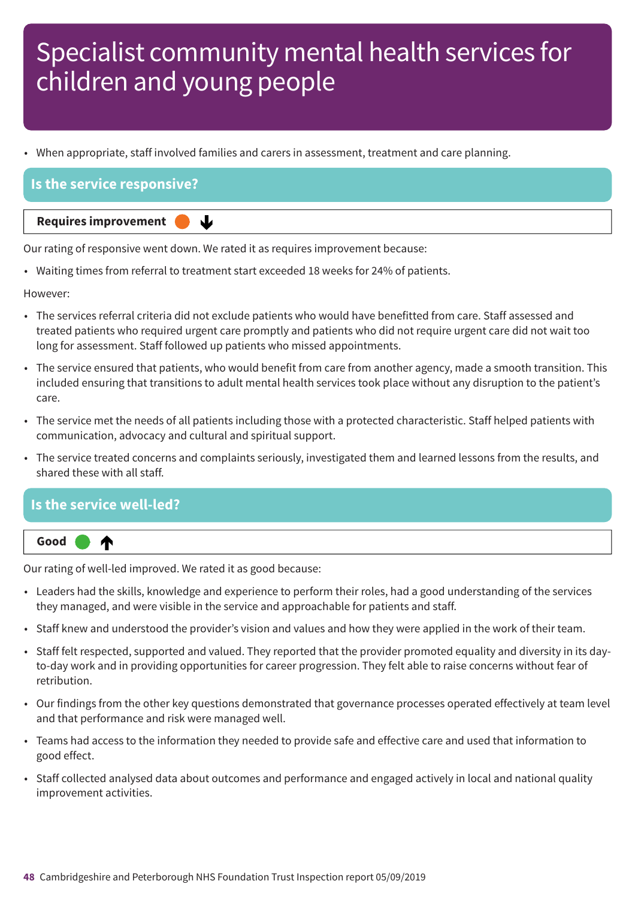# Specialist community mental health services for children and young people

- When appropriate, staff involved families and carers in assessment, treatment and care planning.

## Is the service responsive?

**Requires improvement** ↓

Our rating of responsive went down. We rated it as requires improvement because:

- Waiting times from referral to treatment start exceeded 18 weeks for 24% of patients.

However:

- The services referral criteria did not exclude patients who would have benefitted from care. Staff assessed and treated patients who required urgent care promptly and patients who did not require urgent care did not wait too long for assessment. Staff followed up patients who missed appointments.
- The service ensured that patients, who would benefit from care from another agency, made a smooth transition. This included ensuring that transitions to adult mental health services took place without any disruption to the patient's care.
- The service met the needs of all patients including those with a protected characteristic. Staff helped patients with communication, advocacy and cultural and spiritual support.
- The service treated concerns and complaints seriously, investigated them and learned lessons from the results, and shared these with all staff.

## Is the service well-led?

**Good** ↑

Our rating of well-led improved. We rated it as good because:

- Leaders had the skills, knowledge and experience to perform their roles, had a good understanding of the services they managed, and were visible in the service and approachable for patients and staff.
- Staff knew and understood the provider's vision and values and how they were applied in the work of their team.
- Staff felt respected, supported and valued. They reported that the provider promoted equality and diversity in its day-to-day work and in providing opportunities for career progression. They felt able to raise concerns without fear of retribution.
- Our findings from the other key questions demonstrated that governance processes operated effectively at team level and that performance and risk were managed well.
- Teams had access to the information they needed to provide safe and effective care and used that information to good effect.
- Staff collected analysed data about outcomes and performance and engaged actively in local and national quality improvement activities.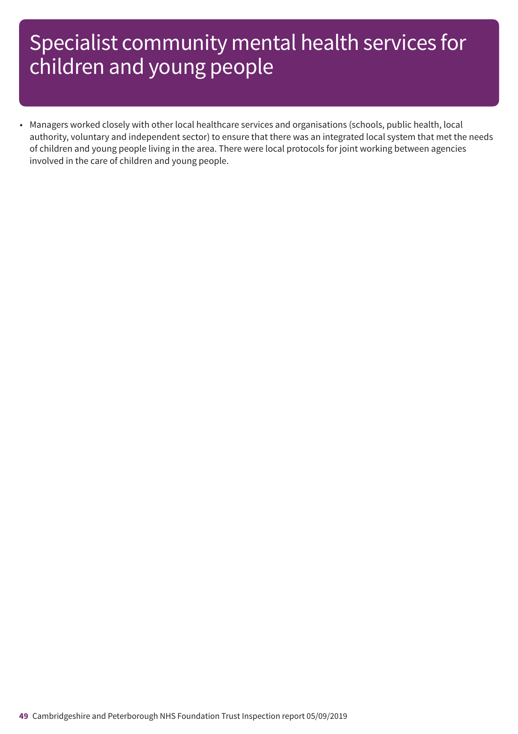# Specialist community mental health services for children and young people

- Managers worked closely with other local healthcare services and organisations (schools, public health, local authority, voluntary and independent sector) to ensure that there was an integrated local system that met the needs of children and young people living in the area. There were local protocols for joint working between agencies involved in the care of children and young people.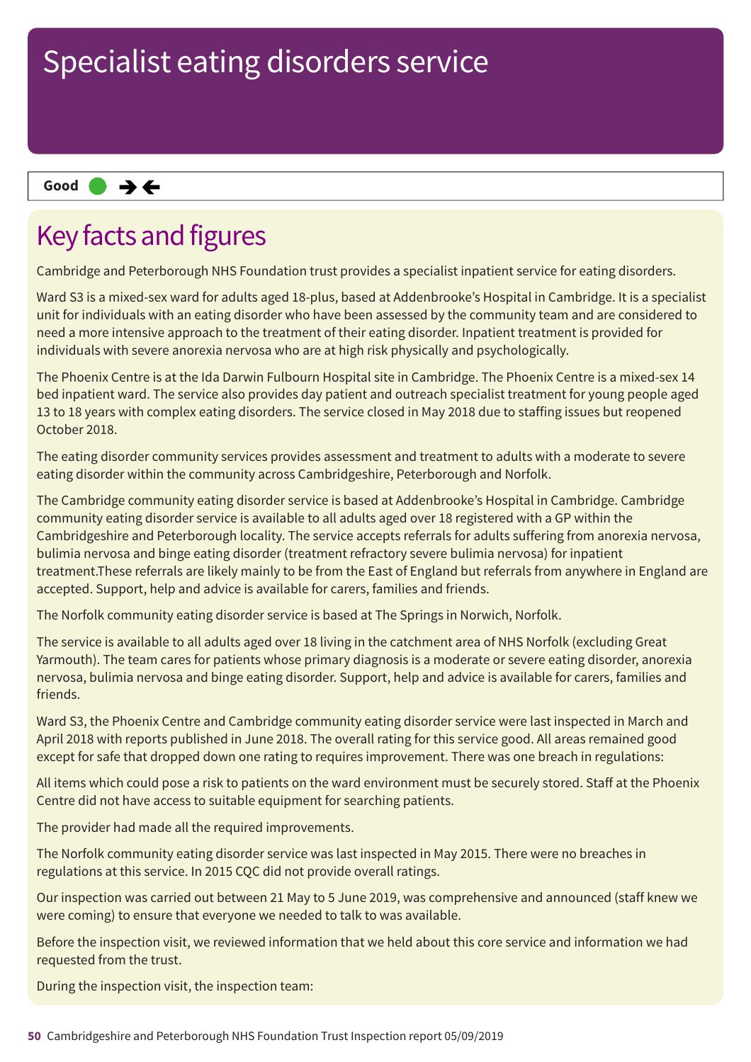# Specialist eating disorders service

**Good** ● ➔🡐

## Key facts and figures

Cambridge and Peterborough NHS Foundation trust provides a specialist inpatient service for eating disorders.

Ward S3 is a mixed-sex ward for adults aged 18-plus, based at Addenbrooke's Hospital in Cambridge. It is a specialist unit for individuals with an eating disorder who have been assessed by the community team and are considered to need a more intensive approach to the treatment of their eating disorder. Inpatient treatment is provided for individuals with severe anorexia nervosa who are at high risk physically and psychologically.

The Phoenix Centre is at the Ida Darwin Fulbourn Hospital site in Cambridge. The Phoenix Centre is a mixed-sex 14 bed inpatient ward. The service also provides day patient and outreach specialist treatment for young people aged 13 to 18 years with complex eating disorders. The service closed in May 2018 due to staffing issues but reopened October 2018.

The eating disorder community services provides assessment and treatment to adults with a moderate to severe eating disorder within the community across Cambridgeshire, Peterborough and Norfolk.

The Cambridge community eating disorder service is based at Addenbrooke's Hospital in Cambridge. Cambridge community eating disorder service is available to all adults aged over 18 registered with a GP within the Cambridgeshire and Peterborough locality. The service accepts referrals for adults suffering from anorexia nervosa, bulimia nervosa and binge eating disorder (treatment refractory severe bulimia nervosa) for inpatient treatment.These referrals are likely mainly to be from the East of England but referrals from anywhere in England are accepted. Support, help and advice is available for carers, families and friends.

The Norfolk community eating disorder service is based at The Springs in Norwich, Norfolk.

The service is available to all adults aged over 18 living in the catchment area of NHS Norfolk (excluding Great Yarmouth). The team cares for patients whose primary diagnosis is a moderate or severe eating disorder, anorexia nervosa, bulimia nervosa and binge eating disorder. Support, help and advice is available for carers, families and friends.

Ward S3, the Phoenix Centre and Cambridge community eating disorder service were last inspected in March and April 2018 with reports published in June 2018. The overall rating for this service good. All areas remained good except for safe that dropped down one rating to requires improvement. There was one breach in regulations:

All items which could pose a risk to patients on the ward environment must be securely stored. Staff at the Phoenix Centre did not have access to suitable equipment for searching patients.

The provider had made all the required improvements.

The Norfolk community eating disorder service was last inspected in May 2015. There were no breaches in regulations at this service. In 2015 CQC did not provide overall ratings.

Our inspection was carried out between 21 May to 5 June 2019, was comprehensive and announced (staff knew we were coming) to ensure that everyone we needed to talk to was available.

Before the inspection visit, we reviewed information that we held about this core service and information we had requested from the trust.

During the inspection visit, the inspection team: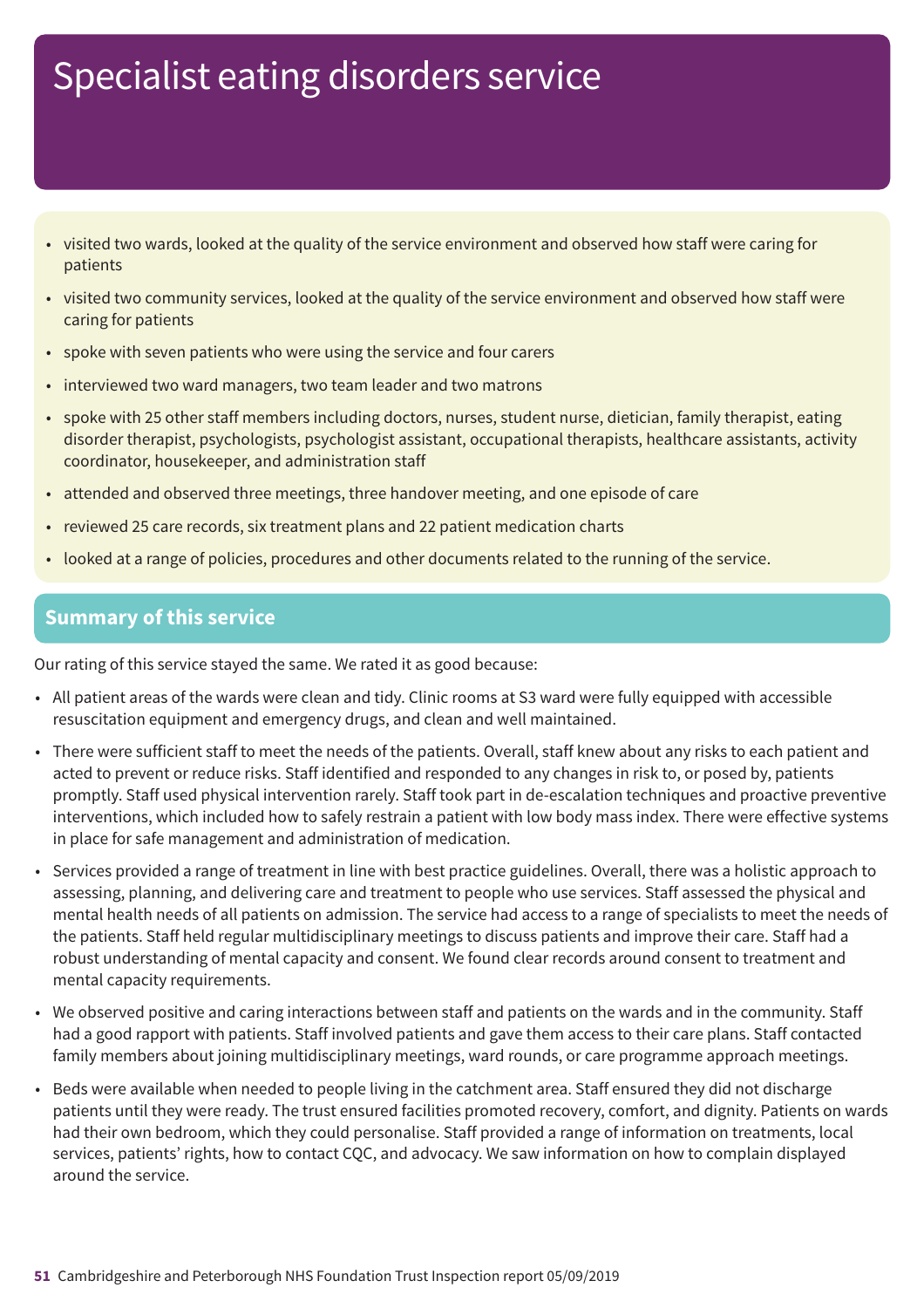# Specialist eating disorders service

- visited two wards, looked at the quality of the service environment and observed how staff were caring for patients
- visited two community services, looked at the quality of the service environment and observed how staff were caring for patients
- spoke with seven patients who were using the service and four carers
- interviewed two ward managers, two team leader and two matrons
- spoke with 25 other staff members including doctors, nurses, student nurse, dietician, family therapist, eating disorder therapist, psychologists, psychologist assistant, occupational therapists, healthcare assistants, activity coordinator, housekeeper, and administration staff
- attended and observed three meetings, three handover meeting, and one episode of care
- reviewed 25 care records, six treatment plans and 22 patient medication charts
- looked at a range of policies, procedures and other documents related to the running of the service.

## Summary of this service

Our rating of this service stayed the same. We rated it as good because:

- All patient areas of the wards were clean and tidy. Clinic rooms at S3 ward were fully equipped with accessible resuscitation equipment and emergency drugs, and clean and well maintained.
- There were sufficient staff to meet the needs of the patients. Overall, staff knew about any risks to each patient and acted to prevent or reduce risks. Staff identified and responded to any changes in risk to, or posed by, patients promptly. Staff used physical intervention rarely. Staff took part in de-escalation techniques and proactive preventive interventions, which included how to safely restrain a patient with low body mass index. There were effective systems in place for safe management and administration of medication.
- Services provided a range of treatment in line with best practice guidelines. Overall, there was a holistic approach to assessing, planning, and delivering care and treatment to people who use services. Staff assessed the physical and mental health needs of all patients on admission. The service had access to a range of specialists to meet the needs of the patients. Staff held regular multidisciplinary meetings to discuss patients and improve their care. Staff had a robust understanding of mental capacity and consent. We found clear records around consent to treatment and mental capacity requirements.
- We observed positive and caring interactions between staff and patients on the wards and in the community. Staff had a good rapport with patients. Staff involved patients and gave them access to their care plans. Staff contacted family members about joining multidisciplinary meetings, ward rounds, or care programme approach meetings.
- Beds were available when needed to people living in the catchment area. Staff ensured they did not discharge patients until they were ready. The trust ensured facilities promoted recovery, comfort, and dignity. Patients on wards had their own bedroom, which they could personalise. Staff provided a range of information on treatments, local services, patients' rights, how to contact CQC, and advocacy. We saw information on how to complain displayed around the service.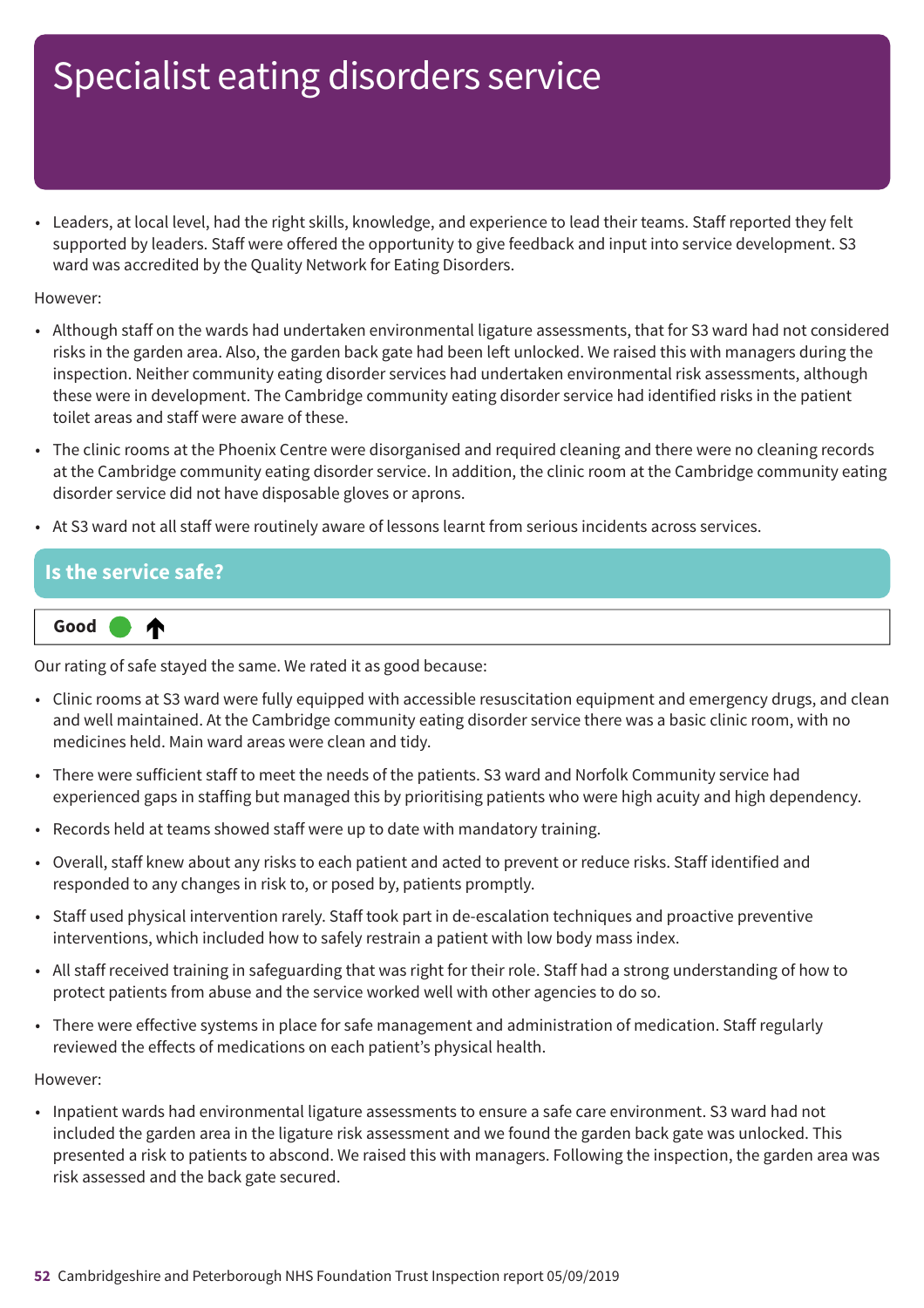# Specialist eating disorders service

- Leaders, at local level, had the right skills, knowledge, and experience to lead their teams. Staff reported they felt supported by leaders. Staff were offered the opportunity to give feedback and input into service development. S3 ward was accredited by the Quality Network for Eating Disorders.

However:

- Although staff on the wards had undertaken environmental ligature assessments, that for S3 ward had not considered risks in the garden area. Also, the garden back gate had been left unlocked. We raised this with managers during the inspection. Neither community eating disorder services had undertaken environmental risk assessments, although these were in development. The Cambridge community eating disorder service had identified risks in the patient toilet areas and staff were aware of these.
- The clinic rooms at the Phoenix Centre were disorganised and required cleaning and there were no cleaning records at the Cambridge community eating disorder service. In addition, the clinic room at the Cambridge community eating disorder service did not have disposable gloves or aprons.
- At S3 ward not all staff were routinely aware of lessons learnt from serious incidents across services.

## Is the service safe?

**Good** ↑

Our rating of safe stayed the same. We rated it as good because:

- Clinic rooms at S3 ward were fully equipped with accessible resuscitation equipment and emergency drugs, and clean and well maintained. At the Cambridge community eating disorder service there was a basic clinic room, with no medicines held. Main ward areas were clean and tidy.
- There were sufficient staff to meet the needs of the patients. S3 ward and Norfolk Community service had experienced gaps in staffing but managed this by prioritising patients who were high acuity and high dependency.
- Records held at teams showed staff were up to date with mandatory training.
- Overall, staff knew about any risks to each patient and acted to prevent or reduce risks. Staff identified and responded to any changes in risk to, or posed by, patients promptly.
- Staff used physical intervention rarely. Staff took part in de-escalation techniques and proactive preventive interventions, which included how to safely restrain a patient with low body mass index.
- All staff received training in safeguarding that was right for their role. Staff had a strong understanding of how to protect patients from abuse and the service worked well with other agencies to do so.
- There were effective systems in place for safe management and administration of medication. Staff regularly reviewed the effects of medications on each patient's physical health.

However:

- Inpatient wards had environmental ligature assessments to ensure a safe care environment. S3 ward had not included the garden area in the ligature risk assessment and we found the garden back gate was unlocked. This presented a risk to patients to abscond. We raised this with managers. Following the inspection, the garden area was risk assessed and the back gate secured.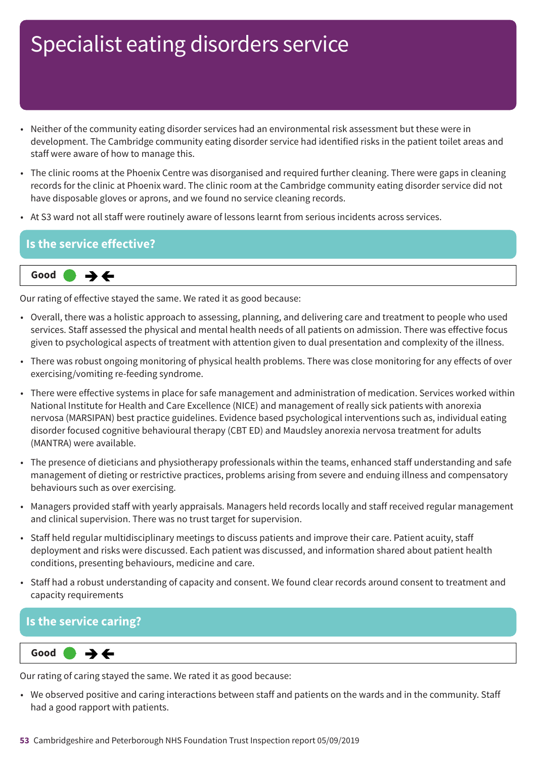# Specialist eating disorders service

- Neither of the community eating disorder services had an environmental risk assessment but these were in development. The Cambridge community eating disorder service had identified risks in the patient toilet areas and staff were aware of how to manage this.
- The clinic rooms at the Phoenix Centre was disorganised and required further cleaning. There were gaps in cleaning records for the clinic at Phoenix ward. The clinic room at the Cambridge community eating disorder service did not have disposable gloves or aprons, and we found no service cleaning records.
- At S3 ward not all staff were routinely aware of lessons learnt from serious incidents across services.

## Is the service effective?

**Good** ➔ ←

Our rating of effective stayed the same. We rated it as good because:

- Overall, there was a holistic approach to assessing, planning, and delivering care and treatment to people who used services. Staff assessed the physical and mental health needs of all patients on admission. There was effective focus given to psychological aspects of treatment with attention given to dual presentation and complexity of the illness.
- There was robust ongoing monitoring of physical health problems. There was close monitoring for any effects of over exercising/vomiting re-feeding syndrome.
- There were effective systems in place for safe management and administration of medication. Services worked within National Institute for Health and Care Excellence (NICE) and management of really sick patients with anorexia nervosa (MARSIPAN) best practice guidelines. Evidence based psychological interventions such as, individual eating disorder focused cognitive behavioural therapy (CBT ED) and Maudsley anorexia nervosa treatment for adults (MANTRA) were available.
- The presence of dieticians and physiotherapy professionals within the teams, enhanced staff understanding and safe management of dieting or restrictive practices, problems arising from severe and enduring illness and compensatory behaviours such as over exercising.
- Managers provided staff with yearly appraisals. Managers held records locally and staff received regular management and clinical supervision. There was no trust target for supervision.
- Staff held regular multidisciplinary meetings to discuss patients and improve their care. Patient acuity, staff deployment and risks were discussed. Each patient was discussed, and information shared about patient health conditions, presenting behaviours, medicine and care.
- Staff had a robust understanding of capacity and consent. We found clear records around consent to treatment and capacity requirements

## Is the service caring?

**Good** ➔ ←

Our rating of caring stayed the same. We rated it as good because:

- We observed positive and caring interactions between staff and patients on the wards and in the community. Staff had a good rapport with patients.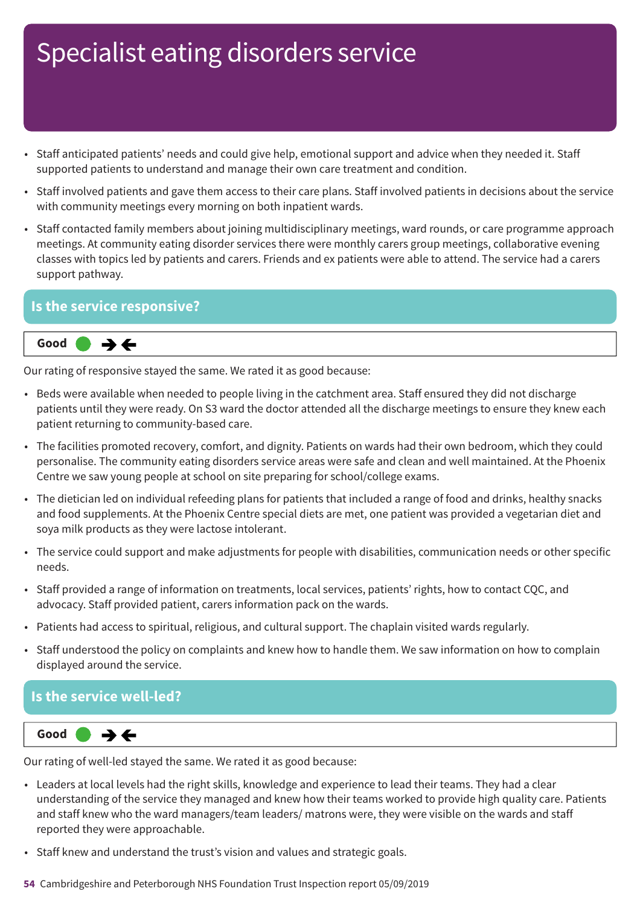# Specialist eating disorders service

- Staff anticipated patients' needs and could give help, emotional support and advice when they needed it. Staff supported patients to understand and manage their own care treatment and condition.
- Staff involved patients and gave them access to their care plans. Staff involved patients in decisions about the service with community meetings every morning on both inpatient wards.
- Staff contacted family members about joining multidisciplinary meetings, ward rounds, or care programme approach meetings. At community eating disorder services there were monthly carers group meetings, collaborative evening classes with topics led by patients and carers. Friends and ex patients were able to attend. The service had a carers support pathway.

## Is the service responsive?

**Good** ● ➔➔

Our rating of responsive stayed the same. We rated it as good because:

- Beds were available when needed to people living in the catchment area. Staff ensured they did not discharge patients until they were ready. On S3 ward the doctor attended all the discharge meetings to ensure they knew each patient returning to community-based care.
- The facilities promoted recovery, comfort, and dignity. Patients on wards had their own bedroom, which they could personalise. The community eating disorders service areas were safe and clean and well maintained. At the Phoenix Centre we saw young people at school on site preparing for school/college exams.
- The dietician led on individual refeeding plans for patients that included a range of food and drinks, healthy snacks and food supplements. At the Phoenix Centre special diets are met, one patient was provided a vegetarian diet and soya milk products as they were lactose intolerant.
- The service could support and make adjustments for people with disabilities, communication needs or other specific needs.
- Staff provided a range of information on treatments, local services, patients' rights, how to contact CQC, and advocacy. Staff provided patient, carers information pack on the wards.
- Patients had access to spiritual, religious, and cultural support. The chaplain visited wards regularly.
- Staff understood the policy on complaints and knew how to handle them. We saw information on how to complain displayed around the service.

## Is the service well-led?

**Good** ● ➔➔

Our rating of well-led stayed the same. We rated it as good because:

- Leaders at local levels had the right skills, knowledge and experience to lead their teams. They had a clear understanding of the service they managed and knew how their teams worked to provide high quality care. Patients and staff knew who the ward managers/team leaders/ matrons were, they were visible on the wards and staff reported they were approachable.
- Staff knew and understand the trust's vision and values and strategic goals.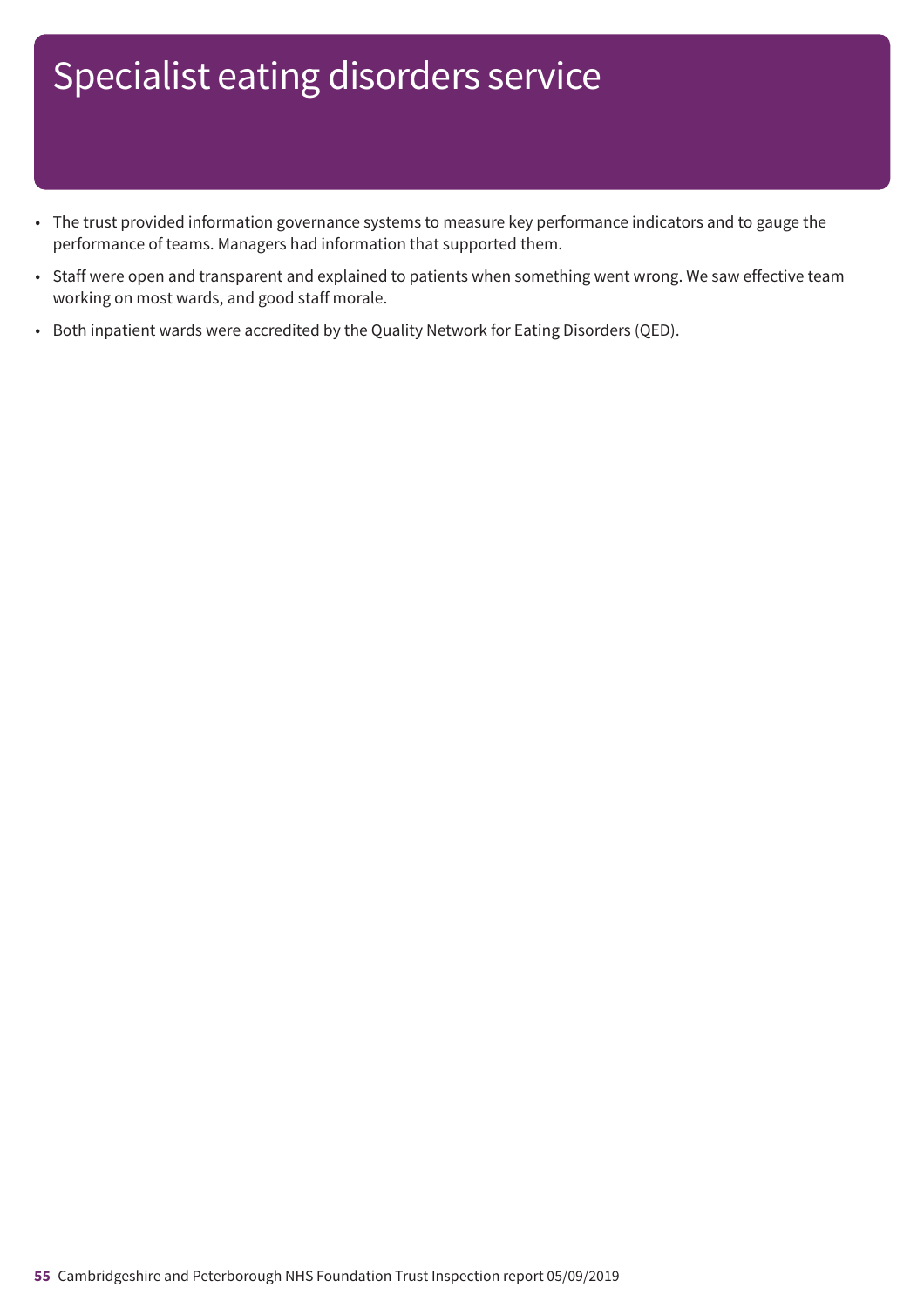# Specialist eating disorders service

- The trust provided information governance systems to measure key performance indicators and to gauge the performance of teams. Managers had information that supported them.
- Staff were open and transparent and explained to patients when something went wrong. We saw effective team working on most wards, and good staff morale.
- Both inpatient wards were accredited by the Quality Network for Eating Disorders (QED).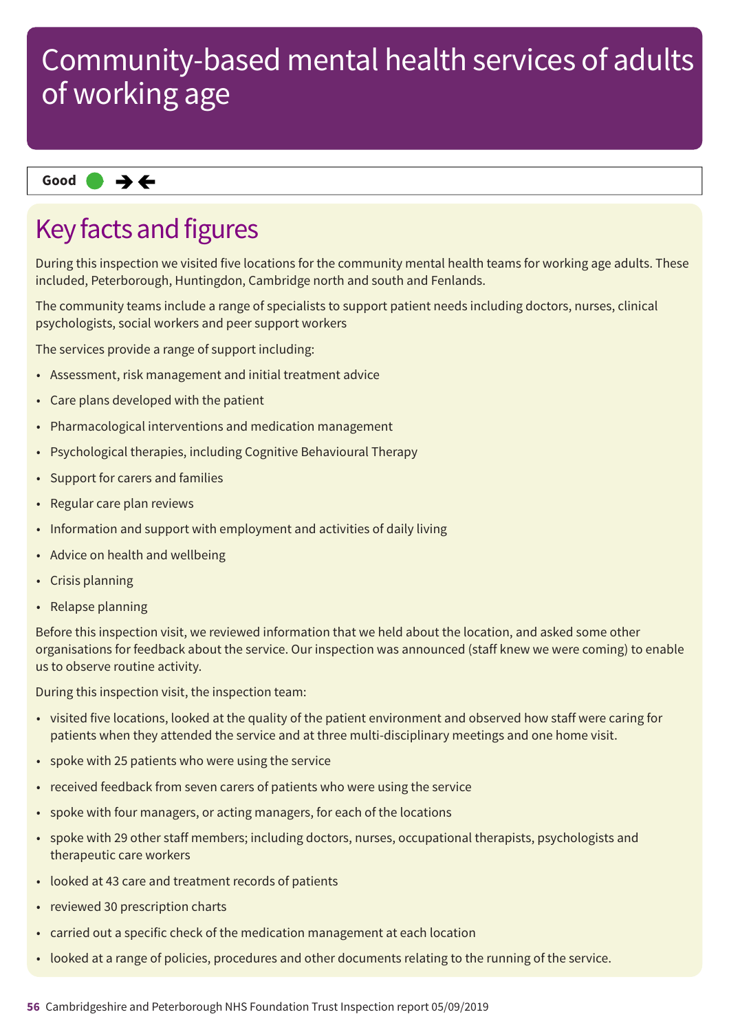# Community-based mental health services of adults of working age

**Good** ● ➔➔

## Key facts and figures

During this inspection we visited five locations for the community mental health teams for working age adults. These included, Peterborough, Huntingdon, Cambridge north and south and Fenlands.

The community teams include a range of specialists to support patient needs including doctors, nurses, clinical psychologists, social workers and peer support workers

The services provide a range of support including:

- Assessment, risk management and initial treatment advice
- Care plans developed with the patient
- Pharmacological interventions and medication management
- Psychological therapies, including Cognitive Behavioural Therapy
- Support for carers and families
- Regular care plan reviews
- Information and support with employment and activities of daily living
- Advice on health and wellbeing
- Crisis planning
- Relapse planning

Before this inspection visit, we reviewed information that we held about the location, and asked some other organisations for feedback about the service. Our inspection was announced (staff knew we were coming) to enable us to observe routine activity.

During this inspection visit, the inspection team:

- visited five locations, looked at the quality of the patient environment and observed how staff were caring for patients when they attended the service and at three multi-disciplinary meetings and one home visit.
- spoke with 25 patients who were using the service
- received feedback from seven carers of patients who were using the service
- spoke with four managers, or acting managers, for each of the locations
- spoke with 29 other staff members; including doctors, nurses, occupational therapists, psychologists and therapeutic care workers
- looked at 43 care and treatment records of patients
- reviewed 30 prescription charts
- carried out a specific check of the medication management at each location
- looked at a range of policies, procedures and other documents relating to the running of the service.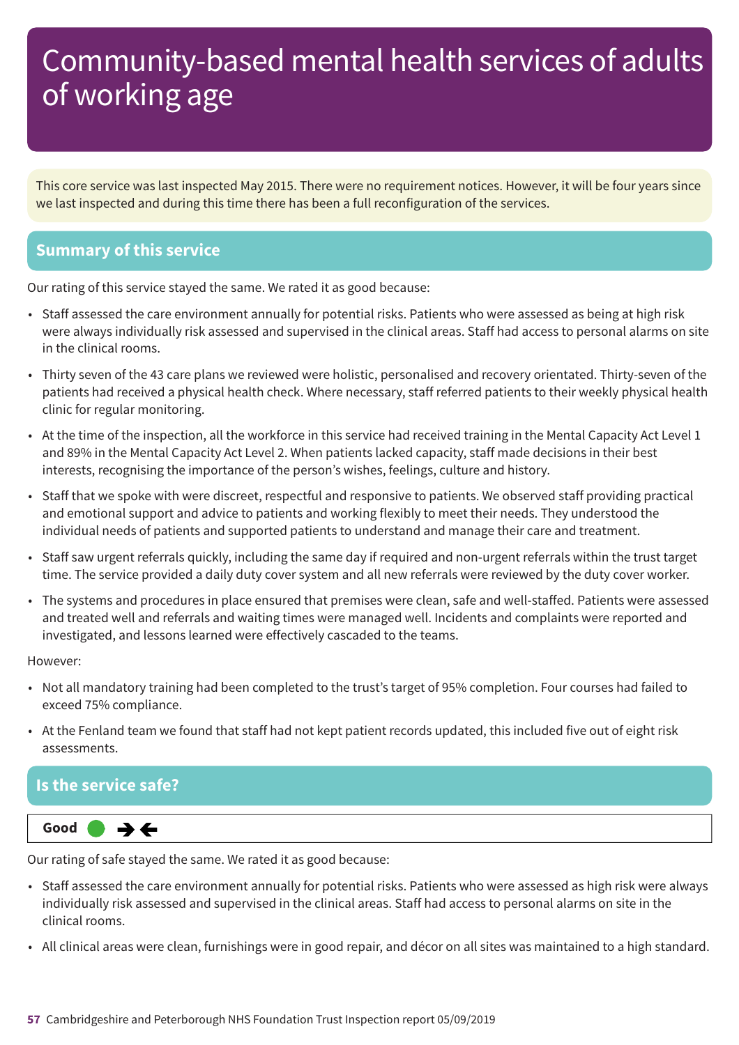# Community-based mental health services of adults of working age

This core service was last inspected May 2015. There were no requirement notices. However, it will be four years since we last inspected and during this time there has been a full reconfiguration of the services.

## Summary of this service

Our rating of this service stayed the same. We rated it as good because:

- Staff assessed the care environment annually for potential risks. Patients who were assessed as being at high risk were always individually risk assessed and supervised in the clinical areas. Staff had access to personal alarms on site in the clinical rooms.
- Thirty seven of the 43 care plans we reviewed were holistic, personalised and recovery orientated. Thirty-seven of the patients had received a physical health check. Where necessary, staff referred patients to their weekly physical health clinic for regular monitoring.
- At the time of the inspection, all the workforce in this service had received training in the Mental Capacity Act Level 1 and 89% in the Mental Capacity Act Level 2. When patients lacked capacity, staff made decisions in their best interests, recognising the importance of the person's wishes, feelings, culture and history.
- Staff that we spoke with were discreet, respectful and responsive to patients. We observed staff providing practical and emotional support and advice to patients and working flexibly to meet their needs. They understood the individual needs of patients and supported patients to understand and manage their care and treatment.
- Staff saw urgent referrals quickly, including the same day if required and non-urgent referrals within the trust target time. The service provided a daily duty cover system and all new referrals were reviewed by the duty cover worker.
- The systems and procedures in place ensured that premises were clean, safe and well-staffed. Patients were assessed and treated well and referrals and waiting times were managed well. Incidents and complaints were reported and investigated, and lessons learned were effectively cascaded to the teams.

However:

- Not all mandatory training had been completed to the trust's target of 95% completion. Four courses had failed to exceed 75% compliance.
- At the Fenland team we found that staff had not kept patient records updated, this included five out of eight risk assessments.

## Is the service safe?

**Good** ➔➔

Our rating of safe stayed the same. We rated it as good because:

- Staff assessed the care environment annually for potential risks. Patients who were assessed as high risk were always individually risk assessed and supervised in the clinical areas. Staff had access to personal alarms on site in the clinical rooms.
- All clinical areas were clean, furnishings were in good repair, and décor on all sites was maintained to a high standard.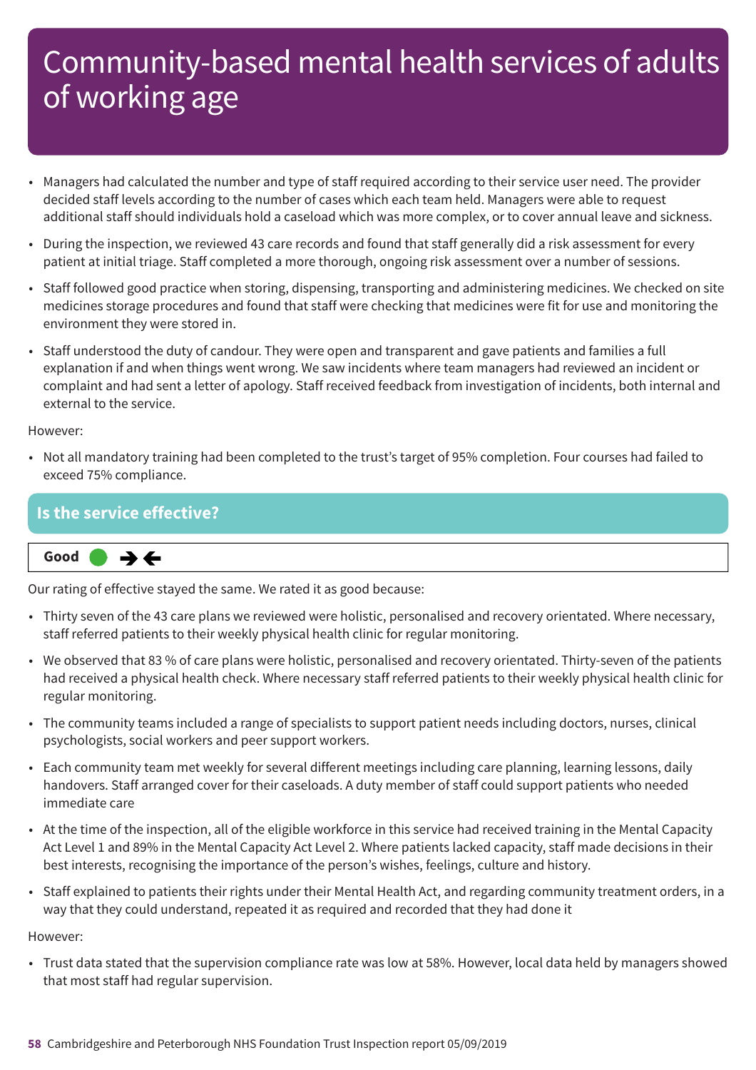# Community-based mental health services of adults of working age

- Managers had calculated the number and type of staff required according to their service user need. The provider decided staff levels according to the number of cases which each team held. Managers were able to request additional staff should individuals hold a caseload which was more complex, or to cover annual leave and sickness.
- During the inspection, we reviewed 43 care records and found that staff generally did a risk assessment for every patient at initial triage. Staff completed a more thorough, ongoing risk assessment over a number of sessions.
- Staff followed good practice when storing, dispensing, transporting and administering medicines. We checked on site medicines storage procedures and found that staff were checking that medicines were fit for use and monitoring the environment they were stored in.
- Staff understood the duty of candour. They were open and transparent and gave patients and families a full explanation if and when things went wrong. We saw incidents where team managers had reviewed an incident or complaint and had sent a letter of apology. Staff received feedback from investigation of incidents, both internal and external to the service.

However:

- Not all mandatory training had been completed to the trust's target of 95% completion. Four courses had failed to exceed 75% compliance.

## Is the service effective?

**Good** ➔←

Our rating of effective stayed the same. We rated it as good because:

- Thirty seven of the 43 care plans we reviewed were holistic, personalised and recovery orientated. Where necessary, staff referred patients to their weekly physical health clinic for regular monitoring.
- We observed that 83 % of care plans were holistic, personalised and recovery orientated. Thirty-seven of the patients had received a physical health check. Where necessary staff referred patients to their weekly physical health clinic for regular monitoring.
- The community teams included a range of specialists to support patient needs including doctors, nurses, clinical psychologists, social workers and peer support workers.
- Each community team met weekly for several different meetings including care planning, learning lessons, daily handovers. Staff arranged cover for their caseloads. A duty member of staff could support patients who needed immediate care
- At the time of the inspection, all of the eligible workforce in this service had received training in the Mental Capacity Act Level 1 and 89% in the Mental Capacity Act Level 2. Where patients lacked capacity, staff made decisions in their best interests, recognising the importance of the person's wishes, feelings, culture and history.
- Staff explained to patients their rights under their Mental Health Act, and regarding community treatment orders, in a way that they could understand, repeated it as required and recorded that they had done it

However:

- Trust data stated that the supervision compliance rate was low at 58%. However, local data held by managers showed that most staff had regular supervision.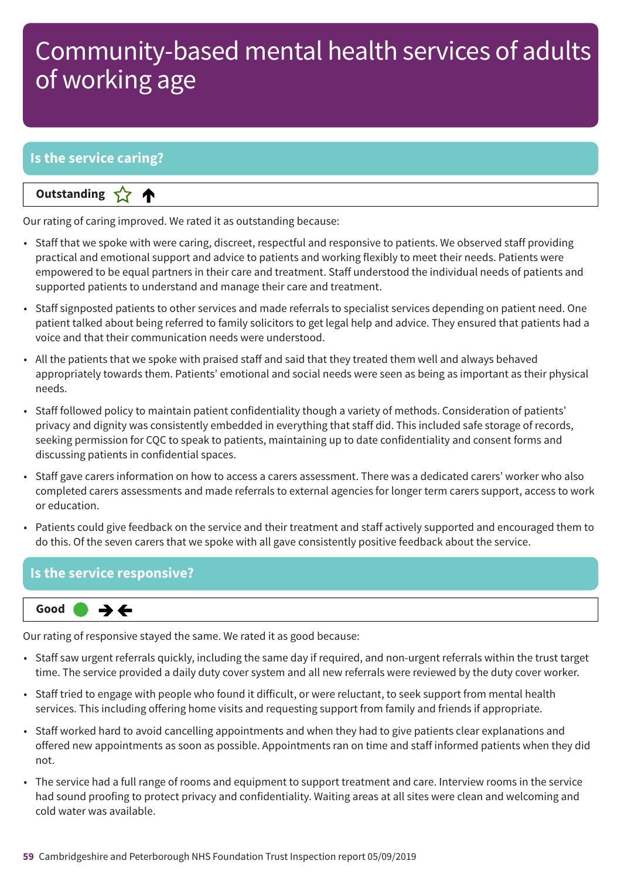# Community-based mental health services of adults of working age

## Is the service caring?

**Outstanding** ☆ ↑

Our rating of caring improved. We rated it as outstanding because:

- Staff that we spoke with were caring, discreet, respectful and responsive to patients. We observed staff providing practical and emotional support and advice to patients and working flexibly to meet their needs. Patients were empowered to be equal partners in their care and treatment. Staff understood the individual needs of patients and supported patients to understand and manage their care and treatment.
- Staff signposted patients to other services and made referrals to specialist services depending on patient need. One patient talked about being referred to family solicitors to get legal help and advice. They ensured that patients had a voice and that their communication needs were understood.
- All the patients that we spoke with praised staff and said that they treated them well and always behaved appropriately towards them. Patients' emotional and social needs were seen as being as important as their physical needs.
- Staff followed policy to maintain patient confidentiality though a variety of methods. Consideration of patients' privacy and dignity was consistently embedded in everything that staff did. This included safe storage of records, seeking permission for CQC to speak to patients, maintaining up to date confidentiality and consent forms and discussing patients in confidential spaces.
- Staff gave carers information on how to access a carers assessment. There was a dedicated carers' worker who also completed carers assessments and made referrals to external agencies for longer term carers support, access to work or education.
- Patients could give feedback on the service and their treatment and staff actively supported and encouraged them to do this. Of the seven carers that we spoke with all gave consistently positive feedback about the service.

## Is the service responsive?

**Good** ● →←

Our rating of responsive stayed the same. We rated it as good because:

- Staff saw urgent referrals quickly, including the same day if required, and non-urgent referrals within the trust target time. The service provided a daily duty cover system and all new referrals were reviewed by the duty cover worker.
- Staff tried to engage with people who found it difficult, or were reluctant, to seek support from mental health services. This including offering home visits and requesting support from family and friends if appropriate.
- Staff worked hard to avoid cancelling appointments and when they had to give patients clear explanations and offered new appointments as soon as possible. Appointments ran on time and staff informed patients when they did not.
- The service had a full range of rooms and equipment to support treatment and care. Interview rooms in the service had sound proofing to protect privacy and confidentiality. Waiting areas at all sites were clean and welcoming and cold water was available.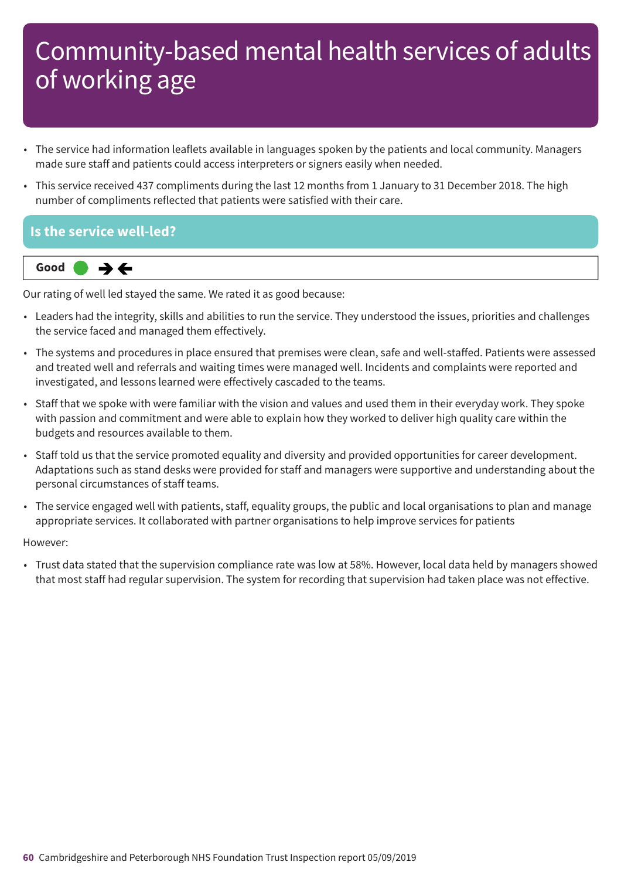# Community-based mental health services of adults of working age

- The service had information leaflets available in languages spoken by the patients and local community. Managers made sure staff and patients could access interpreters or signers easily when needed.
- This service received 437 compliments during the last 12 months from 1 January to 31 December 2018. The high number of compliments reflected that patients were satisfied with their care.

## Is the service well-led?

**Good** ➔➔

Our rating of well led stayed the same. We rated it as good because:

- Leaders had the integrity, skills and abilities to run the service. They understood the issues, priorities and challenges the service faced and managed them effectively.
- The systems and procedures in place ensured that premises were clean, safe and well-staffed. Patients were assessed and treated well and referrals and waiting times were managed well. Incidents and complaints were reported and investigated, and lessons learned were effectively cascaded to the teams.
- Staff that we spoke with were familiar with the vision and values and used them in their everyday work. They spoke with passion and commitment and were able to explain how they worked to deliver high quality care within the budgets and resources available to them.
- Staff told us that the service promoted equality and diversity and provided opportunities for career development. Adaptations such as stand desks were provided for staff and managers were supportive and understanding about the personal circumstances of staff teams.
- The service engaged well with patients, staff, equality groups, the public and local organisations to plan and manage appropriate services. It collaborated with partner organisations to help improve services for patients

However:

- Trust data stated that the supervision compliance rate was low at 58%. However, local data held by managers showed that most staff had regular supervision. The system for recording that supervision had taken place was not effective.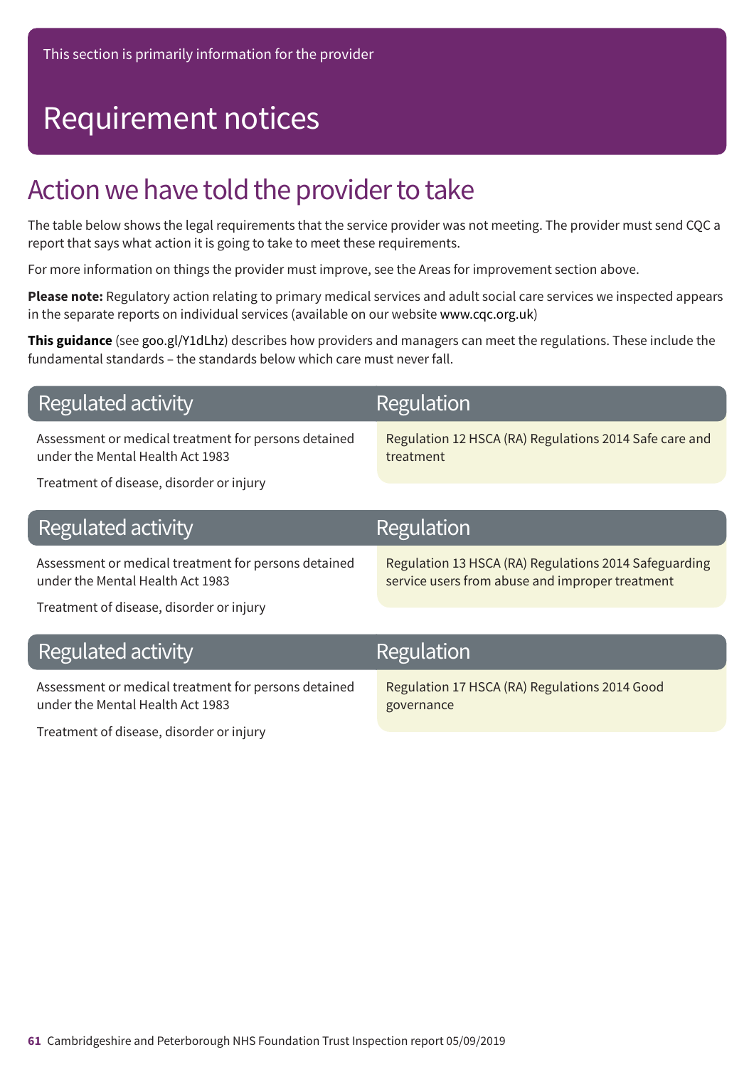This section is primarily information for the provider

# Requirement notices

## Action we have told the provider to take

The table below shows the legal requirements that the service provider was not meeting. The provider must send CQC a report that says what action it is going to take to meet these requirements.

For more information on things the provider must improve, see the Areas for improvement section above.

**Please note:** Regulatory action relating to primary medical services and adult social care services we inspected appears in the separate reports on individual services (available on our website www.cqc.org.uk)

**This guidance** (see goo.gl/Y1dLhz) describes how providers and managers can meet the regulations. These include the fundamental standards – the standards below which care must never fall.

| Regulated activity | Regulation |
|---|---|
| Assessment or medical treatment for persons detained under the Mental Health Act 1983<br><br>Treatment of disease, disorder or injury | Regulation 12 HSCA (RA) Regulations 2014 Safe care and treatment |

| Regulated activity | Regulation |
|---|---|
| Assessment or medical treatment for persons detained under the Mental Health Act 1983<br><br>Treatment of disease, disorder or injury | Regulation 13 HSCA (RA) Regulations 2014 Safeguarding service users from abuse and improper treatment |

| Regulated activity | Regulation |
|---|---|
| Assessment or medical treatment for persons detained under the Mental Health Act 1983<br><br>Treatment of disease, disorder or injury | Regulation 17 HSCA (RA) Regulations 2014 Good governance |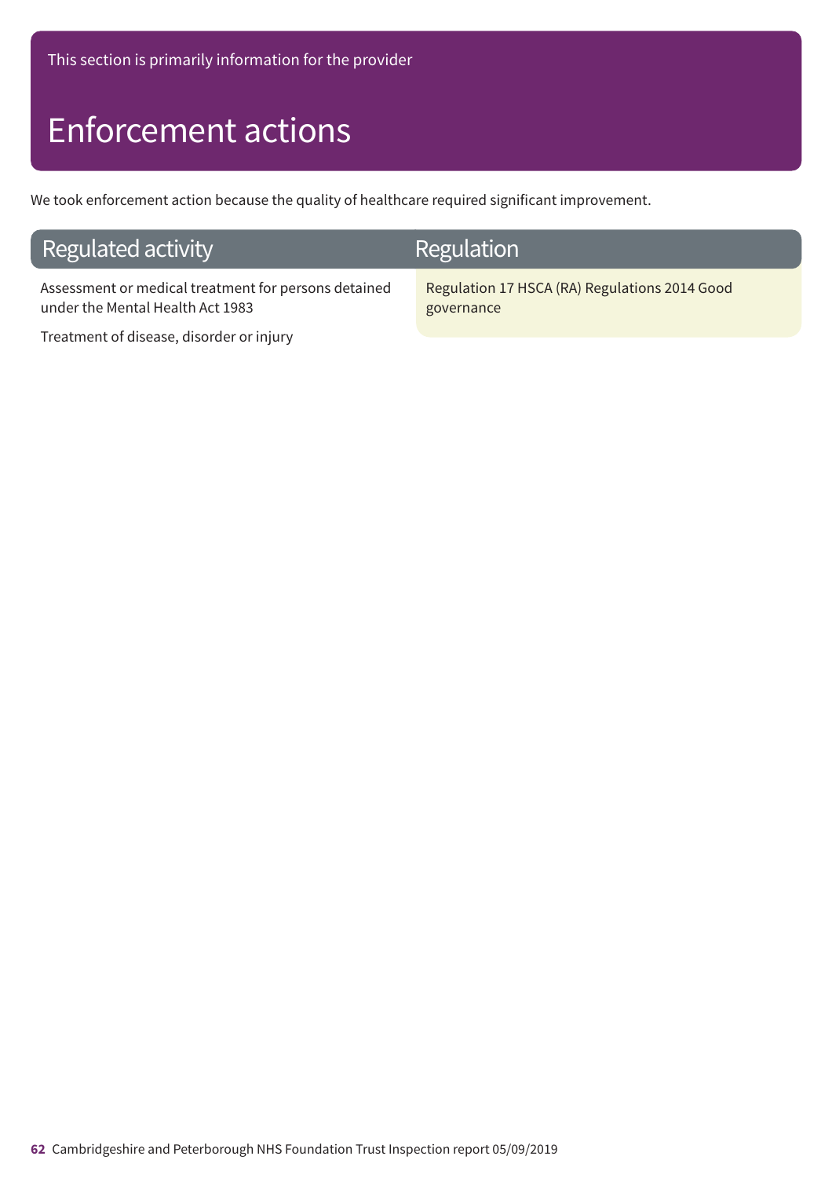This section is primarily information for the provider

# Enforcement actions

We took enforcement action because the quality of healthcare required significant improvement.

| Regulated activity | Regulation |
| --- | --- |
| Assessment or medical treatment for persons detained under the Mental Health Act 1983<br><br>Treatment of disease, disorder or injury | Regulation 17 HSCA (RA) Regulations 2014 Good governance |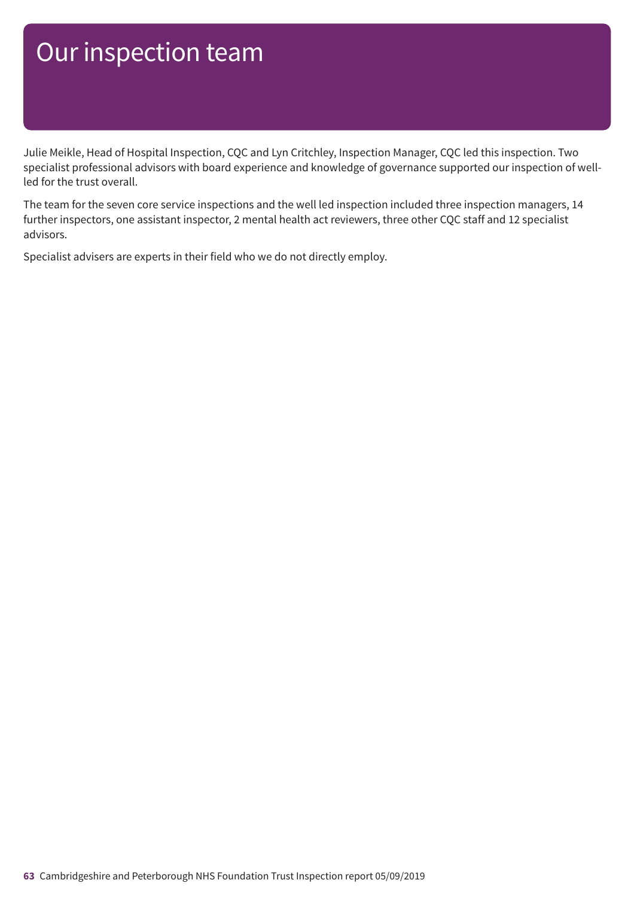# Our inspection team

Julie Meikle, Head of Hospital Inspection, CQC and Lyn Critchley, Inspection Manager, CQC led this inspection. Two specialist professional advisors with board experience and knowledge of governance supported our inspection of well-led for the trust overall.

The team for the seven core service inspections and the well led inspection included three inspection managers, 14 further inspectors, one assistant inspector, 2 mental health act reviewers, three other CQC staff and 12 specialist advisors.

Specialist advisers are experts in their field who we do not directly employ.